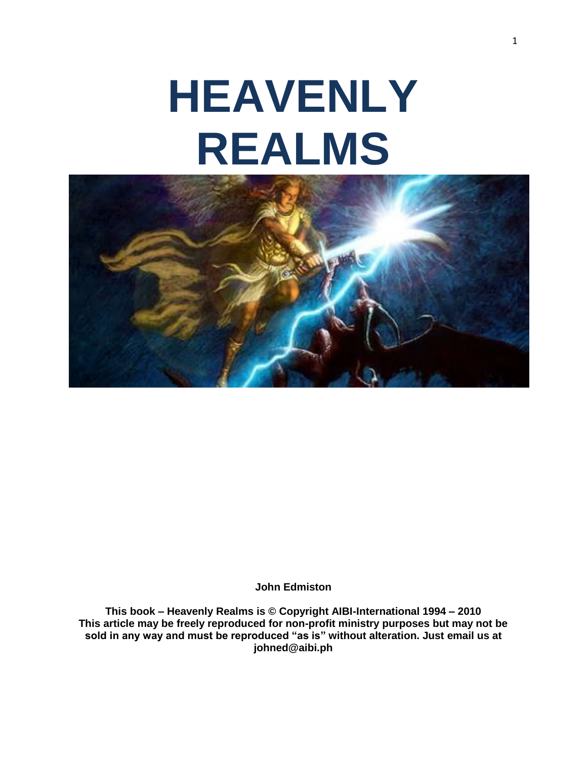# HEAVENLY REALMS

**John Edmiston**

**This book – Heavenly Realms is © Copyright AIBI-International 1994 – 2010**
**This article may be freely reproduced for non-profit ministry purposes but may not be sold in any way and must be reproduced "as is" without alteration. Just email us at johned@aibi.ph**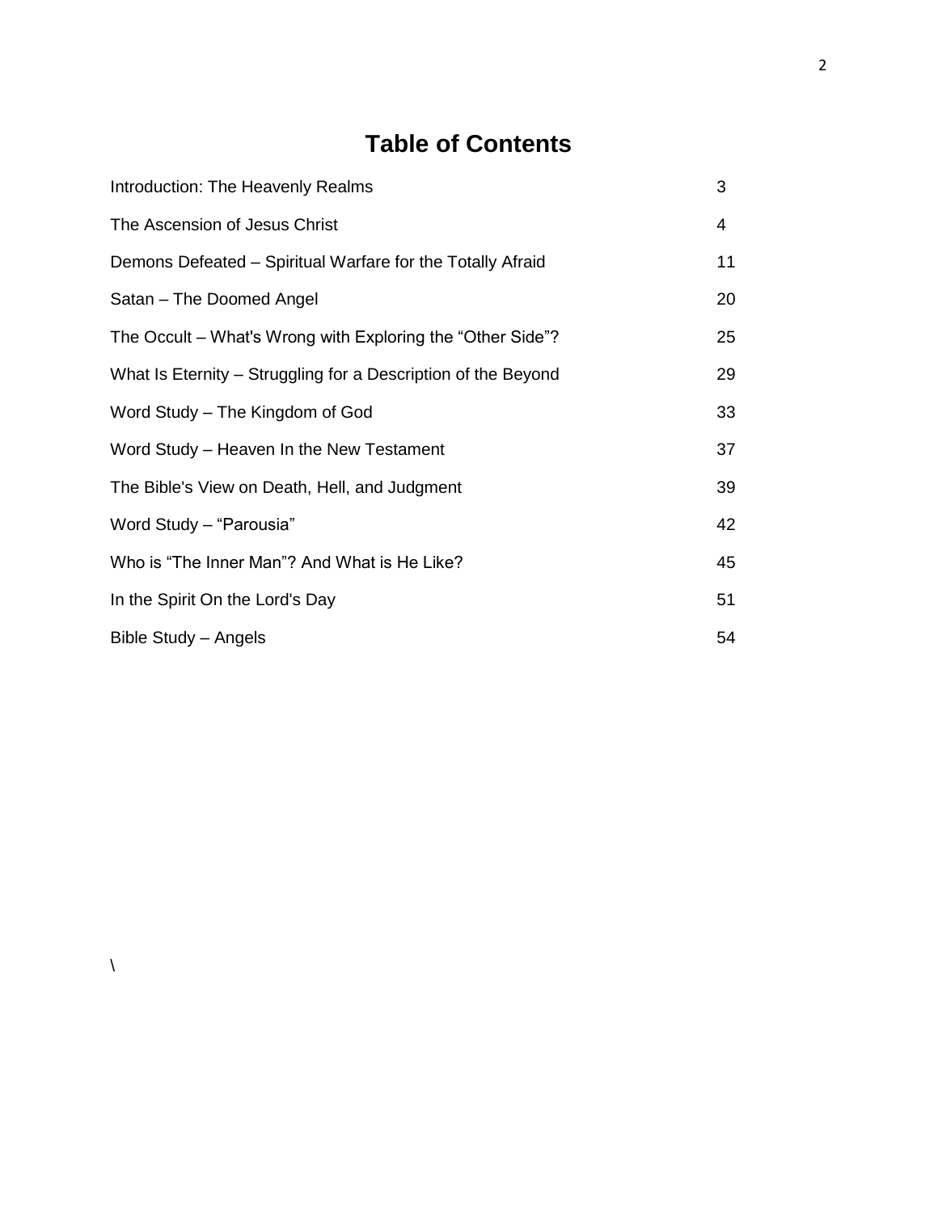# Table of Contents

| | |
|---|---|
| Introduction: The Heavenly Realms | 3 |
| The Ascension of Jesus Christ | 4 |
| Demons Defeated – Spiritual Warfare for the Totally Afraid | 11 |
| Satan – The Doomed Angel | 20 |
| The Occult – What's Wrong with Exploring the "Other Side"? | 25 |
| What Is Eternity – Struggling for a Description of the Beyond | 29 |
| Word Study – The Kingdom of God | 33 |
| Word Study – Heaven In the New Testament | 37 |
| The Bible's View on Death, Hell, and Judgment | 39 |
| Word Study – "Parousia" | 42 |
| Who is "The Inner Man"? And What is He Like? | 45 |
| In the Spirit On the Lord's Day | 51 |
| Bible Study – Angels | 54 |

\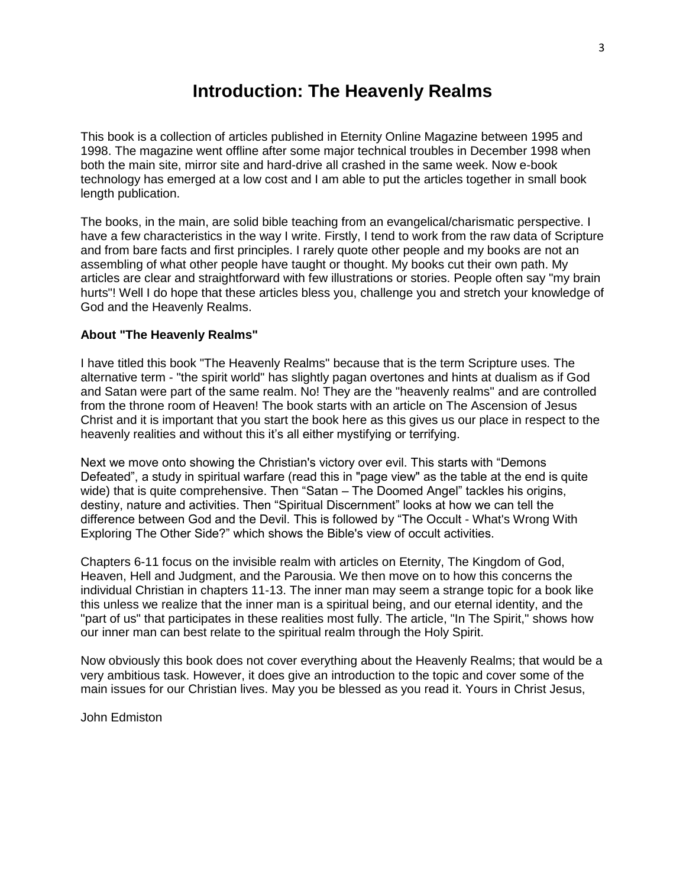# Introduction: The Heavenly Realms

This book is a collection of articles published in Eternity Online Magazine between 1995 and 1998. The magazine went offline after some major technical troubles in December 1998 when both the main site, mirror site and hard-drive all crashed in the same week. Now e-book technology has emerged at a low cost and I am able to put the articles together in small book length publication.

The books, in the main, are solid bible teaching from an evangelical/charismatic perspective. I have a few characteristics in the way I write. Firstly, I tend to work from the raw data of Scripture and from bare facts and first principles. I rarely quote other people and my books are not an assembling of what other people have taught or thought. My books cut their own path. My articles are clear and straightforward with few illustrations or stories. People often say "my brain hurts"! Well I do hope that these articles bless you, challenge you and stretch your knowledge of God and the Heavenly Realms.

**About "The Heavenly Realms"**

I have titled this book "The Heavenly Realms" because that is the term Scripture uses. The alternative term - "the spirit world" has slightly pagan overtones and hints at dualism as if God and Satan were part of the same realm. No! They are the "heavenly realms" and are controlled from the throne room of Heaven! The book starts with an article on The Ascension of Jesus Christ and it is important that you start the book here as this gives us our place in respect to the heavenly realities and without this it's all either mystifying or terrifying.

Next we move onto showing the Christian's victory over evil. This starts with "Demons Defeated", a study in spiritual warfare (read this in "page view" as the table at the end is quite wide) that is quite comprehensive. Then "Satan – The Doomed Angel" tackles his origins, destiny, nature and activities. Then "Spiritual Discernment" looks at how we can tell the difference between God and the Devil. This is followed by "The Occult - What's Wrong With Exploring The Other Side?" which shows the Bible's view of occult activities.

Chapters 6-11 focus on the invisible realm with articles on Eternity, The Kingdom of God, Heaven, Hell and Judgment, and the Parousia. We then move on to how this concerns the individual Christian in chapters 11-13. The inner man may seem a strange topic for a book like this unless we realize that the inner man is a spiritual being, and our eternal identity, and the "part of us" that participates in these realities most fully. The article, "In The Spirit," shows how our inner man can best relate to the spiritual realm through the Holy Spirit.

Now obviously this book does not cover everything about the Heavenly Realms; that would be a very ambitious task. However, it does give an introduction to the topic and cover some of the main issues for our Christian lives. May you be blessed as you read it. Yours in Christ Jesus,

John Edmiston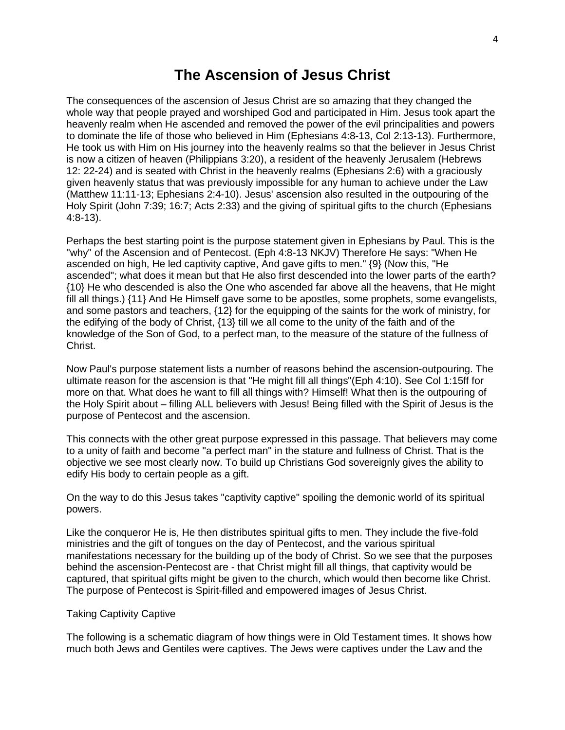# The Ascension of Jesus Christ

The consequences of the ascension of Jesus Christ are so amazing that they changed the whole way that people prayed and worshiped God and participated in Him. Jesus took apart the heavenly realm when He ascended and removed the power of the evil principalities and powers to dominate the life of those who believed in Him (Ephesians 4:8-13, Col 2:13-13). Furthermore, He took us with Him on His journey into the heavenly realms so that the believer in Jesus Christ is now a citizen of heaven (Philippians 3:20), a resident of the heavenly Jerusalem (Hebrews 12: 22-24) and is seated with Christ in the heavenly realms (Ephesians 2:6) with a graciously given heavenly status that was previously impossible for any human to achieve under the Law (Matthew 11:11-13; Ephesians 2:4-10). Jesus' ascension also resulted in the outpouring of the Holy Spirit (John 7:39; 16:7; Acts 2:33) and the giving of spiritual gifts to the church (Ephesians 4:8-13).

Perhaps the best starting point is the purpose statement given in Ephesians by Paul. This is the "why" of the Ascension and of Pentecost. (Eph 4:8-13 NKJV) Therefore He says: "When He ascended on high, He led captivity captive, And gave gifts to men." {9} (Now this, "He ascended"; what does it mean but that He also first descended into the lower parts of the earth? {10} He who descended is also the One who ascended far above all the heavens, that He might fill all things.) {11} And He Himself gave some to be apostles, some prophets, some evangelists, and some pastors and teachers, {12} for the equipping of the saints for the work of ministry, for the edifying of the body of Christ, {13} till we all come to the unity of the faith and of the knowledge of the Son of God, to a perfect man, to the measure of the stature of the fullness of Christ.

Now Paul's purpose statement lists a number of reasons behind the ascension-outpouring. The ultimate reason for the ascension is that "He might fill all things"(Eph 4:10). See Col 1:15ff for more on that. What does he want to fill all things with? Himself! What then is the outpouring of the Holy Spirit about – filling ALL believers with Jesus! Being filled with the Spirit of Jesus is the purpose of Pentecost and the ascension.

This connects with the other great purpose expressed in this passage. That believers may come to a unity of faith and become "a perfect man" in the stature and fullness of Christ. That is the objective we see most clearly now. To build up Christians God sovereignly gives the ability to edify His body to certain people as a gift.

On the way to do this Jesus takes "captivity captive" spoiling the demonic world of its spiritual powers.

Like the conqueror He is, He then distributes spiritual gifts to men. They include the five-fold ministries and the gift of tongues on the day of Pentecost, and the various spiritual manifestations necessary for the building up of the body of Christ. So we see that the purposes behind the ascension-Pentecost are - that Christ might fill all things, that captivity would be captured, that spiritual gifts might be given to the church, which would then become like Christ. The purpose of Pentecost is Spirit-filled and empowered images of Jesus Christ.

Taking Captivity Captive

The following is a schematic diagram of how things were in Old Testament times. It shows how much both Jews and Gentiles were captives. The Jews were captives under the Law and the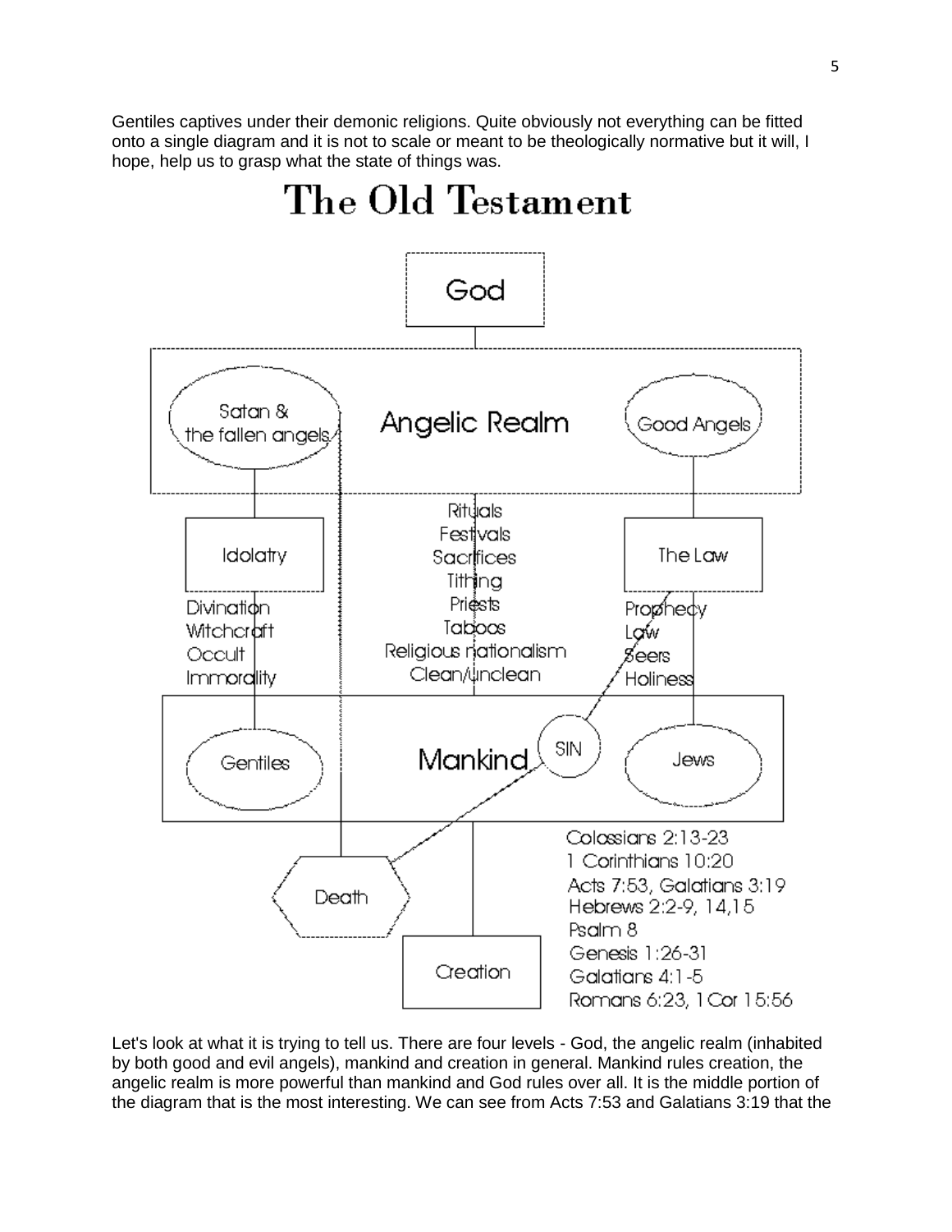Gentiles captives under their demonic religions. Quite obviously not everything can be fitted onto a single diagram and it is not to scale or meant to be theologically normative but it will, I hope, help us to grasp what the state of things was.

# The Old Testament

God

Angelic Realm

Satan & the fallen angels

Good Angels

Idolatry

The Law

Rituals
Festivals
Sacrifices
Tithing
Priests
Taboos
Religious nationalism
Clean/Unclean

Divination
Witchcraft
Occult
Immorality

Prophecy
Law
Seers
Holiness

Mankind

Gentiles

SIN

Jews

Death

Creation

Colossians 2:13-23
1 Corinthians 10:20
Acts 7:53, Galatians 3:19
Hebrews 2:2-9, 14,15
Psalm 8
Genesis 1:26-31
Galatians 4:1-5
Romans 6:23, 1 Cor 15:56

Let's look at what it is trying to tell us. There are four levels - God, the angelic realm (inhabited by both good and evil angels), mankind and creation in general. Mankind rules creation, the angelic realm is more powerful than mankind and God rules over all. It is the middle portion of the diagram that is the most interesting. We can see from Acts 7:53 and Galatians 3:19 that the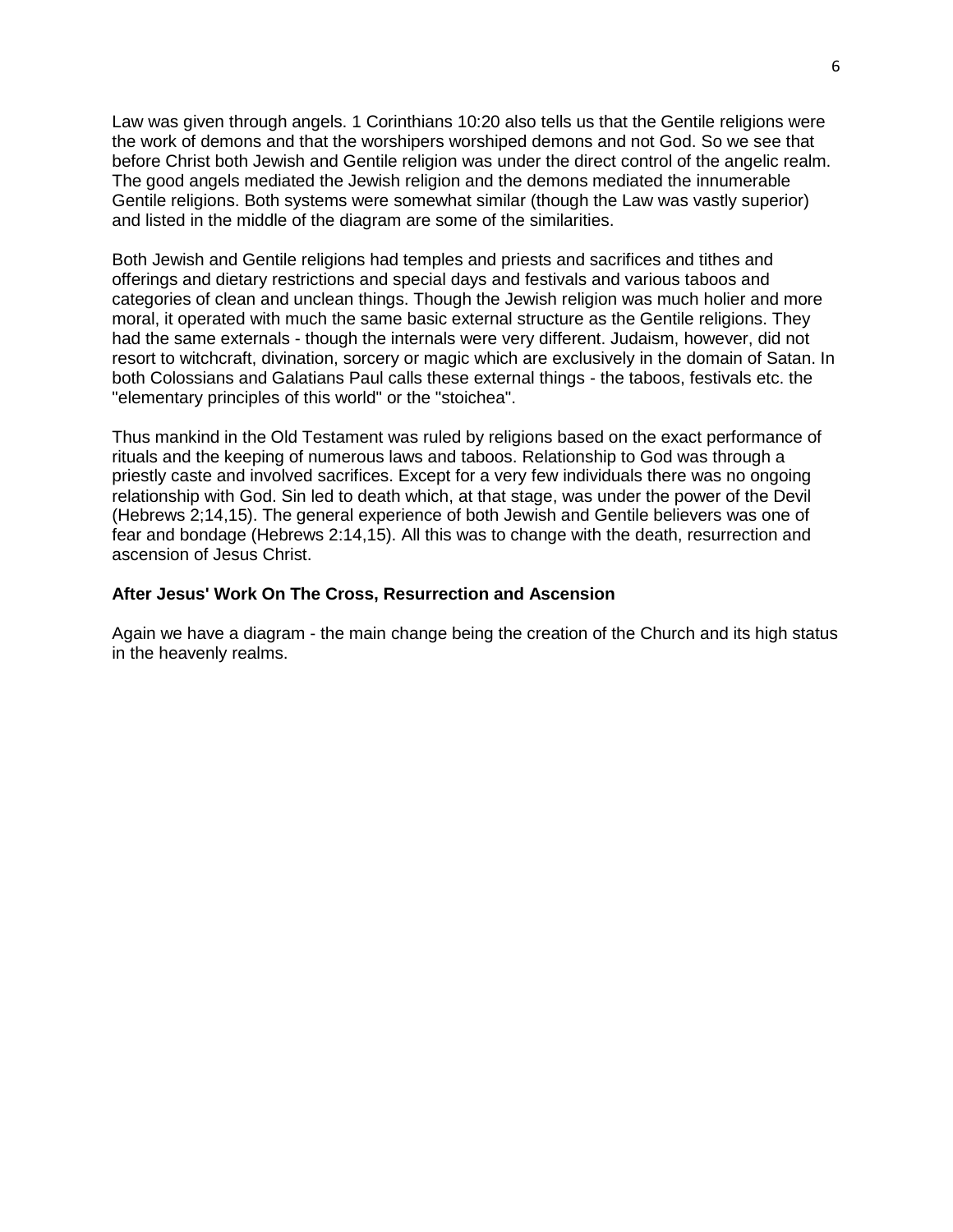Law was given through angels. 1 Corinthians 10:20 also tells us that the Gentile religions were the work of demons and that the worshipers worshiped demons and not God. So we see that before Christ both Jewish and Gentile religion was under the direct control of the angelic realm. The good angels mediated the Jewish religion and the demons mediated the innumerable Gentile religions. Both systems were somewhat similar (though the Law was vastly superior) and listed in the middle of the diagram are some of the similarities.

Both Jewish and Gentile religions had temples and priests and sacrifices and tithes and offerings and dietary restrictions and special days and festivals and various taboos and categories of clean and unclean things. Though the Jewish religion was much holier and more moral, it operated with much the same basic external structure as the Gentile religions. They had the same externals - though the internals were very different. Judaism, however, did not resort to witchcraft, divination, sorcery or magic which are exclusively in the domain of Satan. In both Colossians and Galatians Paul calls these external things - the taboos, festivals etc. the "elementary principles of this world" or the "stoichea".

Thus mankind in the Old Testament was ruled by religions based on the exact performance of rituals and the keeping of numerous laws and taboos. Relationship to God was through a priestly caste and involved sacrifices. Except for a very few individuals there was no ongoing relationship with God. Sin led to death which, at that stage, was under the power of the Devil (Hebrews 2;14,15). The general experience of both Jewish and Gentile believers was one of fear and bondage (Hebrews 2:14,15). All this was to change with the death, resurrection and ascension of Jesus Christ.

**After Jesus' Work On The Cross, Resurrection and Ascension**

Again we have a diagram - the main change being the creation of the Church and its high status in the heavenly realms.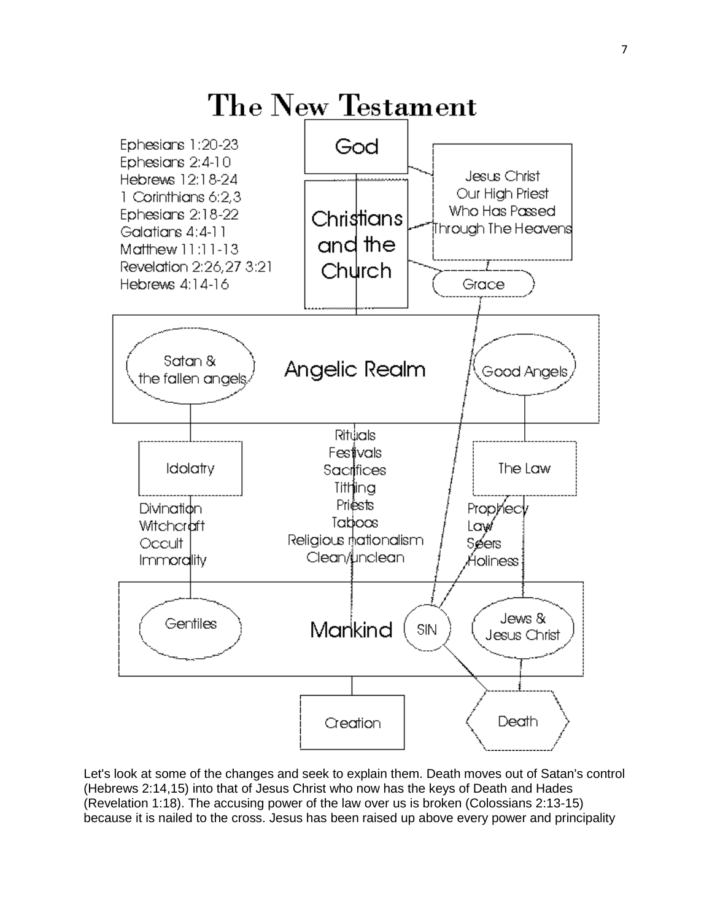# The New Testament

Ephesians 1:20-23
Ephesians 2:4-10
Hebrews 12:18-24
1 Corinthians 6:2,3
Ephesians 2:18-22
Galatians 4:4-11
Matthew 11:11-13
Revelation 2:26,27 3:21
Hebrews 4:14-16

God

Christians and the Church

Jesus Christ Our High Priest Who Has Passed Through The Heavens

Grace

Angelic Realm

Satan & the fallen angels

Good Angels

Idolatry

Divination
Witchcraft
Occult
Immorality

Rituals
Festivals
Sacrifices
Tithing
Priests
Taboos
Religious nationalism
Clean/unclean

The Law

Prophecy
Law
Seers
Holiness

Mankind

Gentiles

SIN

Jews & Jesus Christ

Creation

Death

Let's look at some of the changes and seek to explain them. Death moves out of Satan's control (Hebrews 2:14,15) into that of Jesus Christ who now has the keys of Death and Hades (Revelation 1:18). The accusing power of the law over us is broken (Colossians 2:13-15) because it is nailed to the cross. Jesus has been raised up above every power and principality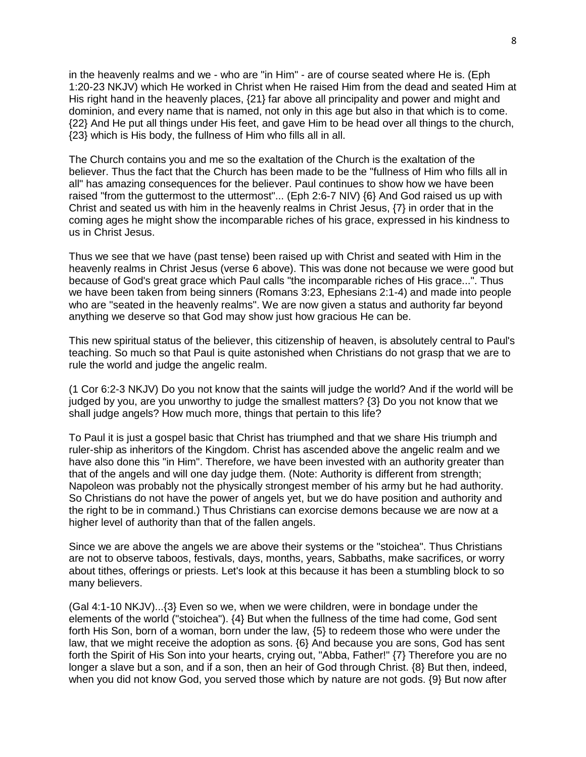in the heavenly realms and we - who are "in Him" - are of course seated where He is. (Eph 1:20-23 NKJV) which He worked in Christ when He raised Him from the dead and seated Him at His right hand in the heavenly places, {21} far above all principality and power and might and dominion, and every name that is named, not only in this age but also in that which is to come. {22} And He put all things under His feet, and gave Him to be head over all things to the church, {23} which is His body, the fullness of Him who fills all in all.

The Church contains you and me so the exaltation of the Church is the exaltation of the believer. Thus the fact that the Church has been made to be the "fullness of Him who fills all in all" has amazing consequences for the believer. Paul continues to show how we have been raised "from the guttermost to the uttermost"... (Eph 2:6-7 NIV) {6} And God raised us up with Christ and seated us with him in the heavenly realms in Christ Jesus, {7} in order that in the coming ages he might show the incomparable riches of his grace, expressed in his kindness to us in Christ Jesus.

Thus we see that we have (past tense) been raised up with Christ and seated with Him in the heavenly realms in Christ Jesus (verse 6 above). This was done not because we were good but because of God's great grace which Paul calls "the incomparable riches of His grace...". Thus we have been taken from being sinners (Romans 3:23, Ephesians 2:1-4) and made into people who are "seated in the heavenly realms". We are now given a status and authority far beyond anything we deserve so that God may show just how gracious He can be.

This new spiritual status of the believer, this citizenship of heaven, is absolutely central to Paul's teaching. So much so that Paul is quite astonished when Christians do not grasp that we are to rule the world and judge the angelic realm.

(1 Cor 6:2-3 NKJV) Do you not know that the saints will judge the world? And if the world will be judged by you, are you unworthy to judge the smallest matters? {3} Do you not know that we shall judge angels? How much more, things that pertain to this life?

To Paul it is just a gospel basic that Christ has triumphed and that we share His triumph and ruler-ship as inheritors of the Kingdom. Christ has ascended above the angelic realm and we have also done this "in Him". Therefore, we have been invested with an authority greater than that of the angels and will one day judge them. (Note: Authority is different from strength; Napoleon was probably not the physically strongest member of his army but he had authority. So Christians do not have the power of angels yet, but we do have position and authority and the right to be in command.) Thus Christians can exorcise demons because we are now at a higher level of authority than that of the fallen angels.

Since we are above the angels we are above their systems or the "stoichea". Thus Christians are not to observe taboos, festivals, days, months, years, Sabbaths, make sacrifices, or worry about tithes, offerings or priests. Let's look at this because it has been a stumbling block to so many believers.

(Gal 4:1-10 NKJV)...{3} Even so we, when we were children, were in bondage under the elements of the world ("stoichea"). {4} But when the fullness of the time had come, God sent forth His Son, born of a woman, born under the law, {5} to redeem those who were under the law, that we might receive the adoption as sons. {6} And because you are sons, God has sent forth the Spirit of His Son into your hearts, crying out, "Abba, Father!" {7} Therefore you are no longer a slave but a son, and if a son, then an heir of God through Christ. {8} But then, indeed, when you did not know God, you served those which by nature are not gods. {9} But now after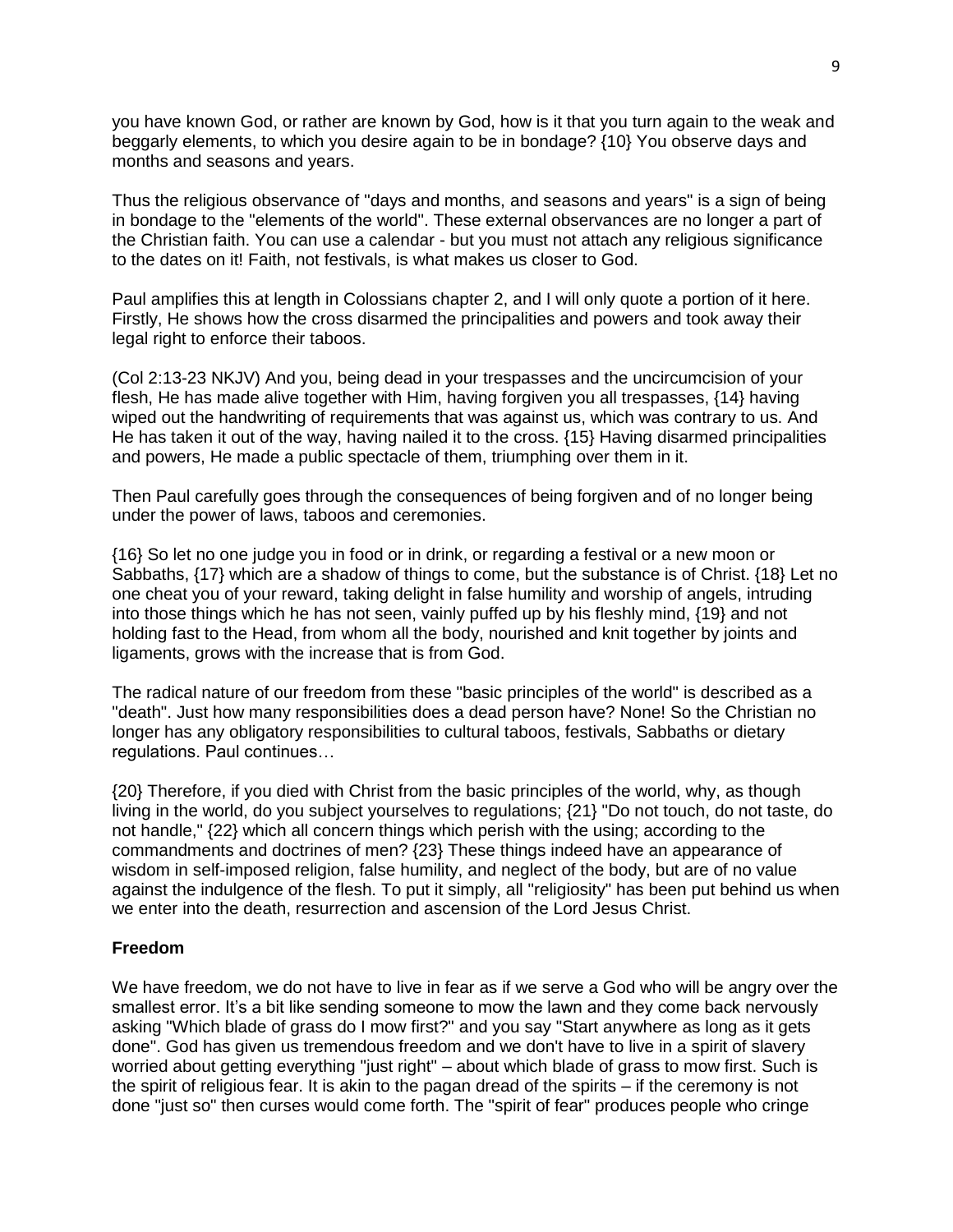you have known God, or rather are known by God, how is it that you turn again to the weak and beggarly elements, to which you desire again to be in bondage? {10} You observe days and months and seasons and years.

Thus the religious observance of "days and months, and seasons and years" is a sign of being in bondage to the "elements of the world". These external observances are no longer a part of the Christian faith. You can use a calendar - but you must not attach any religious significance to the dates on it! Faith, not festivals, is what makes us closer to God.

Paul amplifies this at length in Colossians chapter 2, and I will only quote a portion of it here. Firstly, He shows how the cross disarmed the principalities and powers and took away their legal right to enforce their taboos.

(Col 2:13-23 NKJV) And you, being dead in your trespasses and the uncircumcision of your flesh, He has made alive together with Him, having forgiven you all trespasses, {14} having wiped out the handwriting of requirements that was against us, which was contrary to us. And He has taken it out of the way, having nailed it to the cross. {15} Having disarmed principalities and powers, He made a public spectacle of them, triumphing over them in it.

Then Paul carefully goes through the consequences of being forgiven and of no longer being under the power of laws, taboos and ceremonies.

{16} So let no one judge you in food or in drink, or regarding a festival or a new moon or Sabbaths, {17} which are a shadow of things to come, but the substance is of Christ. {18} Let no one cheat you of your reward, taking delight in false humility and worship of angels, intruding into those things which he has not seen, vainly puffed up by his fleshly mind, {19} and not holding fast to the Head, from whom all the body, nourished and knit together by joints and ligaments, grows with the increase that is from God.

The radical nature of our freedom from these "basic principles of the world" is described as a "death". Just how many responsibilities does a dead person have? None! So the Christian no longer has any obligatory responsibilities to cultural taboos, festivals, Sabbaths or dietary regulations. Paul continues…

{20} Therefore, if you died with Christ from the basic principles of the world, why, as though living in the world, do you subject yourselves to regulations; {21} "Do not touch, do not taste, do not handle," {22} which all concern things which perish with the using; according to the commandments and doctrines of men? {23} These things indeed have an appearance of wisdom in self-imposed religion, false humility, and neglect of the body, but are of no value against the indulgence of the flesh. To put it simply, all "religiosity" has been put behind us when we enter into the death, resurrection and ascension of the Lord Jesus Christ.

**Freedom**

We have freedom, we do not have to live in fear as if we serve a God who will be angry over the smallest error. It's a bit like sending someone to mow the lawn and they come back nervously asking "Which blade of grass do I mow first?" and you say "Start anywhere as long as it gets done". God has given us tremendous freedom and we don't have to live in a spirit of slavery worried about getting everything "just right" – about which blade of grass to mow first. Such is the spirit of religious fear. It is akin to the pagan dread of the spirits – if the ceremony is not done "just so" then curses would come forth. The "spirit of fear" produces people who cringe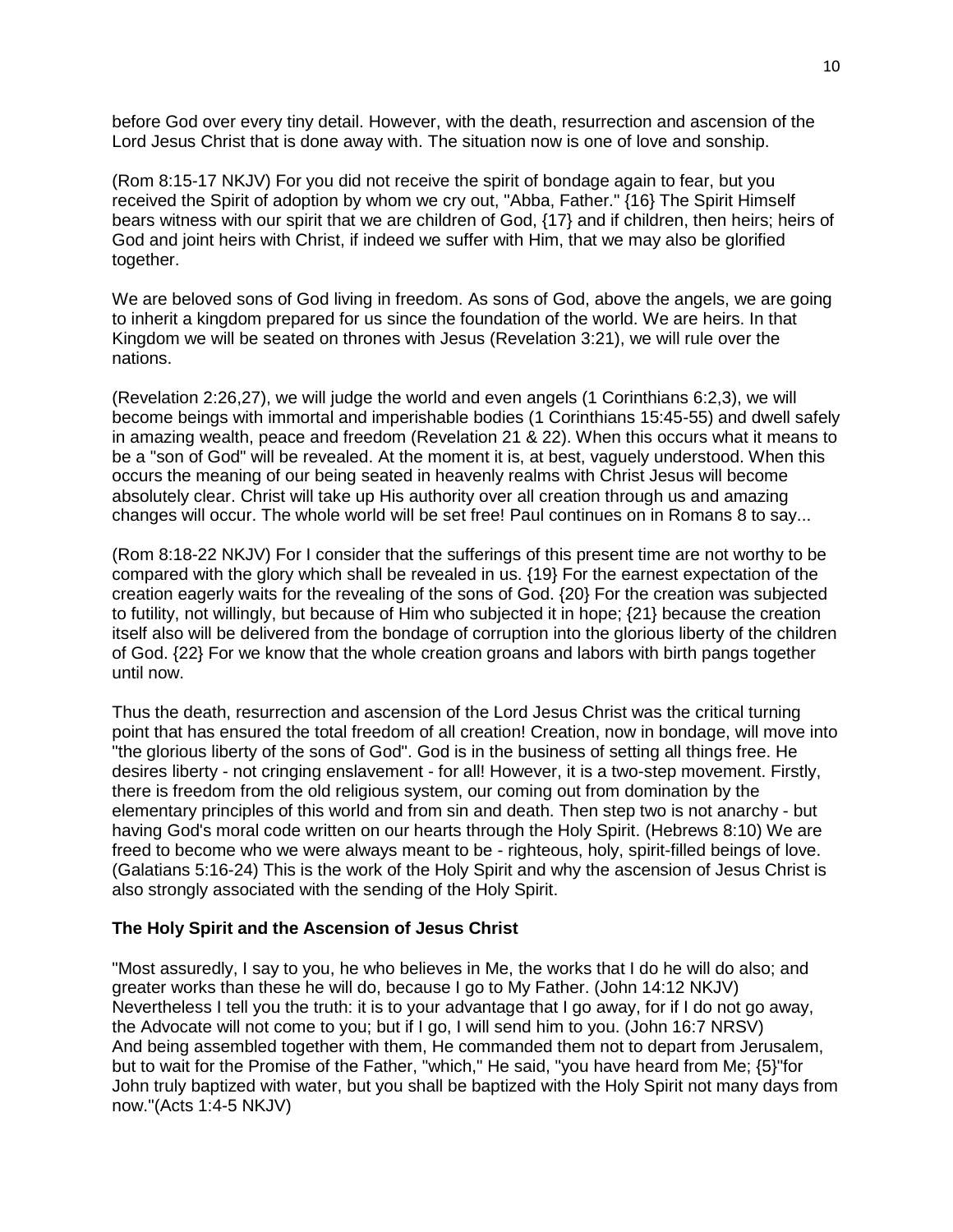before God over every tiny detail. However, with the death, resurrection and ascension of the Lord Jesus Christ that is done away with. The situation now is one of love and sonship.

(Rom 8:15-17 NKJV) For you did not receive the spirit of bondage again to fear, but you received the Spirit of adoption by whom we cry out, "Abba, Father." {16} The Spirit Himself bears witness with our spirit that we are children of God, {17} and if children, then heirs; heirs of God and joint heirs with Christ, if indeed we suffer with Him, that we may also be glorified together.

We are beloved sons of God living in freedom. As sons of God, above the angels, we are going to inherit a kingdom prepared for us since the foundation of the world. We are heirs. In that Kingdom we will be seated on thrones with Jesus (Revelation 3:21), we will rule over the nations.

(Revelation 2:26,27), we will judge the world and even angels (1 Corinthians 6:2,3), we will become beings with immortal and imperishable bodies (1 Corinthians 15:45-55) and dwell safely in amazing wealth, peace and freedom (Revelation 21 & 22). When this occurs what it means to be a "son of God" will be revealed. At the moment it is, at best, vaguely understood. When this occurs the meaning of our being seated in heavenly realms with Christ Jesus will become absolutely clear. Christ will take up His authority over all creation through us and amazing changes will occur. The whole world will be set free! Paul continues on in Romans 8 to say...

(Rom 8:18-22 NKJV) For I consider that the sufferings of this present time are not worthy to be compared with the glory which shall be revealed in us. {19} For the earnest expectation of the creation eagerly waits for the revealing of the sons of God. {20} For the creation was subjected to futility, not willingly, but because of Him who subjected it in hope; {21} because the creation itself also will be delivered from the bondage of corruption into the glorious liberty of the children of God. {22} For we know that the whole creation groans and labors with birth pangs together until now.

Thus the death, resurrection and ascension of the Lord Jesus Christ was the critical turning point that has ensured the total freedom of all creation! Creation, now in bondage, will move into "the glorious liberty of the sons of God". God is in the business of setting all things free. He desires liberty - not cringing enslavement - for all! However, it is a two-step movement. Firstly, there is freedom from the old religious system, our coming out from domination by the elementary principles of this world and from sin and death. Then step two is not anarchy - but having God's moral code written on our hearts through the Holy Spirit. (Hebrews 8:10) We are freed to become who we were always meant to be - righteous, holy, spirit-filled beings of love. (Galatians 5:16-24) This is the work of the Holy Spirit and why the ascension of Jesus Christ is also strongly associated with the sending of the Holy Spirit.

**The Holy Spirit and the Ascension of Jesus Christ**

"Most assuredly, I say to you, he who believes in Me, the works that I do he will do also; and greater works than these he will do, because I go to My Father. (John 14:12 NKJV)
Nevertheless I tell you the truth: it is to your advantage that I go away, for if I do not go away, the Advocate will not come to you; but if I go, I will send him to you. (John 16:7 NRSV)
And being assembled together with them, He commanded them not to depart from Jerusalem, but to wait for the Promise of the Father, "which," He said, "you have heard from Me; {5}"for John truly baptized with water, but you shall be baptized with the Holy Spirit not many days from now."(Acts 1:4-5 NKJV)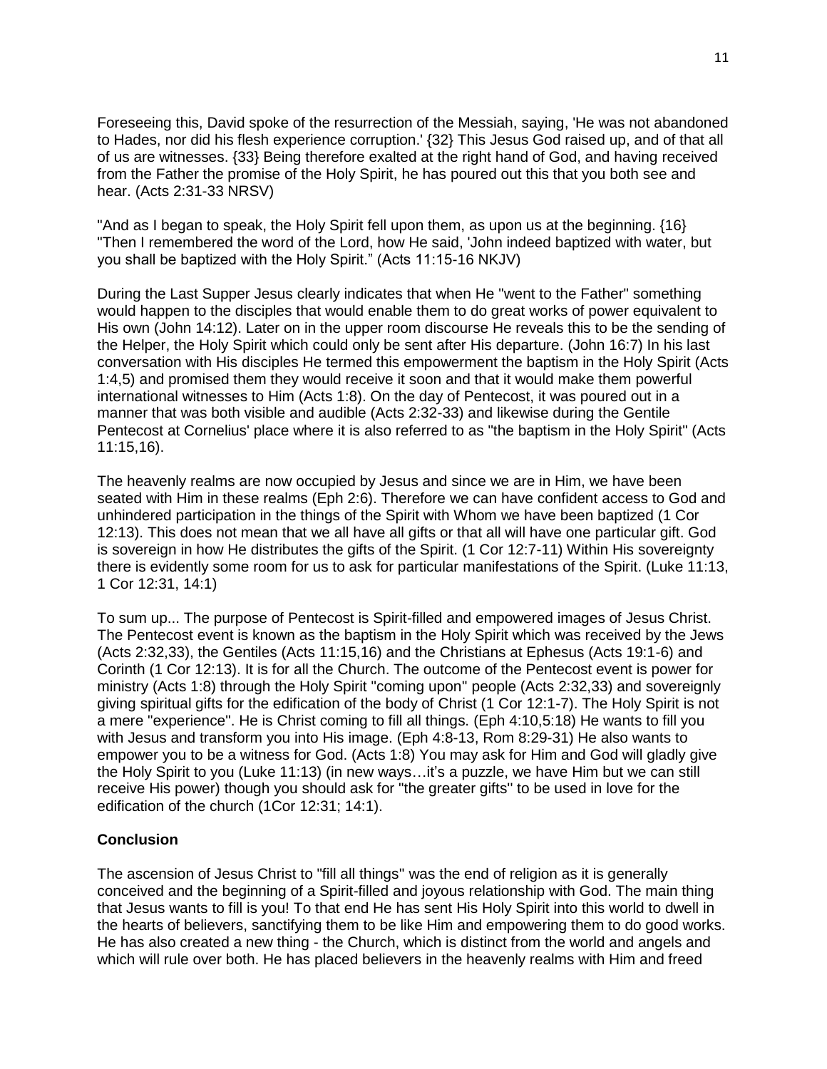Foreseeing this, David spoke of the resurrection of the Messiah, saying, 'He was not abandoned to Hades, nor did his flesh experience corruption.' {32} This Jesus God raised up, and of that all of us are witnesses. {33} Being therefore exalted at the right hand of God, and having received from the Father the promise of the Holy Spirit, he has poured out this that you both see and hear. (Acts 2:31-33 NRSV)

"And as I began to speak, the Holy Spirit fell upon them, as upon us at the beginning. {16} "Then I remembered the word of the Lord, how He said, 'John indeed baptized with water, but you shall be baptized with the Holy Spirit." (Acts 11:15-16 NKJV)

During the Last Supper Jesus clearly indicates that when He "went to the Father" something would happen to the disciples that would enable them to do great works of power equivalent to His own (John 14:12). Later on in the upper room discourse He reveals this to be the sending of the Helper, the Holy Spirit which could only be sent after His departure. (John 16:7) In his last conversation with His disciples He termed this empowerment the baptism in the Holy Spirit (Acts 1:4,5) and promised them they would receive it soon and that it would make them powerful international witnesses to Him (Acts 1:8). On the day of Pentecost, it was poured out in a manner that was both visible and audible (Acts 2:32-33) and likewise during the Gentile Pentecost at Cornelius' place where it is also referred to as "the baptism in the Holy Spirit" (Acts 11:15,16).

The heavenly realms are now occupied by Jesus and since we are in Him, we have been seated with Him in these realms (Eph 2:6). Therefore we can have confident access to God and unhindered participation in the things of the Spirit with Whom we have been baptized (1 Cor 12:13). This does not mean that we all have all gifts or that all will have one particular gift. God is sovereign in how He distributes the gifts of the Spirit. (1 Cor 12:7-11) Within His sovereignty there is evidently some room for us to ask for particular manifestations of the Spirit. (Luke 11:13, 1 Cor 12:31, 14:1)

To sum up... The purpose of Pentecost is Spirit-filled and empowered images of Jesus Christ. The Pentecost event is known as the baptism in the Holy Spirit which was received by the Jews (Acts 2:32,33), the Gentiles (Acts 11:15,16) and the Christians at Ephesus (Acts 19:1-6) and Corinth (1 Cor 12:13). It is for all the Church. The outcome of the Pentecost event is power for ministry (Acts 1:8) through the Holy Spirit "coming upon" people (Acts 2:32,33) and sovereignly giving spiritual gifts for the edification of the body of Christ (1 Cor 12:1-7). The Holy Spirit is not a mere "experience". He is Christ coming to fill all things. (Eph 4:10,5:18) He wants to fill you with Jesus and transform you into His image. (Eph 4:8-13, Rom 8:29-31) He also wants to empower you to be a witness for God. (Acts 1:8) You may ask for Him and God will gladly give the Holy Spirit to you (Luke 11:13) (in new ways…it's a puzzle, we have Him but we can still receive His power) though you should ask for "the greater gifts" to be used in love for the edification of the church (1Cor 12:31; 14:1).

**Conclusion**

The ascension of Jesus Christ to "fill all things" was the end of religion as it is generally conceived and the beginning of a Spirit-filled and joyous relationship with God. The main thing that Jesus wants to fill is you! To that end He has sent His Holy Spirit into this world to dwell in the hearts of believers, sanctifying them to be like Him and empowering them to do good works. He has also created a new thing - the Church, which is distinct from the world and angels and which will rule over both. He has placed believers in the heavenly realms with Him and freed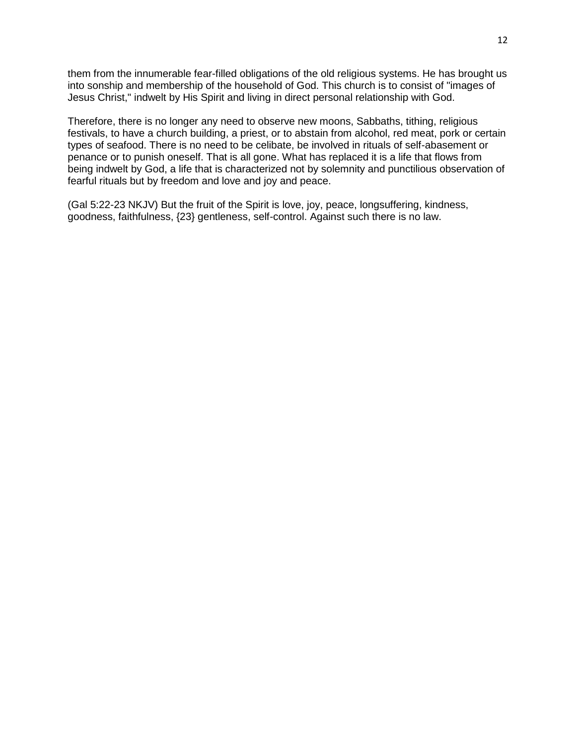them from the innumerable fear-filled obligations of the old religious systems. He has brought us into sonship and membership of the household of God. This church is to consist of "images of Jesus Christ," indwelt by His Spirit and living in direct personal relationship with God.

Therefore, there is no longer any need to observe new moons, Sabbaths, tithing, religious festivals, to have a church building, a priest, or to abstain from alcohol, red meat, pork or certain types of seafood. There is no need to be celibate, be involved in rituals of self-abasement or penance or to punish oneself. That is all gone. What has replaced it is a life that flows from being indwelt by God, a life that is characterized not by solemnity and punctilious observation of fearful rituals but by freedom and love and joy and peace.

(Gal 5:22-23 NKJV) But the fruit of the Spirit is love, joy, peace, longsuffering, kindness, goodness, faithfulness, {23} gentleness, self-control. Against such there is no law.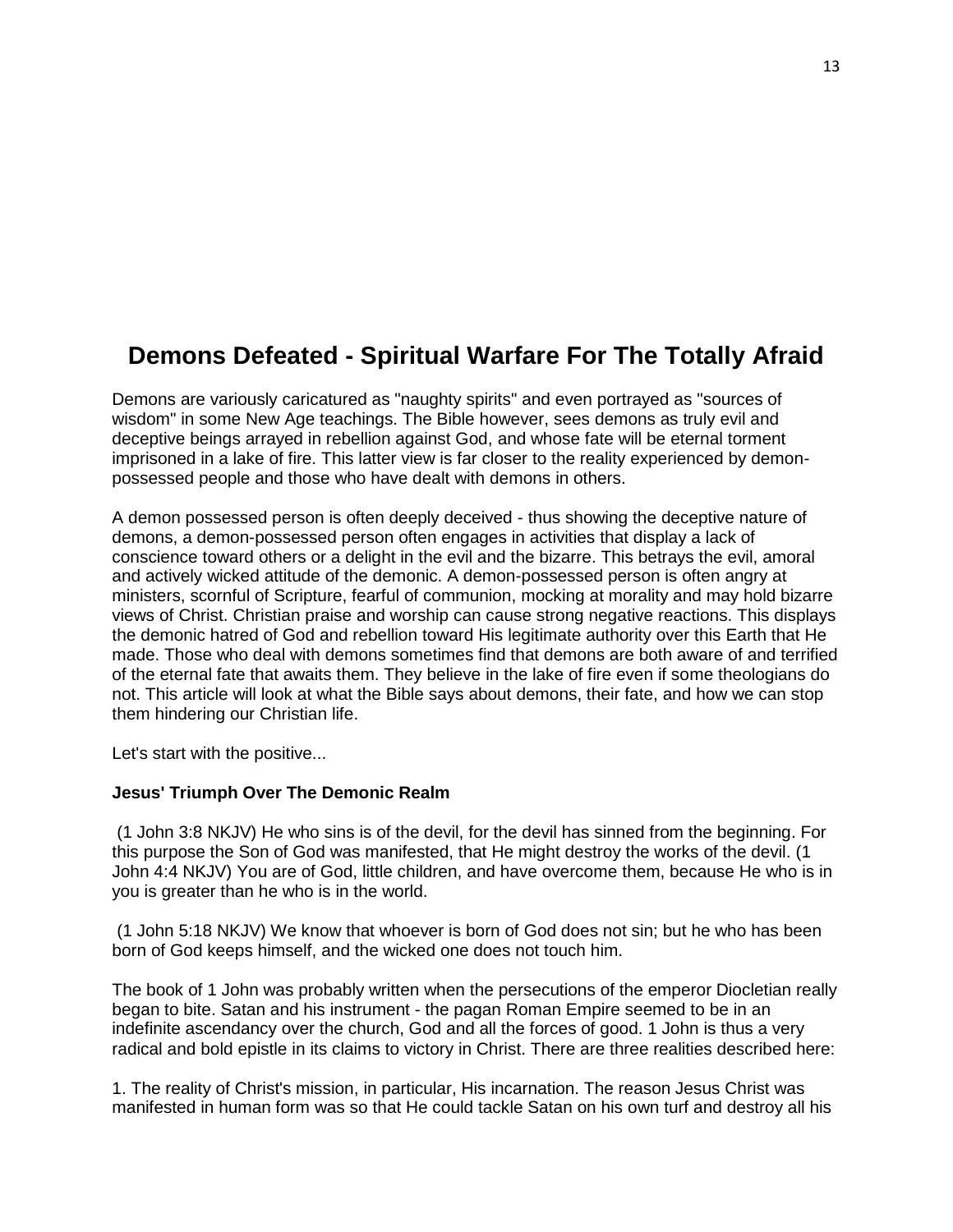# Demons Defeated - Spiritual Warfare For The Totally Afraid

Demons are variously caricatured as "naughty spirits" and even portrayed as "sources of wisdom" in some New Age teachings. The Bible however, sees demons as truly evil and deceptive beings arrayed in rebellion against God, and whose fate will be eternal torment imprisoned in a lake of fire. This latter view is far closer to the reality experienced by demon-possessed people and those who have dealt with demons in others.

A demon possessed person is often deeply deceived - thus showing the deceptive nature of demons, a demon-possessed person often engages in activities that display a lack of conscience toward others or a delight in the evil and the bizarre. This betrays the evil, amoral and actively wicked attitude of the demonic. A demon-possessed person is often angry at ministers, scornful of Scripture, fearful of communion, mocking at morality and may hold bizarre views of Christ. Christian praise and worship can cause strong negative reactions. This displays the demonic hatred of God and rebellion toward His legitimate authority over this Earth that He made. Those who deal with demons sometimes find that demons are both aware of and terrified of the eternal fate that awaits them. They believe in the lake of fire even if some theologians do not. This article will look at what the Bible says about demons, their fate, and how we can stop them hindering our Christian life.

Let's start with the positive...

**Jesus' Triumph Over The Demonic Realm**

(1 John 3:8 NKJV) He who sins is of the devil, for the devil has sinned from the beginning. For this purpose the Son of God was manifested, that He might destroy the works of the devil. (1 John 4:4 NKJV) You are of God, little children, and have overcome them, because He who is in you is greater than he who is in the world.

(1 John 5:18 NKJV) We know that whoever is born of God does not sin; but he who has been born of God keeps himself, and the wicked one does not touch him.

The book of 1 John was probably written when the persecutions of the emperor Diocletian really began to bite. Satan and his instrument - the pagan Roman Empire seemed to be in an indefinite ascendancy over the church, God and all the forces of good. 1 John is thus a very radical and bold epistle in its claims to victory in Christ. There are three realities described here:

1. The reality of Christ's mission, in particular, His incarnation. The reason Jesus Christ was manifested in human form was so that He could tackle Satan on his own turf and destroy all his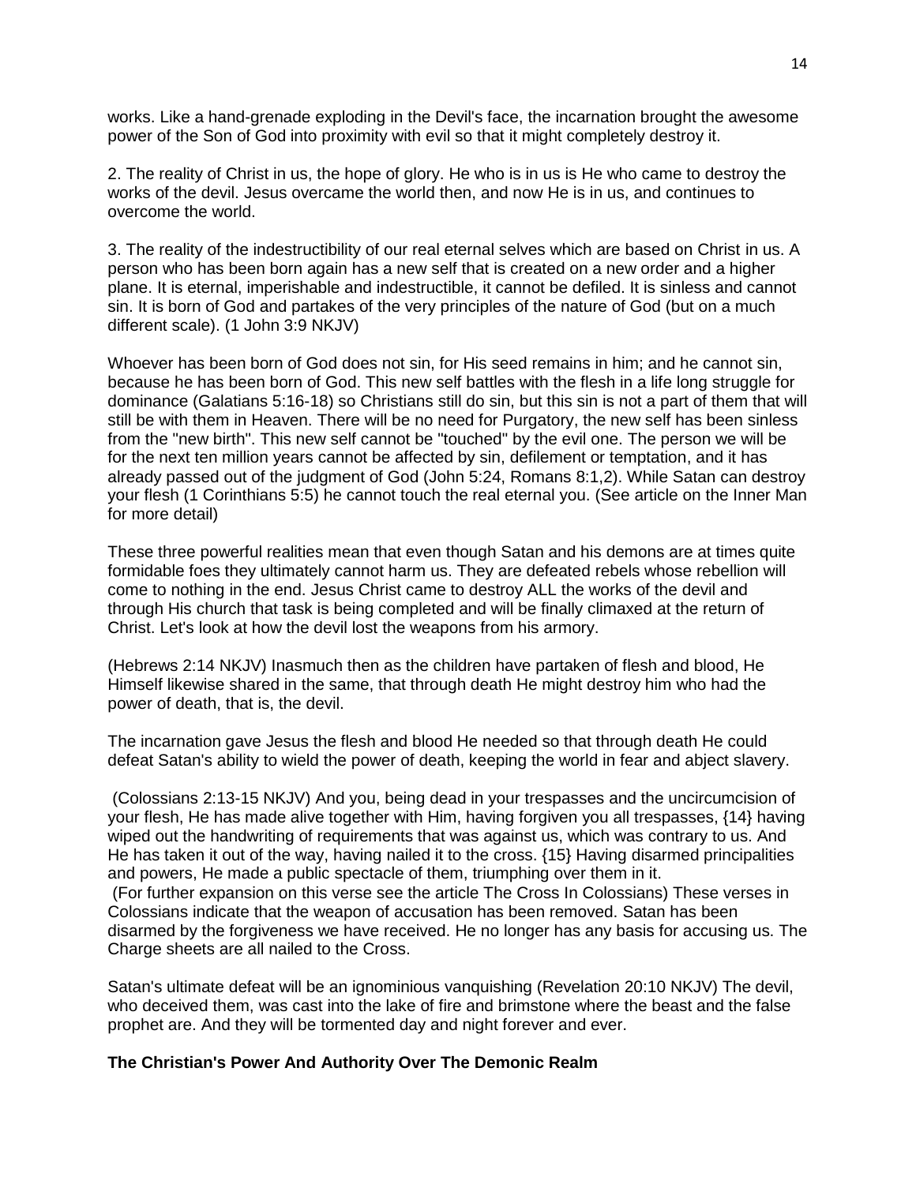works. Like a hand-grenade exploding in the Devil's face, the incarnation brought the awesome power of the Son of God into proximity with evil so that it might completely destroy it.

2. The reality of Christ in us, the hope of glory. He who is in us is He who came to destroy the works of the devil. Jesus overcame the world then, and now He is in us, and continues to overcome the world.

3. The reality of the indestructibility of our real eternal selves which are based on Christ in us. A person who has been born again has a new self that is created on a new order and a higher plane. It is eternal, imperishable and indestructible, it cannot be defiled. It is sinless and cannot sin. It is born of God and partakes of the very principles of the nature of God (but on a much different scale). (1 John 3:9 NKJV)

Whoever has been born of God does not sin, for His seed remains in him; and he cannot sin, because he has been born of God. This new self battles with the flesh in a life long struggle for dominance (Galatians 5:16-18) so Christians still do sin, but this sin is not a part of them that will still be with them in Heaven. There will be no need for Purgatory, the new self has been sinless from the "new birth". This new self cannot be "touched" by the evil one. The person we will be for the next ten million years cannot be affected by sin, defilement or temptation, and it has already passed out of the judgment of God (John 5:24, Romans 8:1,2). While Satan can destroy your flesh (1 Corinthians 5:5) he cannot touch the real eternal you. (See article on the Inner Man for more detail)

These three powerful realities mean that even though Satan and his demons are at times quite formidable foes they ultimately cannot harm us. They are defeated rebels whose rebellion will come to nothing in the end. Jesus Christ came to destroy ALL the works of the devil and through His church that task is being completed and will be finally climaxed at the return of Christ. Let's look at how the devil lost the weapons from his armory.

(Hebrews 2:14 NKJV) Inasmuch then as the children have partaken of flesh and blood, He Himself likewise shared in the same, that through death He might destroy him who had the power of death, that is, the devil.

The incarnation gave Jesus the flesh and blood He needed so that through death He could defeat Satan's ability to wield the power of death, keeping the world in fear and abject slavery.

(Colossians 2:13-15 NKJV) And you, being dead in your trespasses and the uncircumcision of your flesh, He has made alive together with Him, having forgiven you all trespasses, {14} having wiped out the handwriting of requirements that was against us, which was contrary to us. And He has taken it out of the way, having nailed it to the cross. {15} Having disarmed principalities and powers, He made a public spectacle of them, triumphing over them in it.
(For further expansion on this verse see the article The Cross In Colossians) These verses in Colossians indicate that the weapon of accusation has been removed. Satan has been disarmed by the forgiveness we have received. He no longer has any basis for accusing us. The Charge sheets are all nailed to the Cross.

Satan's ultimate defeat will be an ignominious vanquishing (Revelation 20:10 NKJV) The devil, who deceived them, was cast into the lake of fire and brimstone where the beast and the false prophet are. And they will be tormented day and night forever and ever.

**The Christian's Power And Authority Over The Demonic Realm**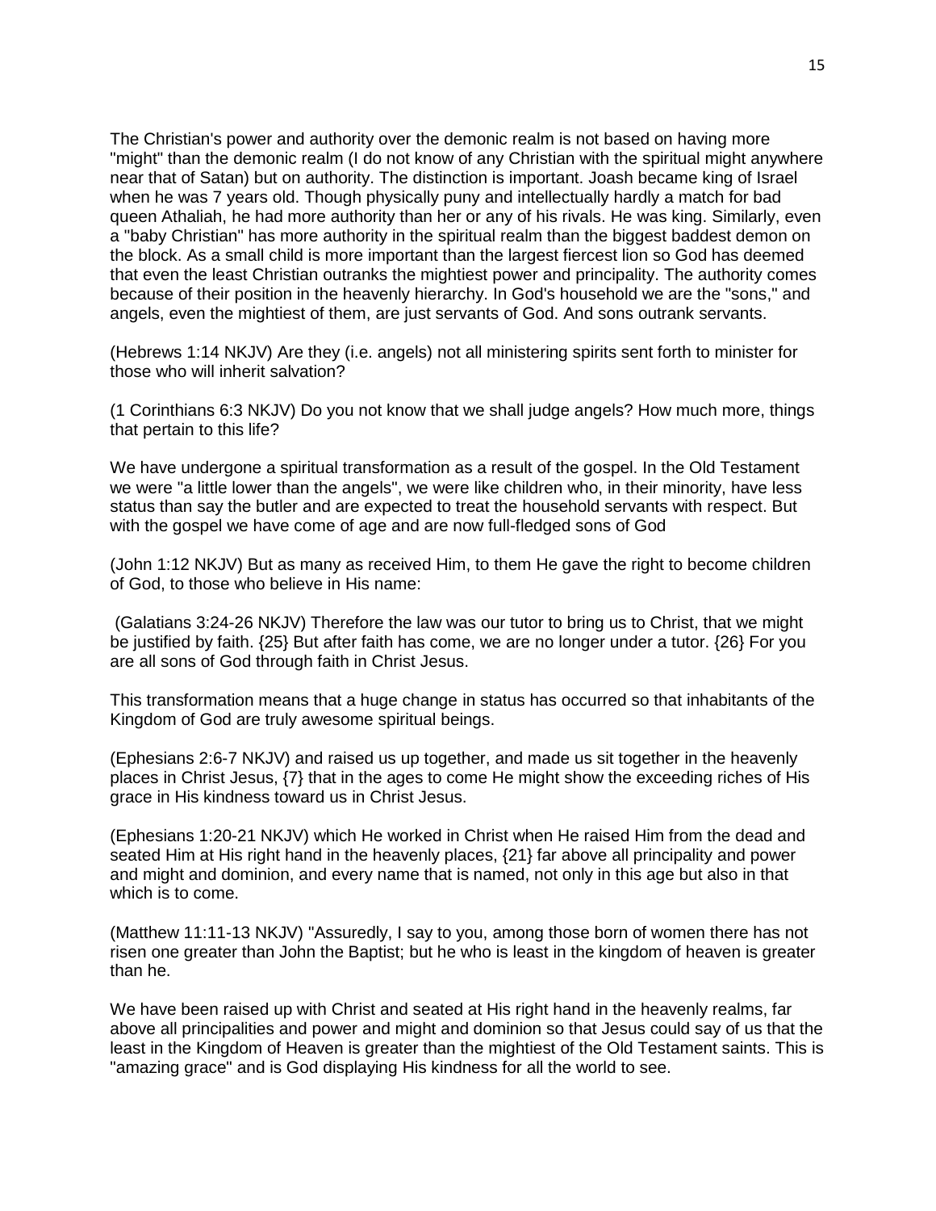The Christian's power and authority over the demonic realm is not based on having more "might" than the demonic realm (I do not know of any Christian with the spiritual might anywhere near that of Satan) but on authority. The distinction is important. Joash became king of Israel when he was 7 years old. Though physically puny and intellectually hardly a match for bad queen Athaliah, he had more authority than her or any of his rivals. He was king. Similarly, even a "baby Christian" has more authority in the spiritual realm than the biggest baddest demon on the block. As a small child is more important than the largest fiercest lion so God has deemed that even the least Christian outranks the mightiest power and principality. The authority comes because of their position in the heavenly hierarchy. In God's household we are the "sons," and angels, even the mightiest of them, are just servants of God. And sons outrank servants.

(Hebrews 1:14 NKJV) Are they (i.e. angels) not all ministering spirits sent forth to minister for those who will inherit salvation?

(1 Corinthians 6:3 NKJV) Do you not know that we shall judge angels? How much more, things that pertain to this life?

We have undergone a spiritual transformation as a result of the gospel. In the Old Testament we were "a little lower than the angels", we were like children who, in their minority, have less status than say the butler and are expected to treat the household servants with respect. But with the gospel we have come of age and are now full-fledged sons of God

(John 1:12 NKJV) But as many as received Him, to them He gave the right to become children of God, to those who believe in His name:

(Galatians 3:24-26 NKJV) Therefore the law was our tutor to bring us to Christ, that we might be justified by faith. {25} But after faith has come, we are no longer under a tutor. {26} For you are all sons of God through faith in Christ Jesus.

This transformation means that a huge change in status has occurred so that inhabitants of the Kingdom of God are truly awesome spiritual beings.

(Ephesians 2:6-7 NKJV) and raised us up together, and made us sit together in the heavenly places in Christ Jesus, {7} that in the ages to come He might show the exceeding riches of His grace in His kindness toward us in Christ Jesus.

(Ephesians 1:20-21 NKJV) which He worked in Christ when He raised Him from the dead and seated Him at His right hand in the heavenly places, {21} far above all principality and power and might and dominion, and every name that is named, not only in this age but also in that which is to come.

(Matthew 11:11-13 NKJV) "Assuredly, I say to you, among those born of women there has not risen one greater than John the Baptist; but he who is least in the kingdom of heaven is greater than he.

We have been raised up with Christ and seated at His right hand in the heavenly realms, far above all principalities and power and might and dominion so that Jesus could say of us that the least in the Kingdom of Heaven is greater than the mightiest of the Old Testament saints. This is "amazing grace" and is God displaying His kindness for all the world to see.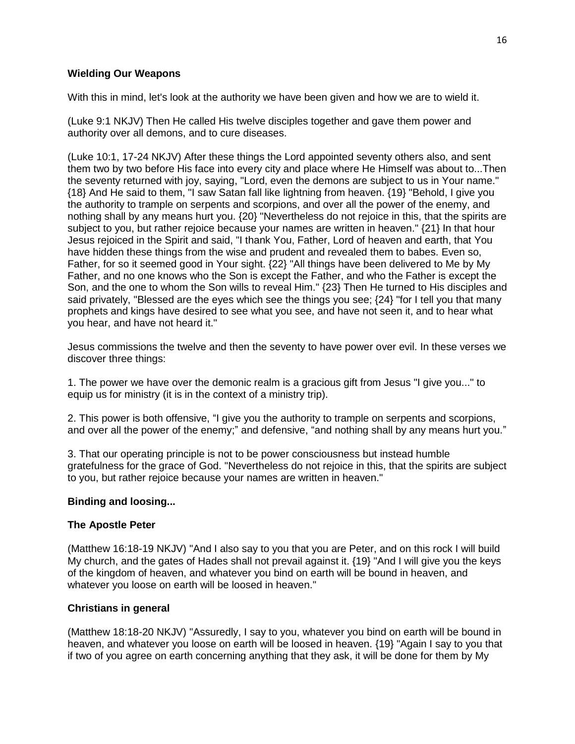**Wielding Our Weapons**

With this in mind, let's look at the authority we have been given and how we are to wield it.

(Luke 9:1 NKJV) Then He called His twelve disciples together and gave them power and authority over all demons, and to cure diseases.

(Luke 10:1, 17-24 NKJV) After these things the Lord appointed seventy others also, and sent them two by two before His face into every city and place where He Himself was about to...Then the seventy returned with joy, saying, "Lord, even the demons are subject to us in Your name." {18} And He said to them, "I saw Satan fall like lightning from heaven. {19} "Behold, I give you the authority to trample on serpents and scorpions, and over all the power of the enemy, and nothing shall by any means hurt you. {20} "Nevertheless do not rejoice in this, that the spirits are subject to you, but rather rejoice because your names are written in heaven." {21} In that hour Jesus rejoiced in the Spirit and said, "I thank You, Father, Lord of heaven and earth, that You have hidden these things from the wise and prudent and revealed them to babes. Even so, Father, for so it seemed good in Your sight. {22} "All things have been delivered to Me by My Father, and no one knows who the Son is except the Father, and who the Father is except the Son, and the one to whom the Son wills to reveal Him." {23} Then He turned to His disciples and said privately, "Blessed are the eyes which see the things you see; {24} "for I tell you that many prophets and kings have desired to see what you see, and have not seen it, and to hear what you hear, and have not heard it."

Jesus commissions the twelve and then the seventy to have power over evil. In these verses we discover three things:

1. The power we have over the demonic realm is a gracious gift from Jesus "I give you..." to equip us for ministry (it is in the context of a ministry trip).

2. This power is both offensive, "I give you the authority to trample on serpents and scorpions, and over all the power of the enemy;" and defensive, "and nothing shall by any means hurt you."

3. That our operating principle is not to be power consciousness but instead humble gratefulness for the grace of God. "Nevertheless do not rejoice in this, that the spirits are subject to you, but rather rejoice because your names are written in heaven."

**Binding and loosing...**

**The Apostle Peter**

(Matthew 16:18-19 NKJV) "And I also say to you that you are Peter, and on this rock I will build My church, and the gates of Hades shall not prevail against it. {19} "And I will give you the keys of the kingdom of heaven, and whatever you bind on earth will be bound in heaven, and whatever you loose on earth will be loosed in heaven."

**Christians in general**

(Matthew 18:18-20 NKJV) "Assuredly, I say to you, whatever you bind on earth will be bound in heaven, and whatever you loose on earth will be loosed in heaven. {19} "Again I say to you that if two of you agree on earth concerning anything that they ask, it will be done for them by My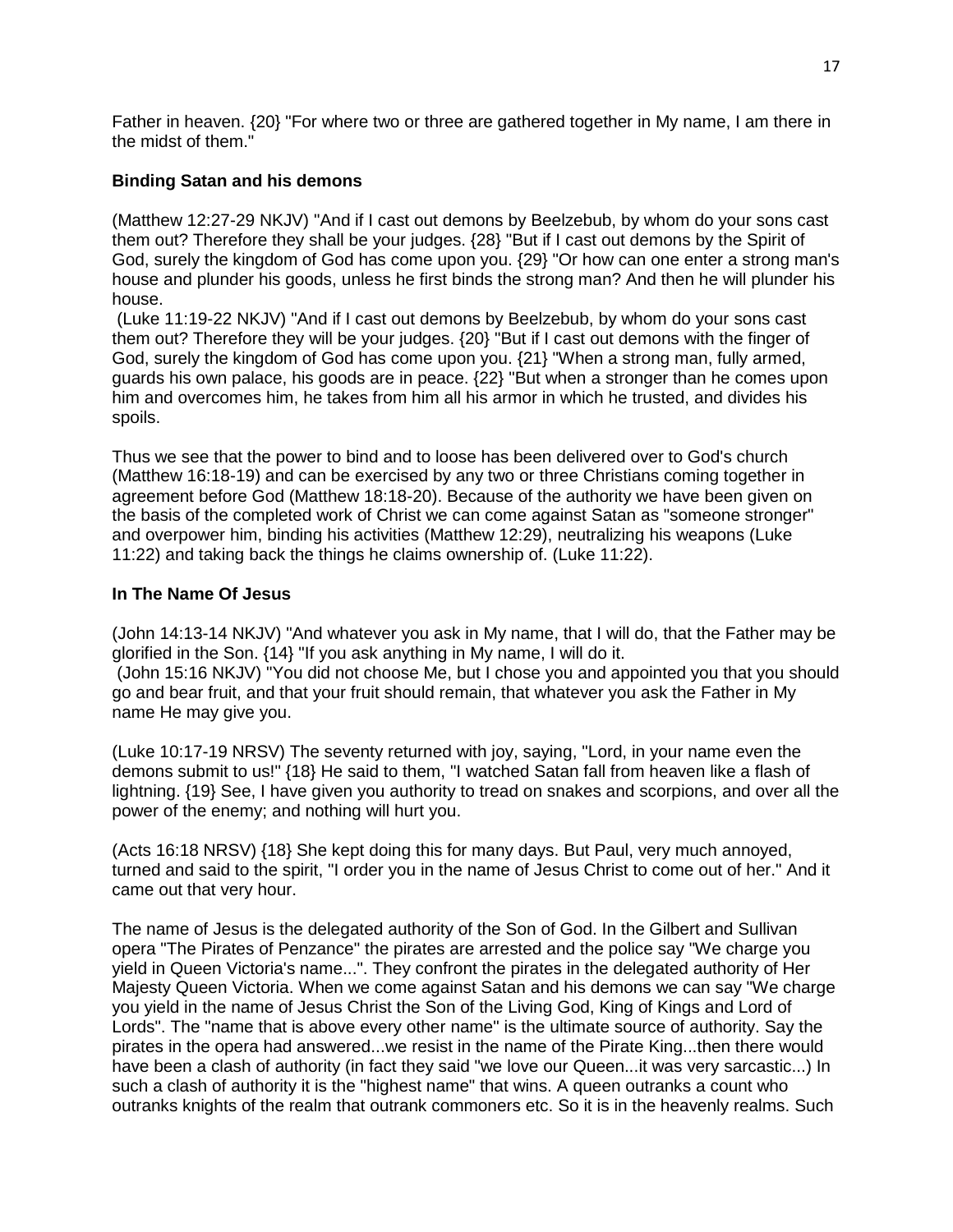Father in heaven. {20} "For where two or three are gathered together in My name, I am there in the midst of them."

**Binding Satan and his demons**

(Matthew 12:27-29 NKJV) "And if I cast out demons by Beelzebub, by whom do your sons cast them out? Therefore they shall be your judges. {28} "But if I cast out demons by the Spirit of God, surely the kingdom of God has come upon you. {29} "Or how can one enter a strong man's house and plunder his goods, unless he first binds the strong man? And then he will plunder his house.

(Luke 11:19-22 NKJV) "And if I cast out demons by Beelzebub, by whom do your sons cast them out? Therefore they will be your judges. {20} "But if I cast out demons with the finger of God, surely the kingdom of God has come upon you. {21} "When a strong man, fully armed, guards his own palace, his goods are in peace. {22} "But when a stronger than he comes upon him and overcomes him, he takes from him all his armor in which he trusted, and divides his spoils.

Thus we see that the power to bind and to loose has been delivered over to God's church (Matthew 16:18-19) and can be exercised by any two or three Christians coming together in agreement before God (Matthew 18:18-20). Because of the authority we have been given on the basis of the completed work of Christ we can come against Satan as "someone stronger" and overpower him, binding his activities (Matthew 12:29), neutralizing his weapons (Luke 11:22) and taking back the things he claims ownership of. (Luke 11:22).

**In The Name Of Jesus**

(John 14:13-14 NKJV) "And whatever you ask in My name, that I will do, that the Father may be glorified in the Son. {14} "If you ask anything in My name, I will do it.

(John 15:16 NKJV) "You did not choose Me, but I chose you and appointed you that you should go and bear fruit, and that your fruit should remain, that whatever you ask the Father in My name He may give you.

(Luke 10:17-19 NRSV) The seventy returned with joy, saying, "Lord, in your name even the demons submit to us!" {18} He said to them, "I watched Satan fall from heaven like a flash of lightning. {19} See, I have given you authority to tread on snakes and scorpions, and over all the power of the enemy; and nothing will hurt you.

(Acts 16:18 NRSV) {18} She kept doing this for many days. But Paul, very much annoyed, turned and said to the spirit, "I order you in the name of Jesus Christ to come out of her." And it came out that very hour.

The name of Jesus is the delegated authority of the Son of God. In the Gilbert and Sullivan opera "The Pirates of Penzance" the pirates are arrested and the police say "We charge you yield in Queen Victoria's name...". They confront the pirates in the delegated authority of Her Majesty Queen Victoria. When we come against Satan and his demons we can say "We charge you yield in the name of Jesus Christ the Son of the Living God, King of Kings and Lord of Lords". The "name that is above every other name" is the ultimate source of authority. Say the pirates in the opera had answered...we resist in the name of the Pirate King...then there would have been a clash of authority (in fact they said "we love our Queen...it was very sarcastic...) In such a clash of authority it is the "highest name" that wins. A queen outranks a count who outranks knights of the realm that outrank commoners etc. So it is in the heavenly realms. Such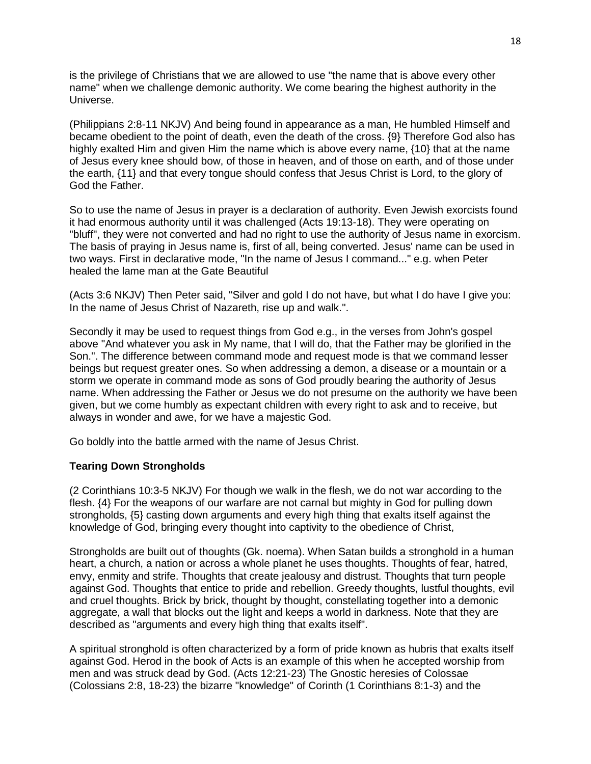is the privilege of Christians that we are allowed to use "the name that is above every other name" when we challenge demonic authority. We come bearing the highest authority in the Universe.

(Philippians 2:8-11 NKJV) And being found in appearance as a man, He humbled Himself and became obedient to the point of death, even the death of the cross. {9} Therefore God also has highly exalted Him and given Him the name which is above every name, {10} that at the name of Jesus every knee should bow, of those in heaven, and of those on earth, and of those under the earth, {11} and that every tongue should confess that Jesus Christ is Lord, to the glory of God the Father.

So to use the name of Jesus in prayer is a declaration of authority. Even Jewish exorcists found it had enormous authority until it was challenged (Acts 19:13-18). They were operating on "bluff", they were not converted and had no right to use the authority of Jesus name in exorcism. The basis of praying in Jesus name is, first of all, being converted. Jesus' name can be used in two ways. First in declarative mode, "In the name of Jesus I command..." e.g. when Peter healed the lame man at the Gate Beautiful

(Acts 3:6 NKJV) Then Peter said, "Silver and gold I do not have, but what I do have I give you: In the name of Jesus Christ of Nazareth, rise up and walk.".

Secondly it may be used to request things from God e.g., in the verses from John's gospel above "And whatever you ask in My name, that I will do, that the Father may be glorified in the Son.". The difference between command mode and request mode is that we command lesser beings but request greater ones. So when addressing a demon, a disease or a mountain or a storm we operate in command mode as sons of God proudly bearing the authority of Jesus name. When addressing the Father or Jesus we do not presume on the authority we have been given, but we come humbly as expectant children with every right to ask and to receive, but always in wonder and awe, for we have a majestic God.

Go boldly into the battle armed with the name of Jesus Christ.

**Tearing Down Strongholds**

(2 Corinthians 10:3-5 NKJV) For though we walk in the flesh, we do not war according to the flesh. {4} For the weapons of our warfare are not carnal but mighty in God for pulling down strongholds, {5} casting down arguments and every high thing that exalts itself against the knowledge of God, bringing every thought into captivity to the obedience of Christ,

Strongholds are built out of thoughts (Gk. noema). When Satan builds a stronghold in a human heart, a church, a nation or across a whole planet he uses thoughts. Thoughts of fear, hatred, envy, enmity and strife. Thoughts that create jealousy and distrust. Thoughts that turn people against God. Thoughts that entice to pride and rebellion. Greedy thoughts, lustful thoughts, evil and cruel thoughts. Brick by brick, thought by thought, constellating together into a demonic aggregate, a wall that blocks out the light and keeps a world in darkness. Note that they are described as "arguments and every high thing that exalts itself".

A spiritual stronghold is often characterized by a form of pride known as hubris that exalts itself against God. Herod in the book of Acts is an example of this when he accepted worship from men and was struck dead by God. (Acts 12:21-23) The Gnostic heresies of Colossae (Colossians 2:8, 18-23) the bizarre "knowledge" of Corinth (1 Corinthians 8:1-3) and the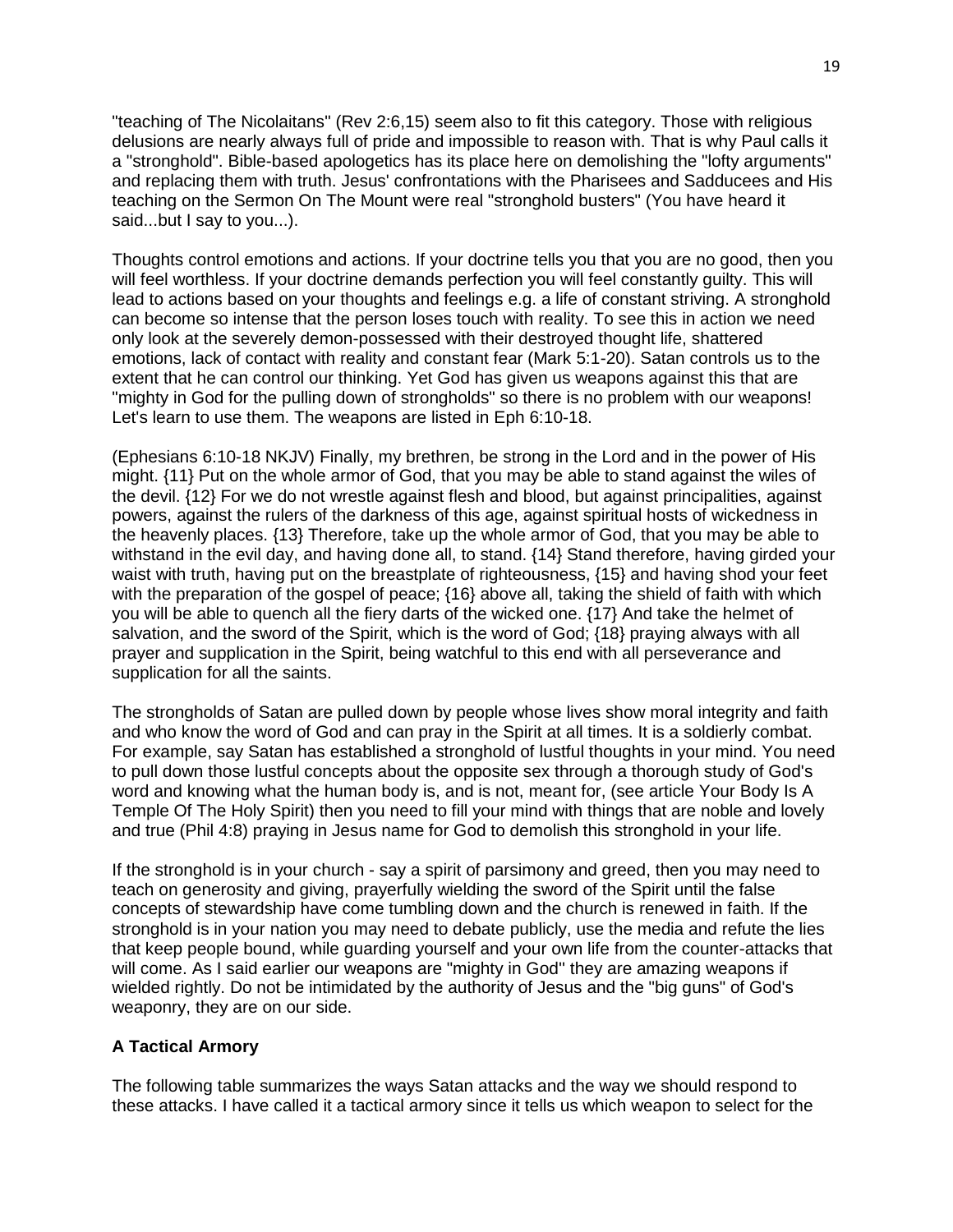"teaching of The Nicolaitans" (Rev 2:6,15) seem also to fit this category. Those with religious delusions are nearly always full of pride and impossible to reason with. That is why Paul calls it a "stronghold". Bible-based apologetics has its place here on demolishing the "lofty arguments" and replacing them with truth. Jesus' confrontations with the Pharisees and Sadducees and His teaching on the Sermon On The Mount were real "stronghold busters" (You have heard it said...but I say to you...).

Thoughts control emotions and actions. If your doctrine tells you that you are no good, then you will feel worthless. If your doctrine demands perfection you will feel constantly guilty. This will lead to actions based on your thoughts and feelings e.g. a life of constant striving. A stronghold can become so intense that the person loses touch with reality. To see this in action we need only look at the severely demon-possessed with their destroyed thought life, shattered emotions, lack of contact with reality and constant fear (Mark 5:1-20). Satan controls us to the extent that he can control our thinking. Yet God has given us weapons against this that are "mighty in God for the pulling down of strongholds" so there is no problem with our weapons! Let's learn to use them. The weapons are listed in Eph 6:10-18.

(Ephesians 6:10-18 NKJV) Finally, my brethren, be strong in the Lord and in the power of His might. {11} Put on the whole armor of God, that you may be able to stand against the wiles of the devil. {12} For we do not wrestle against flesh and blood, but against principalities, against powers, against the rulers of the darkness of this age, against spiritual hosts of wickedness in the heavenly places. {13} Therefore, take up the whole armor of God, that you may be able to withstand in the evil day, and having done all, to stand. {14} Stand therefore, having girded your waist with truth, having put on the breastplate of righteousness, {15} and having shod your feet with the preparation of the gospel of peace; {16} above all, taking the shield of faith with which you will be able to quench all the fiery darts of the wicked one. {17} And take the helmet of salvation, and the sword of the Spirit, which is the word of God; {18} praying always with all prayer and supplication in the Spirit, being watchful to this end with all perseverance and supplication for all the saints.

The strongholds of Satan are pulled down by people whose lives show moral integrity and faith and who know the word of God and can pray in the Spirit at all times. It is a soldierly combat. For example, say Satan has established a stronghold of lustful thoughts in your mind. You need to pull down those lustful concepts about the opposite sex through a thorough study of God's word and knowing what the human body is, and is not, meant for, (see article Your Body Is A Temple Of The Holy Spirit) then you need to fill your mind with things that are noble and lovely and true (Phil 4:8) praying in Jesus name for God to demolish this stronghold in your life.

If the stronghold is in your church - say a spirit of parsimony and greed, then you may need to teach on generosity and giving, prayerfully wielding the sword of the Spirit until the false concepts of stewardship have come tumbling down and the church is renewed in faith. If the stronghold is in your nation you may need to debate publicly, use the media and refute the lies that keep people bound, while guarding yourself and your own life from the counter-attacks that will come. As I said earlier our weapons are "mighty in God" they are amazing weapons if wielded rightly. Do not be intimidated by the authority of Jesus and the "big guns" of God's weaponry, they are on our side.

**A Tactical Armory**

The following table summarizes the ways Satan attacks and the way we should respond to these attacks. I have called it a tactical armory since it tells us which weapon to select for the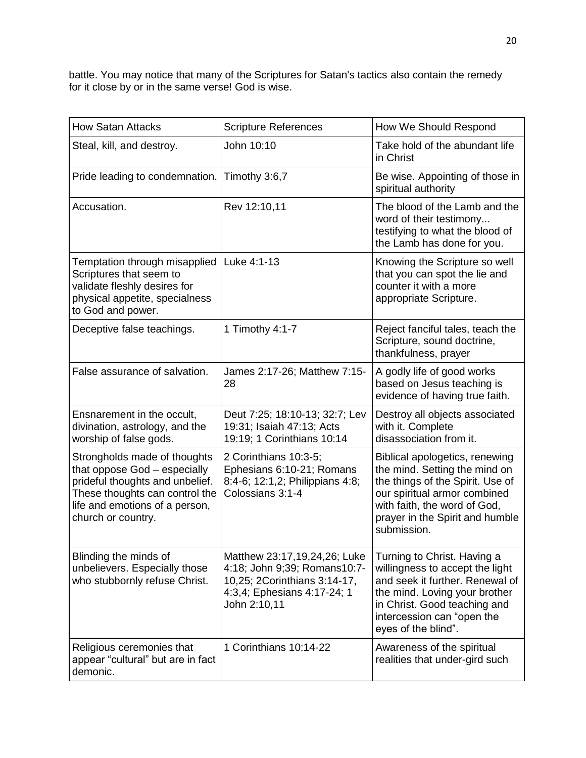battle. You may notice that many of the Scriptures for Satan's tactics also contain the remedy for it close by or in the same verse! God is wise.

| How Satan Attacks | Scripture References | How We Should Respond |
|---|---|---|
| Steal, kill, and destroy. | John 10:10 | Take hold of the abundant life in Christ |
| Pride leading to condemnation. | Timothy 3:6,7 | Be wise. Appointing of those in spiritual authority |
| Accusation. | Rev 12:10,11 | The blood of the Lamb and the word of their testimony... testifying to what the blood of the Lamb has done for you. |
| Temptation through misapplied Scriptures that seem to validate fleshly desires for physical appetite, specialness to God and power. | Luke 4:1-13 | Knowing the Scripture so well that you can spot the lie and counter it with a more appropriate Scripture. |
| Deceptive false teachings. | 1 Timothy 4:1-7 | Reject fanciful tales, teach the Scripture, sound doctrine, thankfulness, prayer |
| False assurance of salvation. | James 2:17-26; Matthew 7:15-28 | A godly life of good works based on Jesus teaching is evidence of having true faith. |
| Ensnarement in the occult, divination, astrology, and the worship of false gods. | Deut 7:25; 18:10-13; 32:7; Lev 19:31; Isaiah 47:13; Acts 19:19; 1 Corinthians 10:14 | Destroy all objects associated with it. Complete disassociation from it. |
| Strongholds made of thoughts that oppose God – especially prideful thoughts and unbelief. These thoughts can control the life and emotions of a person, church or country. | 2 Corinthians 10:3-5; Ephesians 6:10-21; Romans 8:4-6; 12:1,2; Philippians 4:8; Colossians 3:1-4 | Biblical apologetics, renewing the mind. Setting the mind on the things of the Spirit. Use of our spiritual armor combined with faith, the word of God, prayer in the Spirit and humble submission. |
| Blinding the minds of unbelievers. Especially those who stubbornly refuse Christ. | Matthew 23:17,19,24,26; Luke 4:18; John 9;39; Romans10:7-10,25; 2Corinthians 3:14-17, 4:3,4; Ephesians 4:17-24; 1 John 2:10,11 | Turning to Christ. Having a willingness to accept the light and seek it further. Renewal of the mind. Loving your brother in Christ. Good teaching and intercession can "open the eyes of the blind". |
| Religious ceremonies that appear "cultural" but are in fact demonic. | 1 Corinthians 10:14-22 | Awareness of the spiritual realities that under-gird such |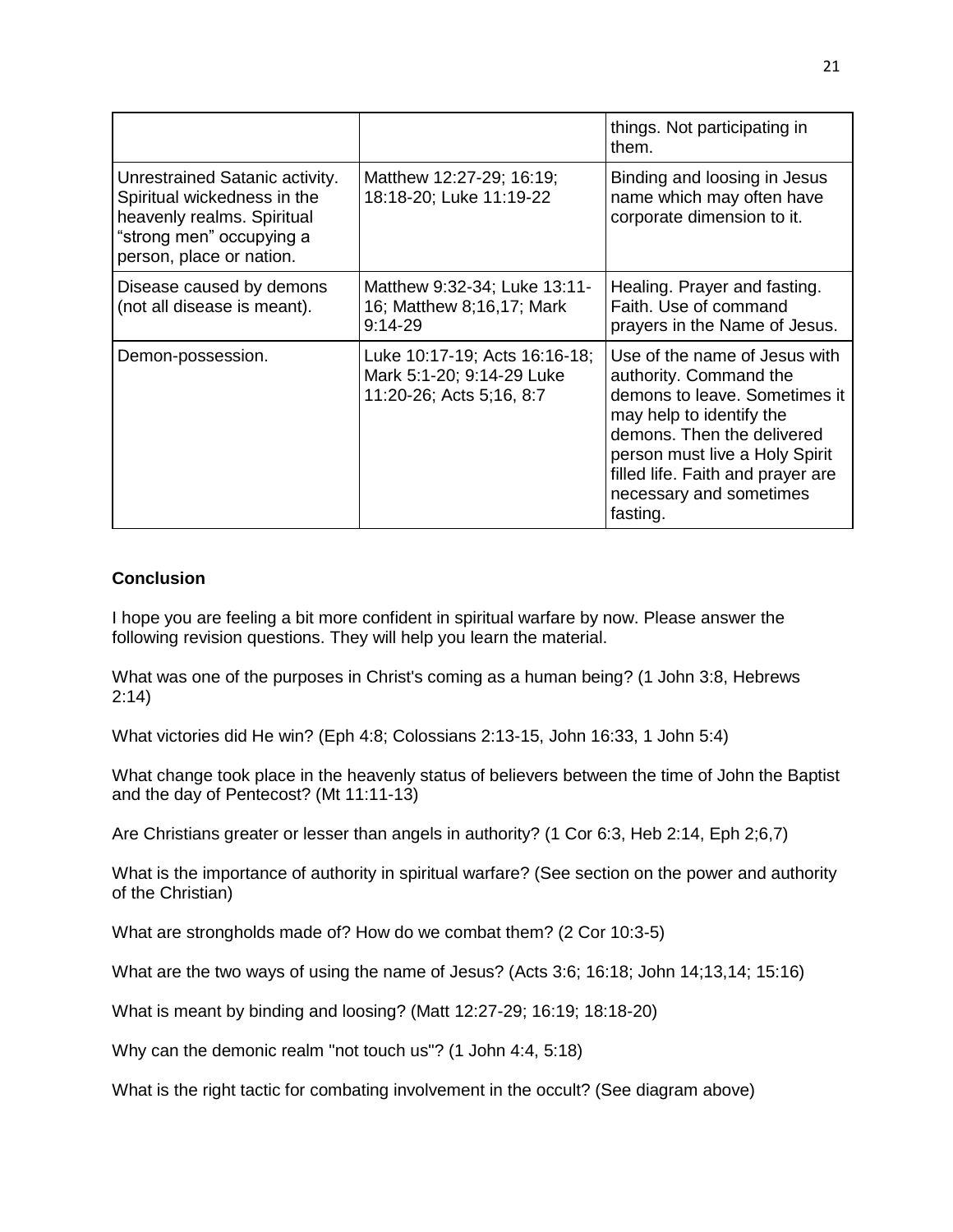|  |  | things. Not participating in them. |
| --- | --- | --- |
| Unrestrained Satanic activity. Spiritual wickedness in the heavenly realms. Spiritual "strong men" occupying a person, place or nation. | Matthew 12:27-29; 16:19; 18:18-20; Luke 11:19-22 | Binding and loosing in Jesus name which may often have corporate dimension to it. |
| Disease caused by demons (not all disease is meant). | Matthew 9:32-34; Luke 13:11-16; Matthew 8;16,17; Mark 9:14-29 | Healing. Prayer and fasting. Faith. Use of command prayers in the Name of Jesus. |
| Demon-possession. | Luke 10:17-19; Acts 16:16-18; Mark 5:1-20; 9:14-29 Luke 11:20-26; Acts 5;16, 8:7 | Use of the name of Jesus with authority. Command the demons to leave. Sometimes it may help to identify the demons. Then the delivered person must live a Holy Spirit filled life. Faith and prayer are necessary and sometimes fasting. |

**Conclusion**

I hope you are feeling a bit more confident in spiritual warfare by now. Please answer the following revision questions. They will help you learn the material.

What was one of the purposes in Christ's coming as a human being? (1 John 3:8, Hebrews 2:14)

What victories did He win? (Eph 4:8; Colossians 2:13-15, John 16:33, 1 John 5:4)

What change took place in the heavenly status of believers between the time of John the Baptist and the day of Pentecost? (Mt 11:11-13)

Are Christians greater or lesser than angels in authority? (1 Cor 6:3, Heb 2:14, Eph 2;6,7)

What is the importance of authority in spiritual warfare? (See section on the power and authority of the Christian)

What are strongholds made of? How do we combat them? (2 Cor 10:3-5)

What are the two ways of using the name of Jesus? (Acts 3:6; 16:18; John 14;13,14; 15:16)

What is meant by binding and loosing? (Matt 12:27-29; 16:19; 18:18-20)

Why can the demonic realm "not touch us"? (1 John 4:4, 5:18)

What is the right tactic for combating involvement in the occult? (See diagram above)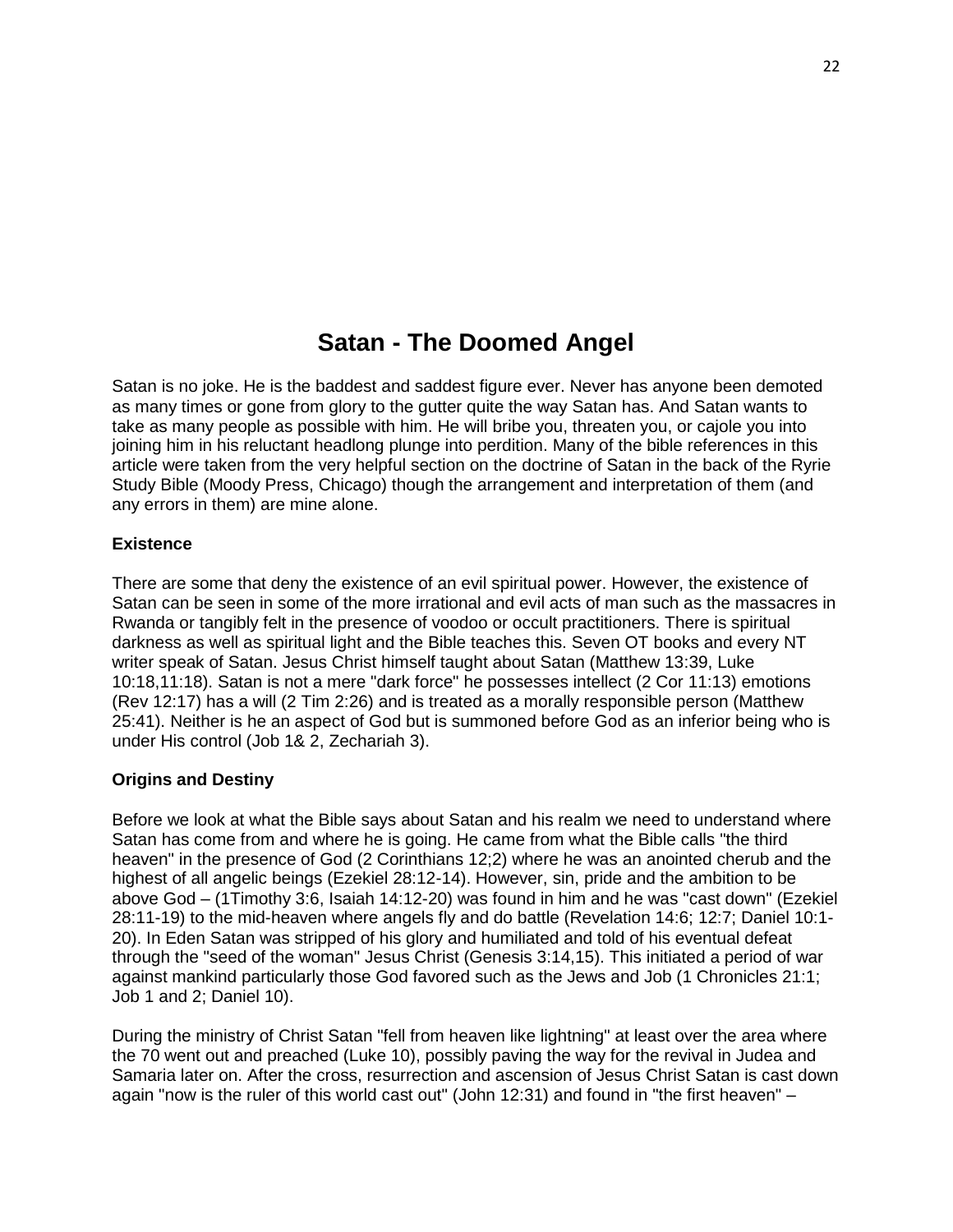# Satan - The Doomed Angel

Satan is no joke. He is the baddest and saddest figure ever. Never has anyone been demoted as many times or gone from glory to the gutter quite the way Satan has. And Satan wants to take as many people as possible with him. He will bribe you, threaten you, or cajole you into joining him in his reluctant headlong plunge into perdition. Many of the bible references in this article were taken from the very helpful section on the doctrine of Satan in the back of the Ryrie Study Bible (Moody Press, Chicago) though the arrangement and interpretation of them (and any errors in them) are mine alone.

### Existence

There are some that deny the existence of an evil spiritual power. However, the existence of Satan can be seen in some of the more irrational and evil acts of man such as the massacres in Rwanda or tangibly felt in the presence of voodoo or occult practitioners. There is spiritual darkness as well as spiritual light and the Bible teaches this. Seven OT books and every NT writer speak of Satan. Jesus Christ himself taught about Satan (Matthew 13:39, Luke 10:18,11:18). Satan is not a mere "dark force" he possesses intellect (2 Cor 11:13) emotions (Rev 12:17) has a will (2 Tim 2:26) and is treated as a morally responsible person (Matthew 25:41). Neither is he an aspect of God but is summoned before God as an inferior being who is under His control (Job 1& 2, Zechariah 3).

### Origins and Destiny

Before we look at what the Bible says about Satan and his realm we need to understand where Satan has come from and where he is going. He came from what the Bible calls "the third heaven" in the presence of God (2 Corinthians 12;2) where he was an anointed cherub and the highest of all angelic beings (Ezekiel 28:12-14). However, sin, pride and the ambition to be above God – (1Timothy 3:6, Isaiah 14:12-20) was found in him and he was "cast down" (Ezekiel 28:11-19) to the mid-heaven where angels fly and do battle (Revelation 14:6; 12:7; Daniel 10:1-20). In Eden Satan was stripped of his glory and humiliated and told of his eventual defeat through the "seed of the woman" Jesus Christ (Genesis 3:14,15). This initiated a period of war against mankind particularly those God favored such as the Jews and Job (1 Chronicles 21:1; Job 1 and 2; Daniel 10).

During the ministry of Christ Satan "fell from heaven like lightning" at least over the area where the 70 went out and preached (Luke 10), possibly paving the way for the revival in Judea and Samaria later on. After the cross, resurrection and ascension of Jesus Christ Satan is cast down again "now is the ruler of this world cast out" (John 12:31) and found in "the first heaven" –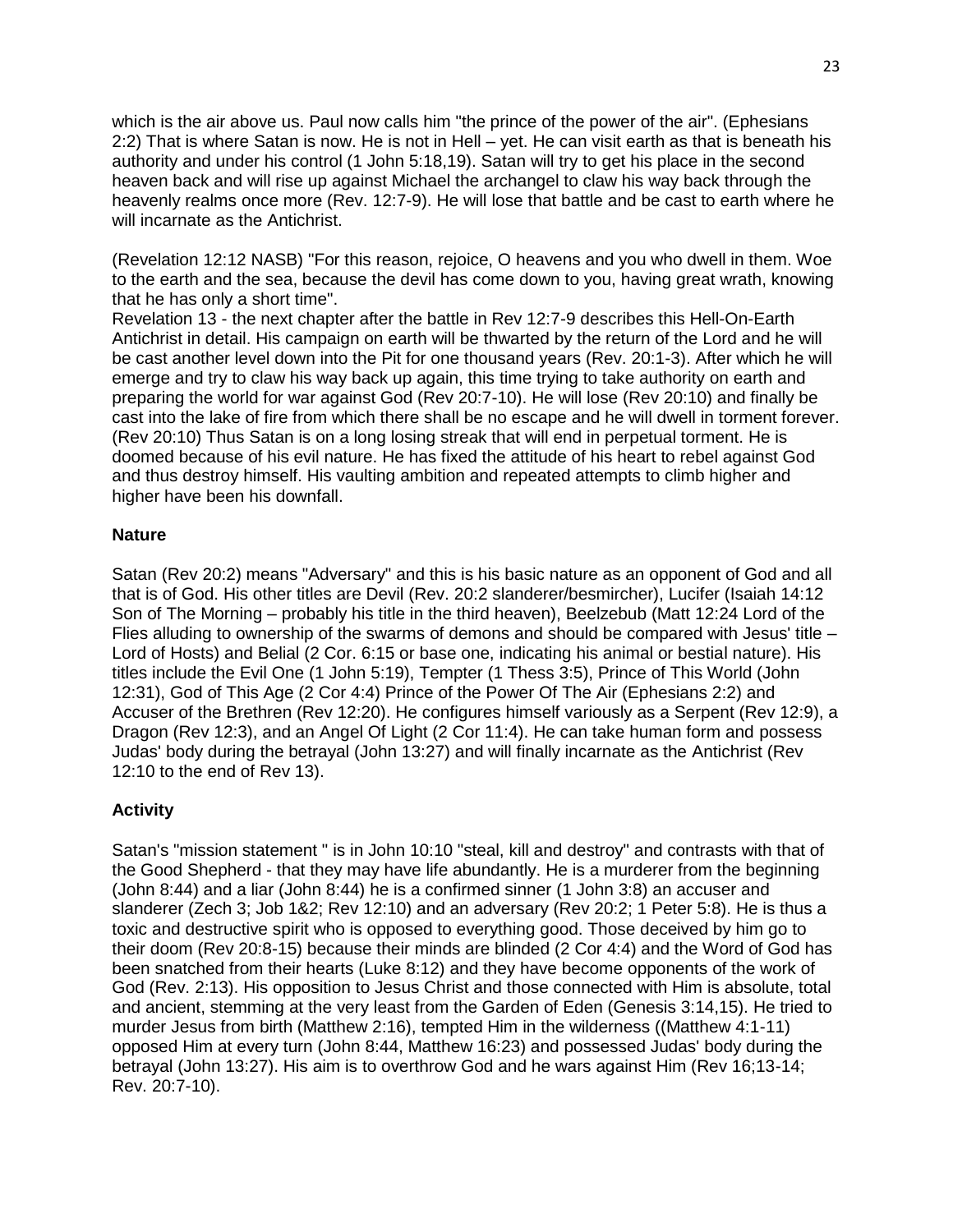which is the air above us. Paul now calls him "the prince of the power of the air". (Ephesians 2:2) That is where Satan is now. He is not in Hell – yet. He can visit earth as that is beneath his authority and under his control (1 John 5:18,19). Satan will try to get his place in the second heaven back and will rise up against Michael the archangel to claw his way back through the heavenly realms once more (Rev. 12:7-9). He will lose that battle and be cast to earth where he will incarnate as the Antichrist.

(Revelation 12:12 NASB) "For this reason, rejoice, O heavens and you who dwell in them. Woe to the earth and the sea, because the devil has come down to you, having great wrath, knowing that he has only a short time".
Revelation 13 - the next chapter after the battle in Rev 12:7-9 describes this Hell-On-Earth Antichrist in detail. His campaign on earth will be thwarted by the return of the Lord and he will be cast another level down into the Pit for one thousand years (Rev. 20:1-3). After which he will emerge and try to claw his way back up again, this time trying to take authority on earth and preparing the world for war against God (Rev 20:7-10). He will lose (Rev 20:10) and finally be cast into the lake of fire from which there shall be no escape and he will dwell in torment forever. (Rev 20:10) Thus Satan is on a long losing streak that will end in perpetual torment. He is doomed because of his evil nature. He has fixed the attitude of his heart to rebel against God and thus destroy himself. His vaulting ambition and repeated attempts to climb higher and higher have been his downfall.

**Nature**

Satan (Rev 20:2) means "Adversary" and this is his basic nature as an opponent of God and all that is of God. His other titles are Devil (Rev. 20:2 slanderer/besmircher), Lucifer (Isaiah 14:12 Son of The Morning – probably his title in the third heaven), Beelzebub (Matt 12:24 Lord of the Flies alluding to ownership of the swarms of demons and should be compared with Jesus' title – Lord of Hosts) and Belial (2 Cor. 6:15 or base one, indicating his animal or bestial nature). His titles include the Evil One (1 John 5:19), Tempter (1 Thess 3:5), Prince of This World (John 12:31), God of This Age (2 Cor 4:4) Prince of the Power Of The Air (Ephesians 2:2) and Accuser of the Brethren (Rev 12:20). He configures himself variously as a Serpent (Rev 12:9), a Dragon (Rev 12:3), and an Angel Of Light (2 Cor 11:4). He can take human form and possess Judas' body during the betrayal (John 13:27) and will finally incarnate as the Antichrist (Rev 12:10 to the end of Rev 13).

**Activity**

Satan's "mission statement " is in John 10:10 "steal, kill and destroy" and contrasts with that of the Good Shepherd - that they may have life abundantly. He is a murderer from the beginning (John 8:44) and a liar (John 8:44) he is a confirmed sinner (1 John 3:8) an accuser and slanderer (Zech 3; Job 1&2; Rev 12:10) and an adversary (Rev 20:2; 1 Peter 5:8). He is thus a toxic and destructive spirit who is opposed to everything good. Those deceived by him go to their doom (Rev 20:8-15) because their minds are blinded (2 Cor 4:4) and the Word of God has been snatched from their hearts (Luke 8:12) and they have become opponents of the work of God (Rev. 2:13). His opposition to Jesus Christ and those connected with Him is absolute, total and ancient, stemming at the very least from the Garden of Eden (Genesis 3:14,15). He tried to murder Jesus from birth (Matthew 2:16), tempted Him in the wilderness ((Matthew 4:1-11) opposed Him at every turn (John 8:44, Matthew 16:23) and possessed Judas' body during the betrayal (John 13:27). His aim is to overthrow God and he wars against Him (Rev 16;13-14; Rev. 20:7-10).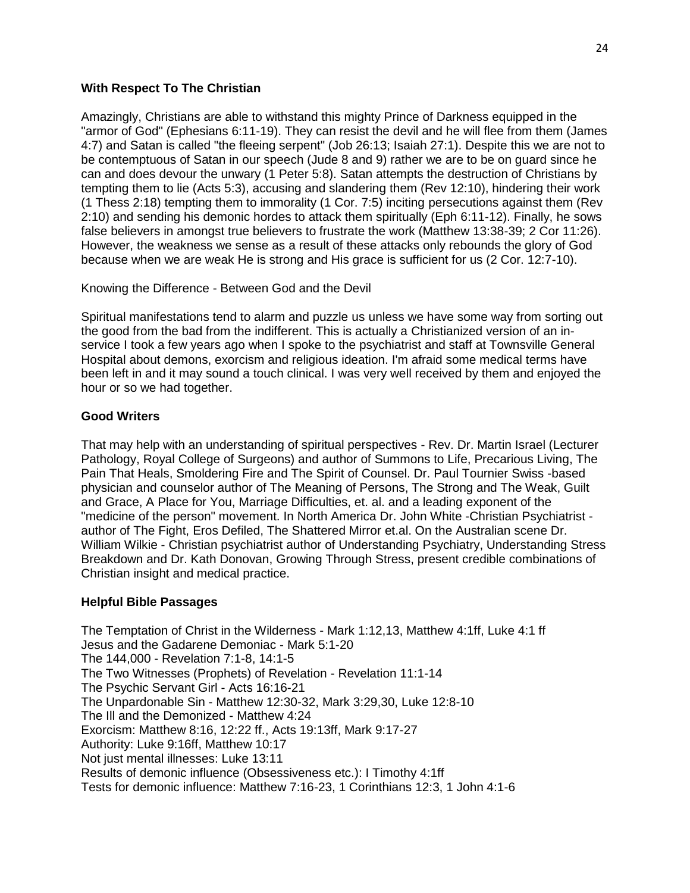### With Respect To The Christian

Amazingly, Christians are able to withstand this mighty Prince of Darkness equipped in the "armor of God" (Ephesians 6:11-19). They can resist the devil and he will flee from them (James 4:7) and Satan is called "the fleeing serpent" (Job 26:13; Isaiah 27:1). Despite this we are not to be contemptuous of Satan in our speech (Jude 8 and 9) rather we are to be on guard since he can and does devour the unwary (1 Peter 5:8). Satan attempts the destruction of Christians by tempting them to lie (Acts 5:3), accusing and slandering them (Rev 12:10), hindering their work (1 Thess 2:18) tempting them to immorality (1 Cor. 7:5) inciting persecutions against them (Rev 2:10) and sending his demonic hordes to attack them spiritually (Eph 6:11-12). Finally, he sows false believers in amongst true believers to frustrate the work (Matthew 13:38-39; 2 Cor 11:26). However, the weakness we sense as a result of these attacks only rebounds the glory of God because when we are weak He is strong and His grace is sufficient for us (2 Cor. 12:7-10).

Knowing the Difference - Between God and the Devil

Spiritual manifestations tend to alarm and puzzle us unless we have some way from sorting out the good from the bad from the indifferent. This is actually a Christianized version of an in-service I took a few years ago when I spoke to the psychiatrist and staff at Townsville General Hospital about demons, exorcism and religious ideation. I'm afraid some medical terms have been left in and it may sound a touch clinical. I was very well received by them and enjoyed the hour or so we had together.

### Good Writers

That may help with an understanding of spiritual perspectives - Rev. Dr. Martin Israel (Lecturer Pathology, Royal College of Surgeons) and author of Summons to Life, Precarious Living, The Pain That Heals, Smoldering Fire and The Spirit of Counsel. Dr. Paul Tournier Swiss -based physician and counselor author of The Meaning of Persons, The Strong and The Weak, Guilt and Grace, A Place for You, Marriage Difficulties, et. al. and a leading exponent of the "medicine of the person" movement. In North America Dr. John White -Christian Psychiatrist - author of The Fight, Eros Defiled, The Shattered Mirror et.al. On the Australian scene Dr. William Wilkie - Christian psychiatrist author of Understanding Psychiatry, Understanding Stress Breakdown and Dr. Kath Donovan, Growing Through Stress, present credible combinations of Christian insight and medical practice.

### Helpful Bible Passages

The Temptation of Christ in the Wilderness - Mark 1:12,13, Matthew 4:1ff, Luke 4:1 ff
Jesus and the Gadarene Demoniac - Mark 5:1-20
The 144,000 - Revelation 7:1-8, 14:1-5
The Two Witnesses (Prophets) of Revelation - Revelation 11:1-14
The Psychic Servant Girl - Acts 16:16-21
The Unpardonable Sin - Matthew 12:30-32, Mark 3:29,30, Luke 12:8-10
The Ill and the Demonized - Matthew 4:24
Exorcism: Matthew 8:16, 12:22 ff., Acts 19:13ff, Mark 9:17-27
Authority: Luke 9:16ff, Matthew 10:17
Not just mental illnesses: Luke 13:11
Results of demonic influence (Obsessiveness etc.): I Timothy 4:1ff
Tests for demonic influence: Matthew 7:16-23, 1 Corinthians 12:3, 1 John 4:1-6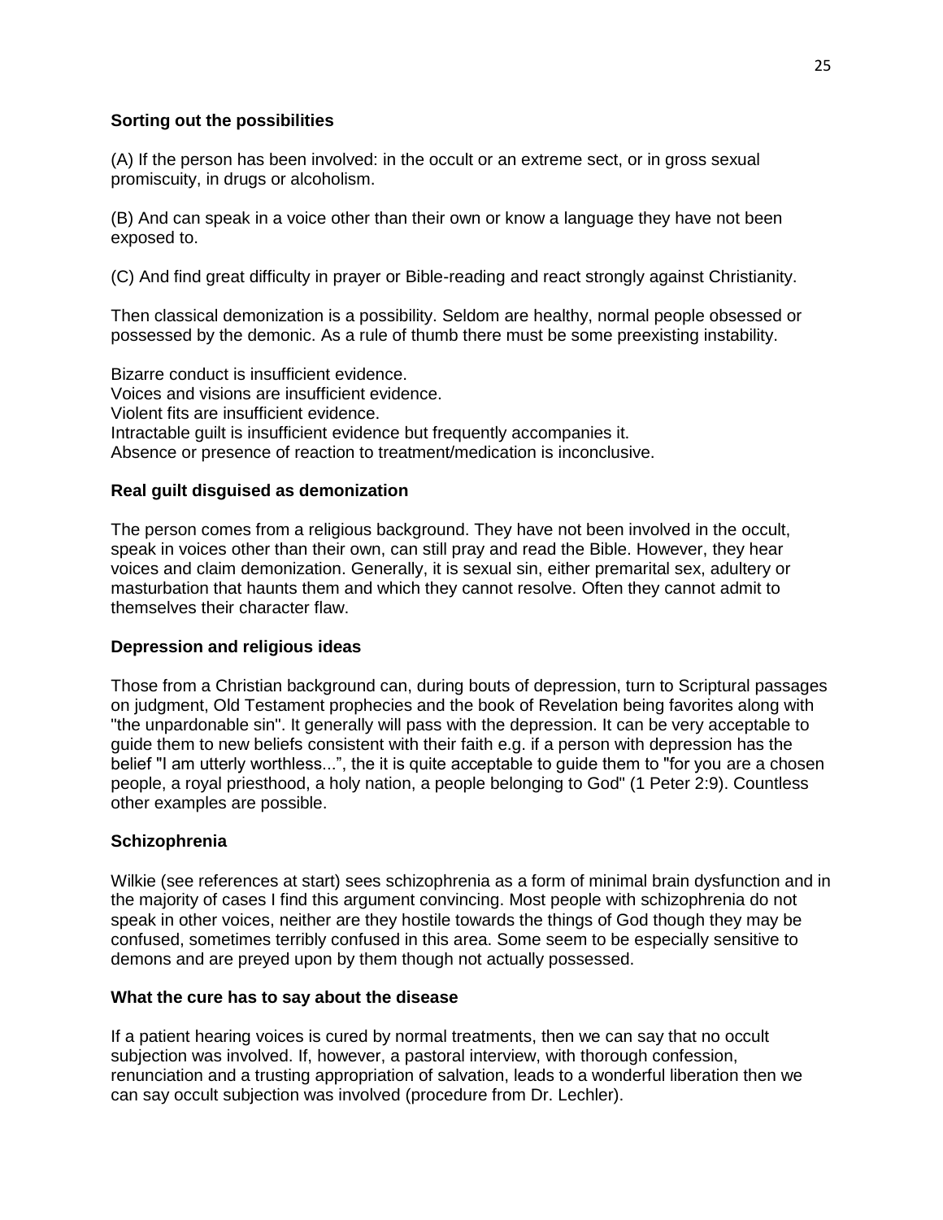**Sorting out the possibilities**

(A) If the person has been involved: in the occult or an extreme sect, or in gross sexual promiscuity, in drugs or alcoholism.

(B) And can speak in a voice other than their own or know a language they have not been exposed to.

(C) And find great difficulty in prayer or Bible-reading and react strongly against Christianity.

Then classical demonization is a possibility. Seldom are healthy, normal people obsessed or possessed by the demonic. As a rule of thumb there must be some preexisting instability.

Bizarre conduct is insufficient evidence.
Voices and visions are insufficient evidence.
Violent fits are insufficient evidence.
Intractable guilt is insufficient evidence but frequently accompanies it.
Absence or presence of reaction to treatment/medication is inconclusive.

**Real guilt disguised as demonization**

The person comes from a religious background. They have not been involved in the occult, speak in voices other than their own, can still pray and read the Bible. However, they hear voices and claim demonization. Generally, it is sexual sin, either premarital sex, adultery or masturbation that haunts them and which they cannot resolve. Often they cannot admit to themselves their character flaw.

**Depression and religious ideas**

Those from a Christian background can, during bouts of depression, turn to Scriptural passages on judgment, Old Testament prophecies and the book of Revelation being favorites along with "the unpardonable sin". It generally will pass with the depression. It can be very acceptable to guide them to new beliefs consistent with their faith e.g. if a person with depression has the belief "I am utterly worthless...", the it is quite acceptable to guide them to "for you are a chosen people, a royal priesthood, a holy nation, a people belonging to God" (1 Peter 2:9). Countless other examples are possible.

**Schizophrenia**

Wilkie (see references at start) sees schizophrenia as a form of minimal brain dysfunction and in the majority of cases I find this argument convincing. Most people with schizophrenia do not speak in other voices, neither are they hostile towards the things of God though they may be confused, sometimes terribly confused in this area. Some seem to be especially sensitive to demons and are preyed upon by them though not actually possessed.

**What the cure has to say about the disease**

If a patient hearing voices is cured by normal treatments, then we can say that no occult subjection was involved. If, however, a pastoral interview, with thorough confession, renunciation and a trusting appropriation of salvation, leads to a wonderful liberation then we can say occult subjection was involved (procedure from Dr. Lechler).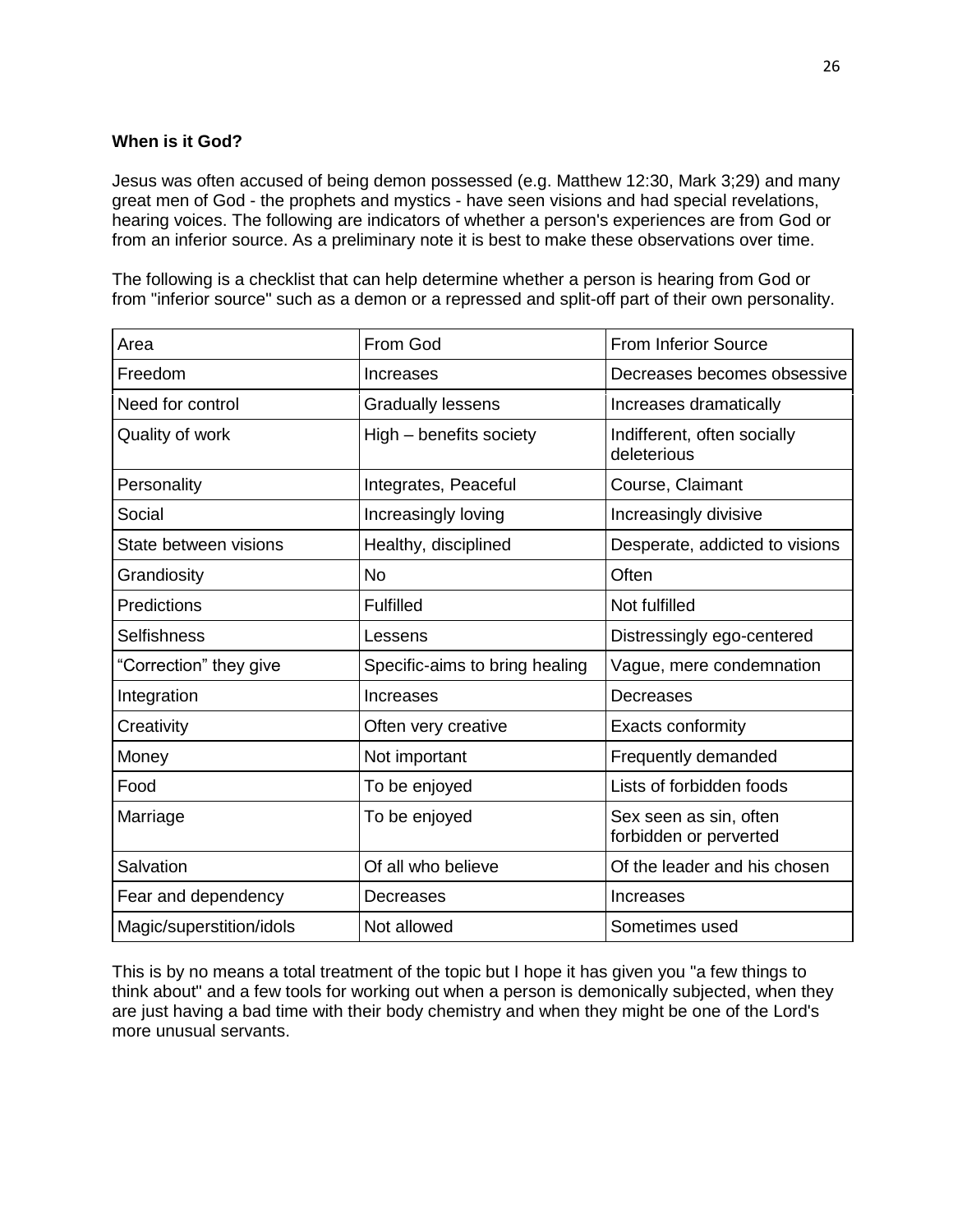**When is it God?**

Jesus was often accused of being demon possessed (e.g. Matthew 12:30, Mark 3;29) and many great men of God - the prophets and mystics - have seen visions and had special revelations, hearing voices. The following are indicators of whether a person's experiences are from God or from an inferior source. As a preliminary note it is best to make these observations over time.

The following is a checklist that can help determine whether a person is hearing from God or from "inferior source" such as a demon or a repressed and split-off part of their own personality.

| Area | From God | From Inferior Source |
|---|---|---|
| Freedom | Increases | Decreases becomes obsessive |
| Need for control | Gradually lessens | Increases dramatically |
| Quality of work | High – benefits society | Indifferent, often socially deleterious |
| Personality | Integrates, Peaceful | Course, Claimant |
| Social | Increasingly loving | Increasingly divisive |
| State between visions | Healthy, disciplined | Desperate, addicted to visions |
| Grandiosity | No | Often |
| Predictions | Fulfilled | Not fulfilled |
| Selfishness | Lessens | Distressingly ego-centered |
| “Correction” they give | Specific-aims to bring healing | Vague, mere condemnation |
| Integration | Increases | Decreases |
| Creativity | Often very creative | Exacts conformity |
| Money | Not important | Frequently demanded |
| Food | To be enjoyed | Lists of forbidden foods |
| Marriage | To be enjoyed | Sex seen as sin, often forbidden or perverted |
| Salvation | Of all who believe | Of the leader and his chosen |
| Fear and dependency | Decreases | Increases |
| Magic/superstition/idols | Not allowed | Sometimes used |

This is by no means a total treatment of the topic but I hope it has given you "a few things to think about" and a few tools for working out when a person is demonically subjected, when they are just having a bad time with their body chemistry and when they might be one of the Lord's more unusual servants.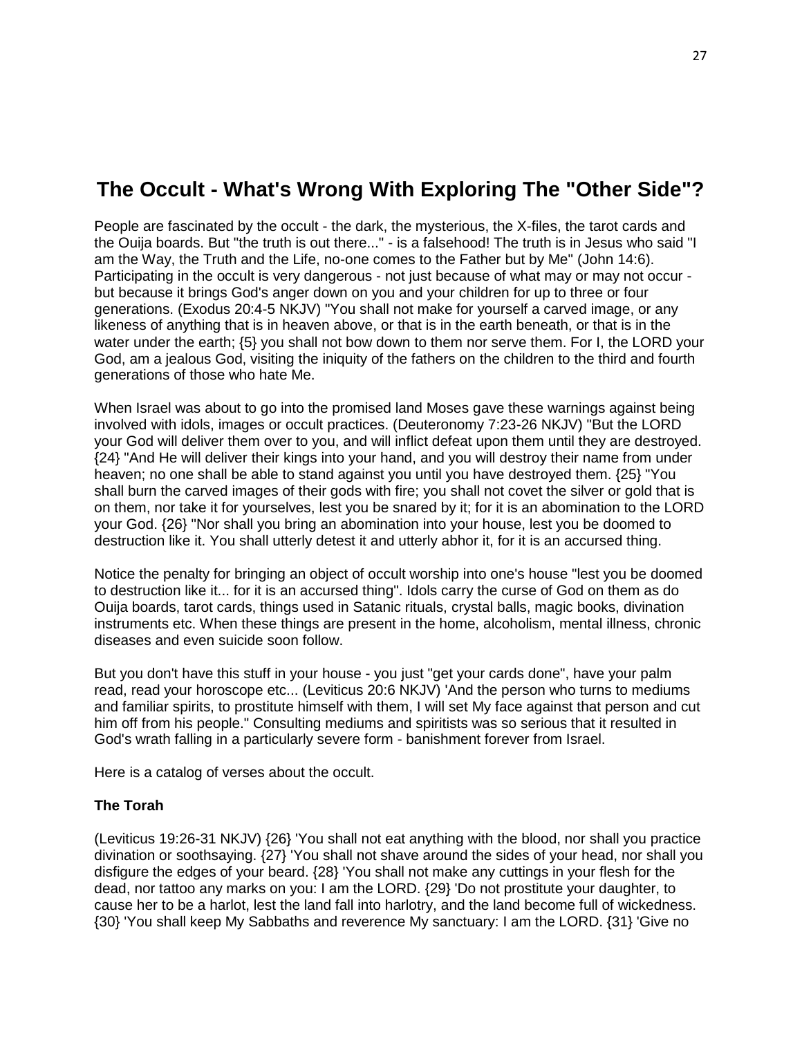# The Occult - What's Wrong With Exploring The "Other Side"?

People are fascinated by the occult - the dark, the mysterious, the X-files, the tarot cards and the Ouija boards. But "the truth is out there..." - is a falsehood! The truth is in Jesus who said "I am the Way, the Truth and the Life, no-one comes to the Father but by Me" (John 14:6). Participating in the occult is very dangerous - not just because of what may or may not occur - but because it brings God's anger down on you and your children for up to three or four generations. (Exodus 20:4-5 NKJV) "You shall not make for yourself a carved image, or any likeness of anything that is in heaven above, or that is in the earth beneath, or that is in the water under the earth; {5} you shall not bow down to them nor serve them. For I, the LORD your God, am a jealous God, visiting the iniquity of the fathers on the children to the third and fourth generations of those who hate Me.

When Israel was about to go into the promised land Moses gave these warnings against being involved with idols, images or occult practices. (Deuteronomy 7:23-26 NKJV) "But the LORD your God will deliver them over to you, and will inflict defeat upon them until they are destroyed. {24} "And He will deliver their kings into your hand, and you will destroy their name from under heaven; no one shall be able to stand against you until you have destroyed them. {25} "You shall burn the carved images of their gods with fire; you shall not covet the silver or gold that is on them, nor take it for yourselves, lest you be snared by it; for it is an abomination to the LORD your God. {26} "Nor shall you bring an abomination into your house, lest you be doomed to destruction like it. You shall utterly detest it and utterly abhor it, for it is an accursed thing.

Notice the penalty for bringing an object of occult worship into one's house "lest you be doomed to destruction like it... for it is an accursed thing". Idols carry the curse of God on them as do Ouija boards, tarot cards, things used in Satanic rituals, crystal balls, magic books, divination instruments etc. When these things are present in the home, alcoholism, mental illness, chronic diseases and even suicide soon follow.

But you don't have this stuff in your house - you just "get your cards done", have your palm read, read your horoscope etc... (Leviticus 20:6 NKJV) 'And the person who turns to mediums and familiar spirits, to prostitute himself with them, I will set My face against that person and cut him off from his people." Consulting mediums and spiritists was so serious that it resulted in God's wrath falling in a particularly severe form - banishment forever from Israel.

Here is a catalog of verses about the occult.

**The Torah**

(Leviticus 19:26-31 NKJV) {26} 'You shall not eat anything with the blood, nor shall you practice divination or soothsaying. {27} 'You shall not shave around the sides of your head, nor shall you disfigure the edges of your beard. {28} 'You shall not make any cuttings in your flesh for the dead, nor tattoo any marks on you: I am the LORD. {29} 'Do not prostitute your daughter, to cause her to be a harlot, lest the land fall into harlotry, and the land become full of wickedness. {30} 'You shall keep My Sabbaths and reverence My sanctuary: I am the LORD. {31} 'Give no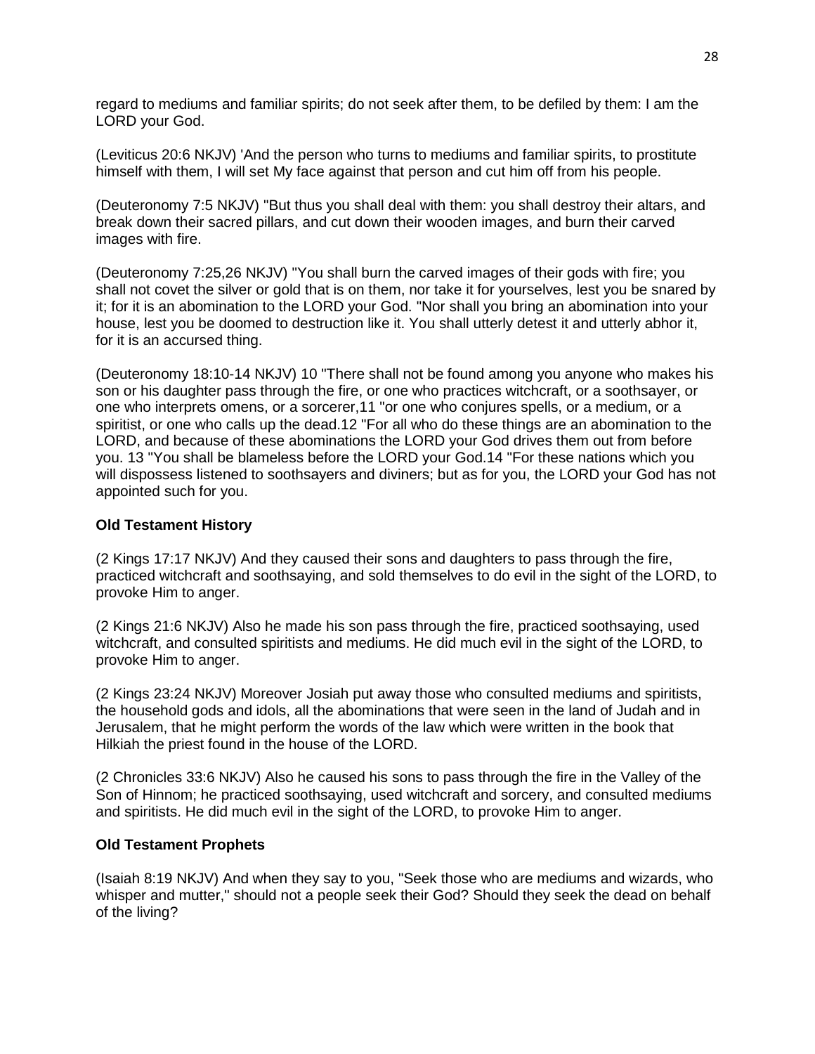regard to mediums and familiar spirits; do not seek after them, to be defiled by them: I am the LORD your God.

(Leviticus 20:6 NKJV) 'And the person who turns to mediums and familiar spirits, to prostitute himself with them, I will set My face against that person and cut him off from his people.

(Deuteronomy 7:5 NKJV) "But thus you shall deal with them: you shall destroy their altars, and break down their sacred pillars, and cut down their wooden images, and burn their carved images with fire.

(Deuteronomy 7:25,26 NKJV) "You shall burn the carved images of their gods with fire; you shall not covet the silver or gold that is on them, nor take it for yourselves, lest you be snared by it; for it is an abomination to the LORD your God. "Nor shall you bring an abomination into your house, lest you be doomed to destruction like it. You shall utterly detest it and utterly abhor it, for it is an accursed thing.

(Deuteronomy 18:10-14 NKJV) 10 "There shall not be found among you anyone who makes his son or his daughter pass through the fire, or one who practices witchcraft, or a soothsayer, or one who interprets omens, or a sorcerer,11 "or one who conjures spells, or a medium, or a spiritist, or one who calls up the dead.12 "For all who do these things are an abomination to the LORD, and because of these abominations the LORD your God drives them out from before you. 13 "You shall be blameless before the LORD your God.14 "For these nations which you will dispossess listened to soothsayers and diviners; but as for you, the LORD your God has not appointed such for you.

**Old Testament History**

(2 Kings 17:17 NKJV) And they caused their sons and daughters to pass through the fire, practiced witchcraft and soothsaying, and sold themselves to do evil in the sight of the LORD, to provoke Him to anger.

(2 Kings 21:6 NKJV) Also he made his son pass through the fire, practiced soothsaying, used witchcraft, and consulted spiritists and mediums. He did much evil in the sight of the LORD, to provoke Him to anger.

(2 Kings 23:24 NKJV) Moreover Josiah put away those who consulted mediums and spiritists, the household gods and idols, all the abominations that were seen in the land of Judah and in Jerusalem, that he might perform the words of the law which were written in the book that Hilkiah the priest found in the house of the LORD.

(2 Chronicles 33:6 NKJV) Also he caused his sons to pass through the fire in the Valley of the Son of Hinnom; he practiced soothsaying, used witchcraft and sorcery, and consulted mediums and spiritists. He did much evil in the sight of the LORD, to provoke Him to anger.

**Old Testament Prophets**

(Isaiah 8:19 NKJV) And when they say to you, "Seek those who are mediums and wizards, who whisper and mutter," should not a people seek their God? Should they seek the dead on behalf of the living?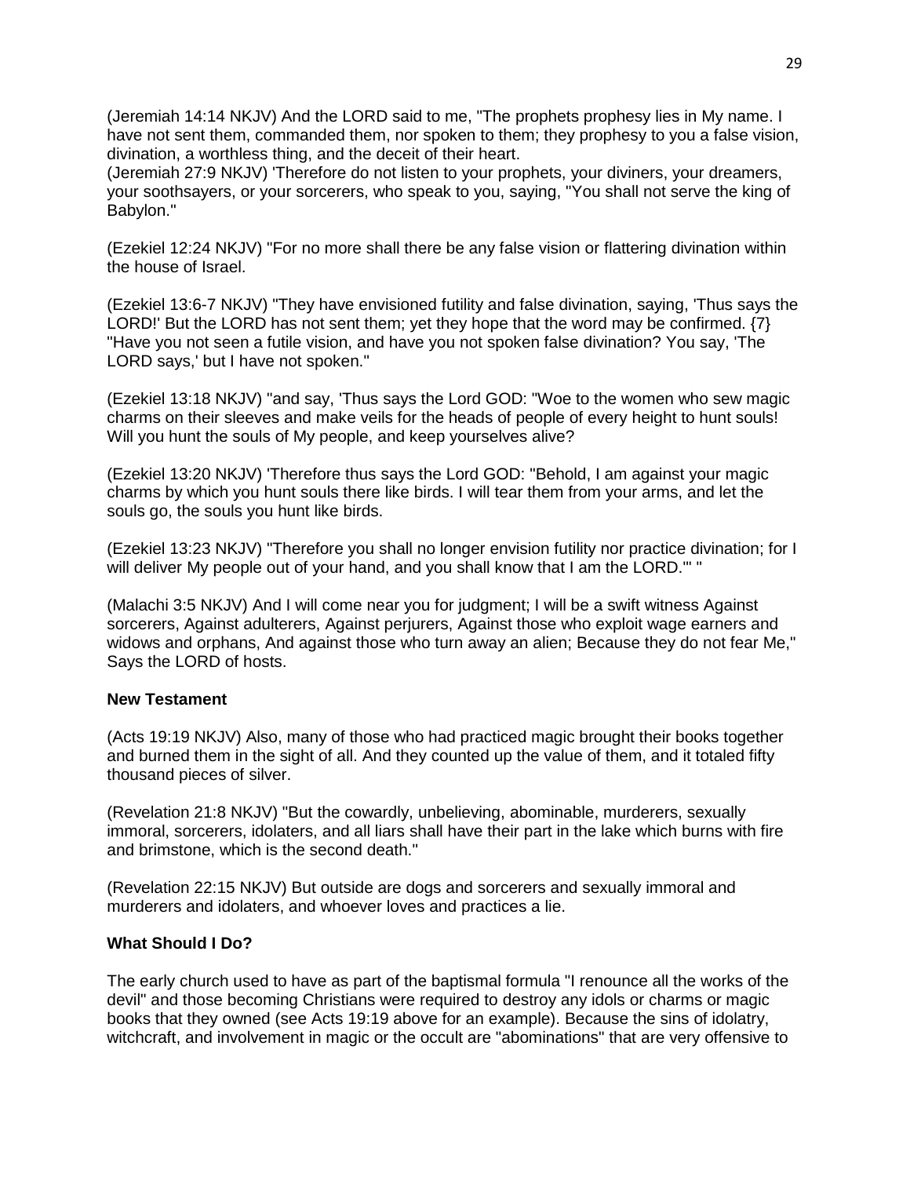(Jeremiah 14:14 NKJV) And the LORD said to me, "The prophets prophesy lies in My name. I have not sent them, commanded them, nor spoken to them; they prophesy to you a false vision, divination, a worthless thing, and the deceit of their heart.
(Jeremiah 27:9 NKJV) 'Therefore do not listen to your prophets, your diviners, your dreamers, your soothsayers, or your sorcerers, who speak to you, saying, "You shall not serve the king of Babylon."

(Ezekiel 12:24 NKJV) "For no more shall there be any false vision or flattering divination within the house of Israel.

(Ezekiel 13:6-7 NKJV) "They have envisioned futility and false divination, saying, 'Thus says the LORD!' But the LORD has not sent them; yet they hope that the word may be confirmed. {7} "Have you not seen a futile vision, and have you not spoken false divination? You say, 'The LORD says,' but I have not spoken."

(Ezekiel 13:18 NKJV) "and say, 'Thus says the Lord GOD: "Woe to the women who sew magic charms on their sleeves and make veils for the heads of people of every height to hunt souls! Will you hunt the souls of My people, and keep yourselves alive?

(Ezekiel 13:20 NKJV) 'Therefore thus says the Lord GOD: "Behold, I am against your magic charms by which you hunt souls there like birds. I will tear them from your arms, and let the souls go, the souls you hunt like birds.

(Ezekiel 13:23 NKJV) "Therefore you shall no longer envision futility nor practice divination; for I will deliver My people out of your hand, and you shall know that I am the LORD."' "

(Malachi 3:5 NKJV) And I will come near you for judgment; I will be a swift witness Against sorcerers, Against adulterers, Against perjurers, Against those who exploit wage earners and widows and orphans, And against those who turn away an alien; Because they do not fear Me," Says the LORD of hosts.

**New Testament**

(Acts 19:19 NKJV) Also, many of those who had practiced magic brought their books together and burned them in the sight of all. And they counted up the value of them, and it totaled fifty thousand pieces of silver.

(Revelation 21:8 NKJV) "But the cowardly, unbelieving, abominable, murderers, sexually immoral, sorcerers, idolaters, and all liars shall have their part in the lake which burns with fire and brimstone, which is the second death."

(Revelation 22:15 NKJV) But outside are dogs and sorcerers and sexually immoral and murderers and idolaters, and whoever loves and practices a lie.

**What Should I Do?**

The early church used to have as part of the baptismal formula "I renounce all the works of the devil" and those becoming Christians were required to destroy any idols or charms or magic books that they owned (see Acts 19:19 above for an example). Because the sins of idolatry, witchcraft, and involvement in magic or the occult are "abominations" that are very offensive to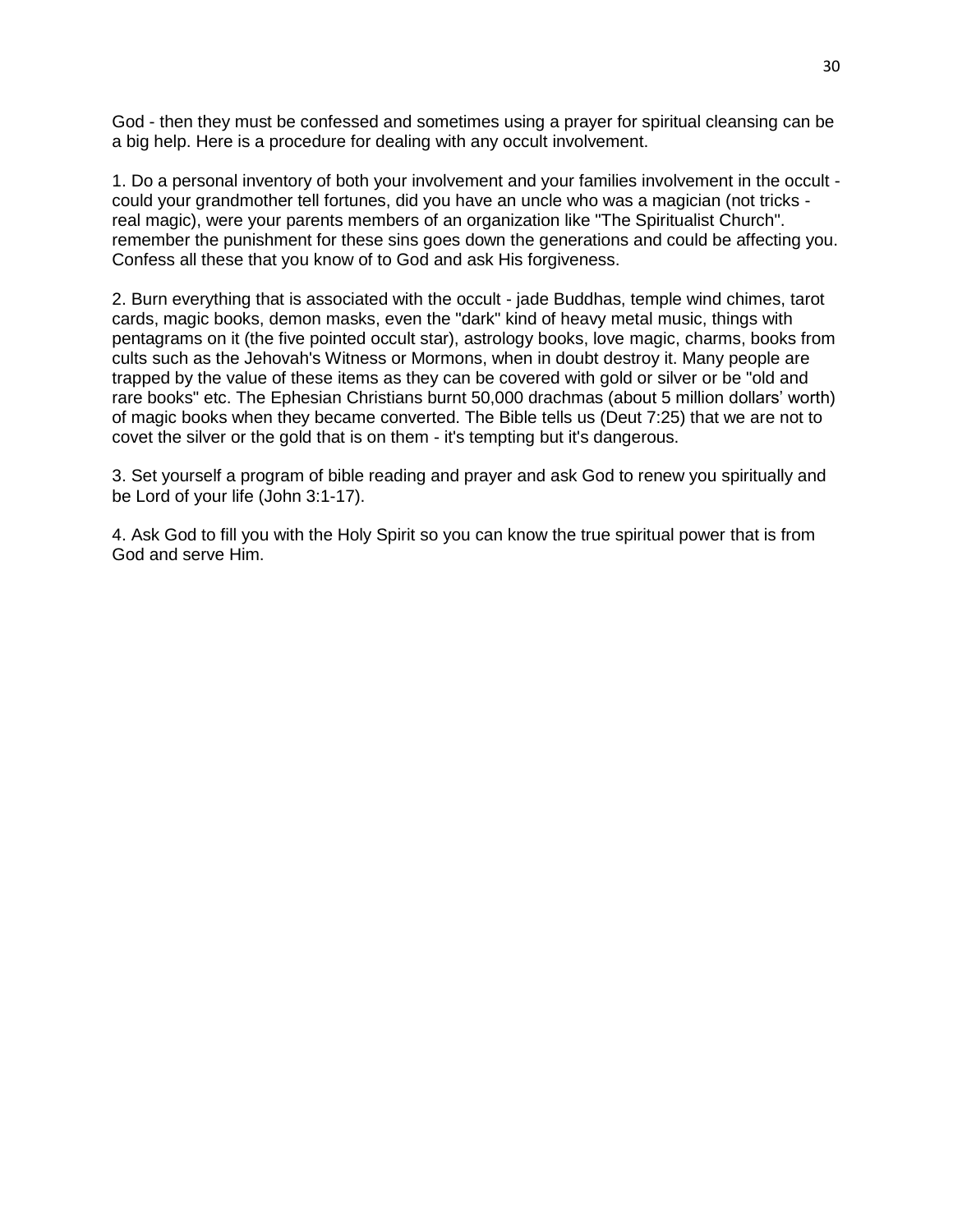God - then they must be confessed and sometimes using a prayer for spiritual cleansing can be a big help. Here is a procedure for dealing with any occult involvement.

1. Do a personal inventory of both your involvement and your families involvement in the occult - could your grandmother tell fortunes, did you have an uncle who was a magician (not tricks - real magic), were your parents members of an organization like "The Spiritualist Church". remember the punishment for these sins goes down the generations and could be affecting you. Confess all these that you know of to God and ask His forgiveness.

2. Burn everything that is associated with the occult - jade Buddhas, temple wind chimes, tarot cards, magic books, demon masks, even the "dark" kind of heavy metal music, things with pentagrams on it (the five pointed occult star), astrology books, love magic, charms, books from cults such as the Jehovah's Witness or Mormons, when in doubt destroy it. Many people are trapped by the value of these items as they can be covered with gold or silver or be "old and rare books" etc. The Ephesian Christians burnt 50,000 drachmas (about 5 million dollars' worth) of magic books when they became converted. The Bible tells us (Deut 7:25) that we are not to covet the silver or the gold that is on them - it's tempting but it's dangerous.

3. Set yourself a program of bible reading and prayer and ask God to renew you spiritually and be Lord of your life (John 3:1-17).

4. Ask God to fill you with the Holy Spirit so you can know the true spiritual power that is from God and serve Him.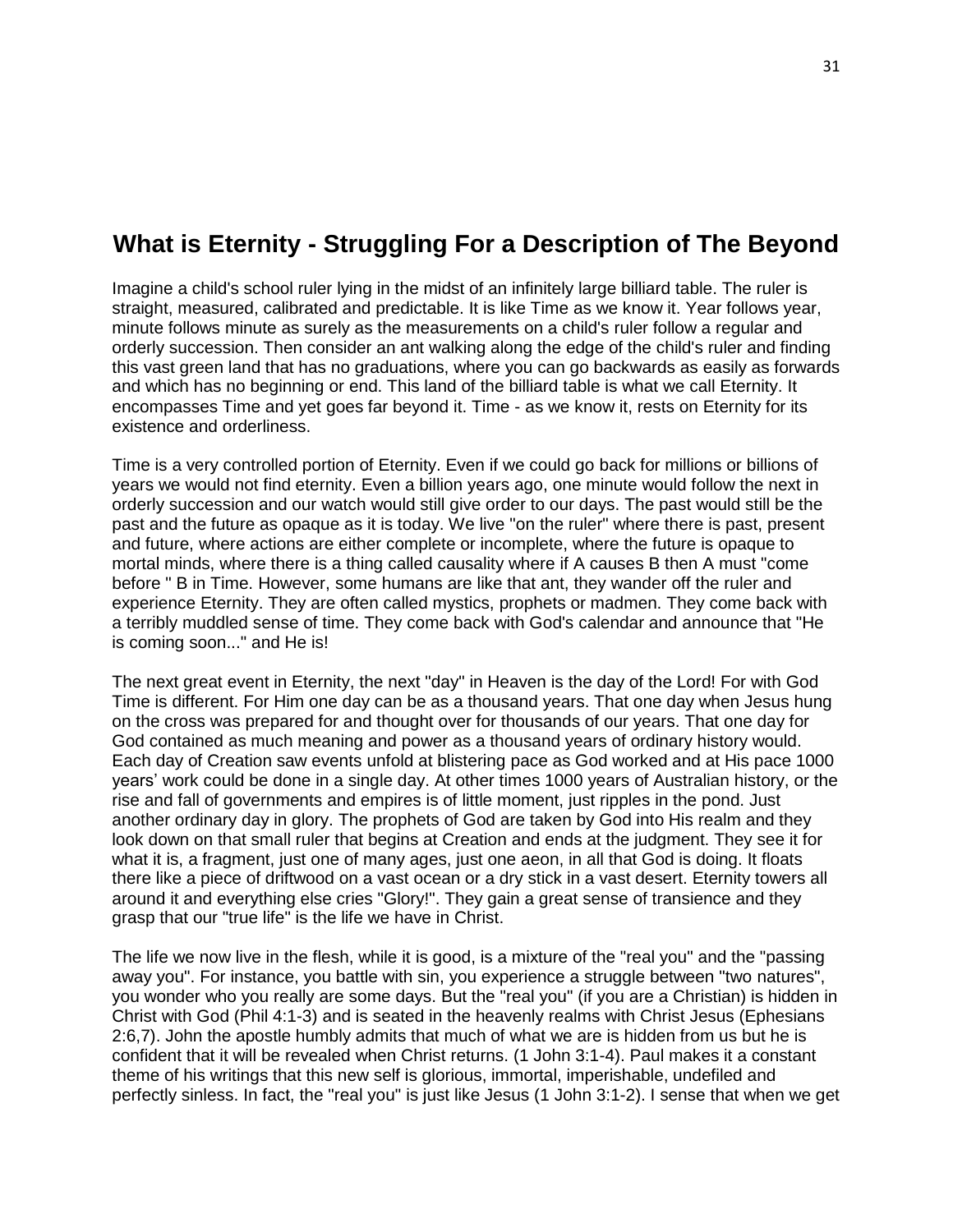## What is Eternity - Struggling For a Description of The Beyond

Imagine a child's school ruler lying in the midst of an infinitely large billiard table. The ruler is straight, measured, calibrated and predictable. It is like Time as we know it. Year follows year, minute follows minute as surely as the measurements on a child's ruler follow a regular and orderly succession. Then consider an ant walking along the edge of the child's ruler and finding this vast green land that has no graduations, where you can go backwards as easily as forwards and which has no beginning or end. This land of the billiard table is what we call Eternity. It encompasses Time and yet goes far beyond it. Time - as we know it, rests on Eternity for its existence and orderliness.

Time is a very controlled portion of Eternity. Even if we could go back for millions or billions of years we would not find eternity. Even a billion years ago, one minute would follow the next in orderly succession and our watch would still give order to our days. The past would still be the past and the future as opaque as it is today. We live "on the ruler" where there is past, present and future, where actions are either complete or incomplete, where the future is opaque to mortal minds, where there is a thing called causality where if A causes B then A must "come before " B in Time. However, some humans are like that ant, they wander off the ruler and experience Eternity. They are often called mystics, prophets or madmen. They come back with a terribly muddled sense of time. They come back with God's calendar and announce that "He is coming soon..." and He is!

The next great event in Eternity, the next "day" in Heaven is the day of the Lord! For with God Time is different. For Him one day can be as a thousand years. That one day when Jesus hung on the cross was prepared for and thought over for thousands of our years. That one day for God contained as much meaning and power as a thousand years of ordinary history would. Each day of Creation saw events unfold at blistering pace as God worked and at His pace 1000 years' work could be done in a single day. At other times 1000 years of Australian history, or the rise and fall of governments and empires is of little moment, just ripples in the pond. Just another ordinary day in glory. The prophets of God are taken by God into His realm and they look down on that small ruler that begins at Creation and ends at the judgment. They see it for what it is, a fragment, just one of many ages, just one aeon, in all that God is doing. It floats there like a piece of driftwood on a vast ocean or a dry stick in a vast desert. Eternity towers all around it and everything else cries "Glory!". They gain a great sense of transience and they grasp that our "true life" is the life we have in Christ.

The life we now live in the flesh, while it is good, is a mixture of the "real you" and the "passing away you". For instance, you battle with sin, you experience a struggle between "two natures", you wonder who you really are some days. But the "real you" (if you are a Christian) is hidden in Christ with God (Phil 4:1-3) and is seated in the heavenly realms with Christ Jesus (Ephesians 2:6,7). John the apostle humbly admits that much of what we are is hidden from us but he is confident that it will be revealed when Christ returns. (1 John 3:1-4). Paul makes it a constant theme of his writings that this new self is glorious, immortal, imperishable, undefiled and perfectly sinless. In fact, the "real you" is just like Jesus (1 John 3:1-2). I sense that when we get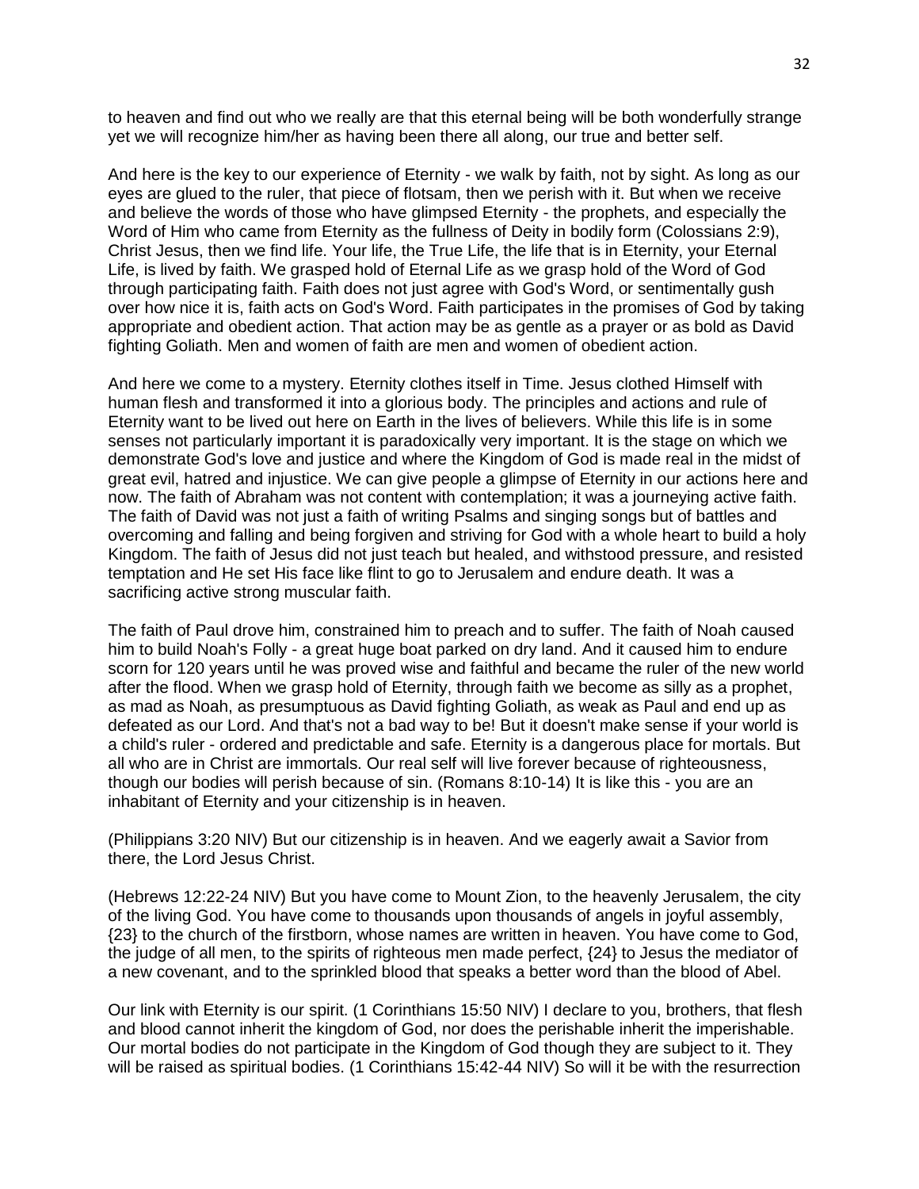to heaven and find out who we really are that this eternal being will be both wonderfully strange yet we will recognize him/her as having been there all along, our true and better self.

And here is the key to our experience of Eternity - we walk by faith, not by sight. As long as our eyes are glued to the ruler, that piece of flotsam, then we perish with it. But when we receive and believe the words of those who have glimpsed Eternity - the prophets, and especially the Word of Him who came from Eternity as the fullness of Deity in bodily form (Colossians 2:9), Christ Jesus, then we find life. Your life, the True Life, the life that is in Eternity, your Eternal Life, is lived by faith. We grasped hold of Eternal Life as we grasp hold of the Word of God through participating faith. Faith does not just agree with God's Word, or sentimentally gush over how nice it is, faith acts on God's Word. Faith participates in the promises of God by taking appropriate and obedient action. That action may be as gentle as a prayer or as bold as David fighting Goliath. Men and women of faith are men and women of obedient action.

And here we come to a mystery. Eternity clothes itself in Time. Jesus clothed Himself with human flesh and transformed it into a glorious body. The principles and actions and rule of Eternity want to be lived out here on Earth in the lives of believers. While this life is in some senses not particularly important it is paradoxically very important. It is the stage on which we demonstrate God's love and justice and where the Kingdom of God is made real in the midst of great evil, hatred and injustice. We can give people a glimpse of Eternity in our actions here and now. The faith of Abraham was not content with contemplation; it was a journeying active faith. The faith of David was not just a faith of writing Psalms and singing songs but of battles and overcoming and falling and being forgiven and striving for God with a whole heart to build a holy Kingdom. The faith of Jesus did not just teach but healed, and withstood pressure, and resisted temptation and He set His face like flint to go to Jerusalem and endure death. It was a sacrificing active strong muscular faith.

The faith of Paul drove him, constrained him to preach and to suffer. The faith of Noah caused him to build Noah's Folly - a great huge boat parked on dry land. And it caused him to endure scorn for 120 years until he was proved wise and faithful and became the ruler of the new world after the flood. When we grasp hold of Eternity, through faith we become as silly as a prophet, as mad as Noah, as presumptuous as David fighting Goliath, as weak as Paul and end up as defeated as our Lord. And that's not a bad way to be! But it doesn't make sense if your world is a child's ruler - ordered and predictable and safe. Eternity is a dangerous place for mortals. But all who are in Christ are immortals. Our real self will live forever because of righteousness, though our bodies will perish because of sin. (Romans 8:10-14) It is like this - you are an inhabitant of Eternity and your citizenship is in heaven.

(Philippians 3:20 NIV) But our citizenship is in heaven. And we eagerly await a Savior from there, the Lord Jesus Christ.

(Hebrews 12:22-24 NIV) But you have come to Mount Zion, to the heavenly Jerusalem, the city of the living God. You have come to thousands upon thousands of angels in joyful assembly, {23} to the church of the firstborn, whose names are written in heaven. You have come to God, the judge of all men, to the spirits of righteous men made perfect, {24} to Jesus the mediator of a new covenant, and to the sprinkled blood that speaks a better word than the blood of Abel.

Our link with Eternity is our spirit. (1 Corinthians 15:50 NIV) I declare to you, brothers, that flesh and blood cannot inherit the kingdom of God, nor does the perishable inherit the imperishable. Our mortal bodies do not participate in the Kingdom of God though they are subject to it. They will be raised as spiritual bodies. (1 Corinthians 15:42-44 NIV) So will it be with the resurrection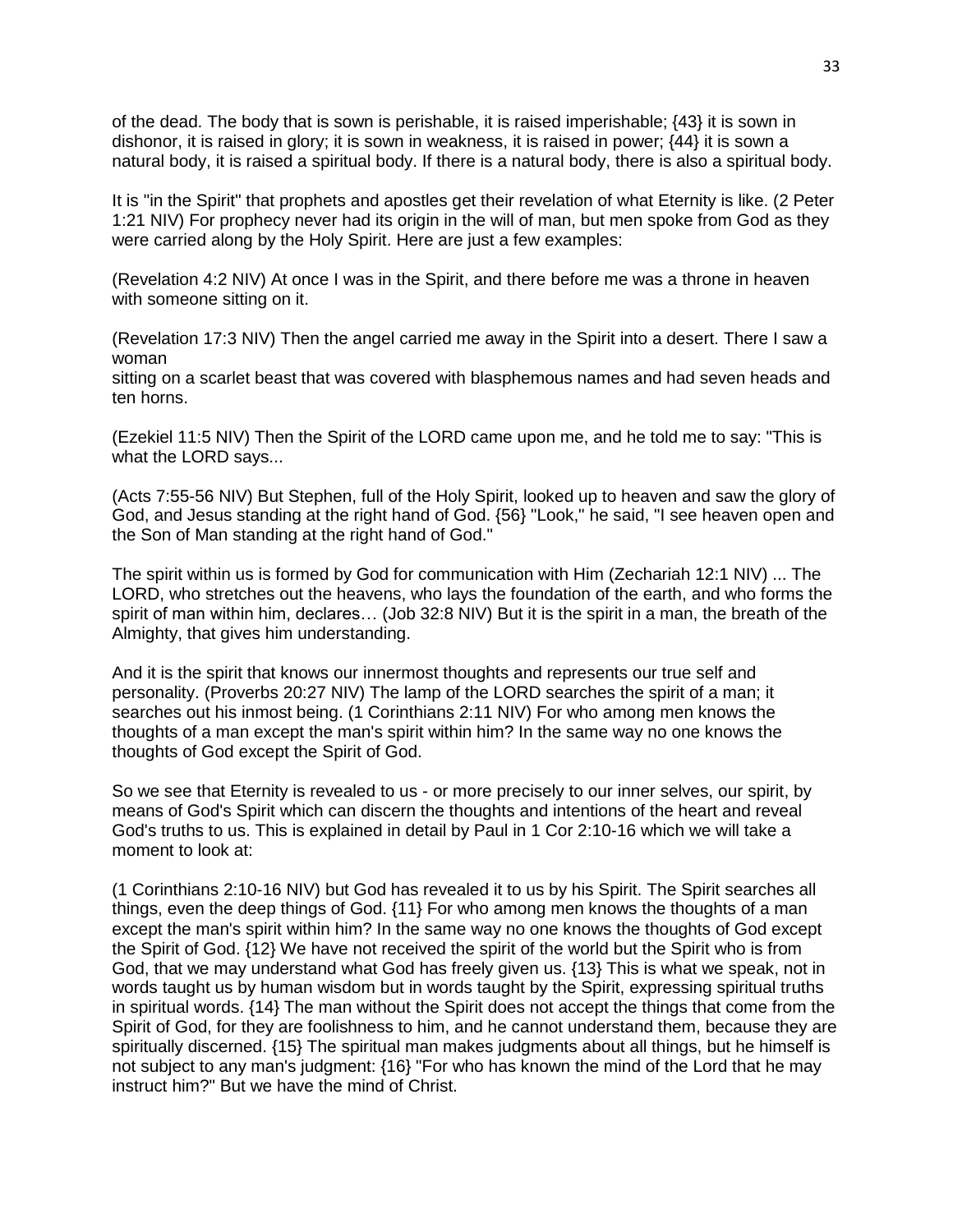of the dead. The body that is sown is perishable, it is raised imperishable; {43} it is sown in dishonor, it is raised in glory; it is sown in weakness, it is raised in power; {44} it is sown a natural body, it is raised a spiritual body. If there is a natural body, there is also a spiritual body.

It is "in the Spirit" that prophets and apostles get their revelation of what Eternity is like. (2 Peter 1:21 NIV) For prophecy never had its origin in the will of man, but men spoke from God as they were carried along by the Holy Spirit. Here are just a few examples:

(Revelation 4:2 NIV) At once I was in the Spirit, and there before me was a throne in heaven with someone sitting on it.

(Revelation 17:3 NIV) Then the angel carried me away in the Spirit into a desert. There I saw a woman
sitting on a scarlet beast that was covered with blasphemous names and had seven heads and ten horns.

(Ezekiel 11:5 NIV) Then the Spirit of the LORD came upon me, and he told me to say: "This is what the LORD says...

(Acts 7:55-56 NIV) But Stephen, full of the Holy Spirit, looked up to heaven and saw the glory of God, and Jesus standing at the right hand of God. {56} "Look," he said, "I see heaven open and the Son of Man standing at the right hand of God."

The spirit within us is formed by God for communication with Him (Zechariah 12:1 NIV) ... The LORD, who stretches out the heavens, who lays the foundation of the earth, and who forms the spirit of man within him, declares… (Job 32:8 NIV) But it is the spirit in a man, the breath of the Almighty, that gives him understanding.

And it is the spirit that knows our innermost thoughts and represents our true self and personality. (Proverbs 20:27 NIV) The lamp of the LORD searches the spirit of a man; it searches out his inmost being. (1 Corinthians 2:11 NIV) For who among men knows the thoughts of a man except the man's spirit within him? In the same way no one knows the thoughts of God except the Spirit of God.

So we see that Eternity is revealed to us - or more precisely to our inner selves, our spirit, by means of God's Spirit which can discern the thoughts and intentions of the heart and reveal God's truths to us. This is explained in detail by Paul in 1 Cor 2:10-16 which we will take a moment to look at:

(1 Corinthians 2:10-16 NIV) but God has revealed it to us by his Spirit. The Spirit searches all things, even the deep things of God. {11} For who among men knows the thoughts of a man except the man's spirit within him? In the same way no one knows the thoughts of God except the Spirit of God. {12} We have not received the spirit of the world but the Spirit who is from God, that we may understand what God has freely given us. {13} This is what we speak, not in words taught us by human wisdom but in words taught by the Spirit, expressing spiritual truths in spiritual words. {14} The man without the Spirit does not accept the things that come from the Spirit of God, for they are foolishness to him, and he cannot understand them, because they are spiritually discerned. {15} The spiritual man makes judgments about all things, but he himself is not subject to any man's judgment: {16} "For who has known the mind of the Lord that he may instruct him?" But we have the mind of Christ.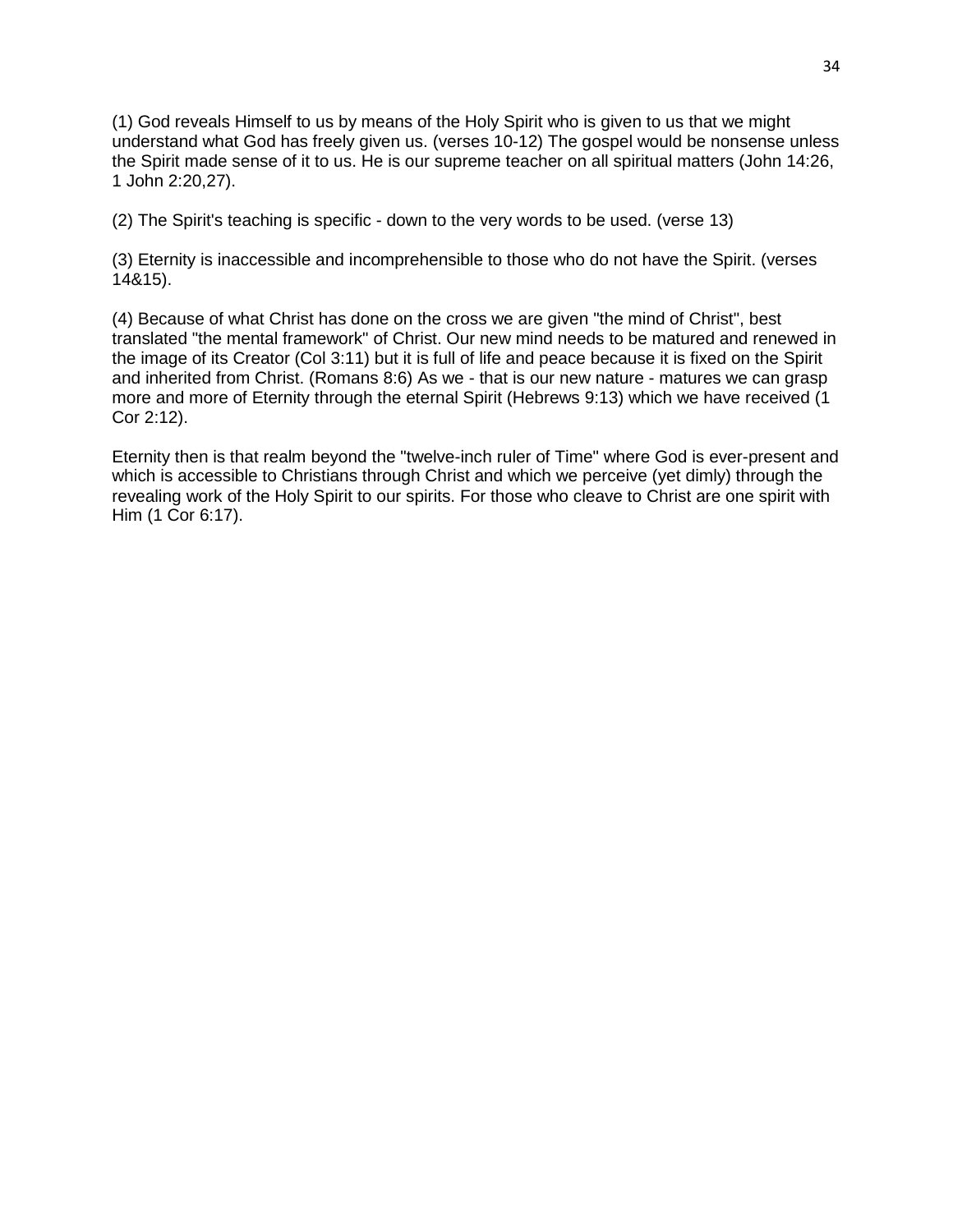(1) God reveals Himself to us by means of the Holy Spirit who is given to us that we might understand what God has freely given us. (verses 10-12) The gospel would be nonsense unless the Spirit made sense of it to us. He is our supreme teacher on all spiritual matters (John 14:26, 1 John 2:20,27).

(2) The Spirit's teaching is specific - down to the very words to be used. (verse 13)

(3) Eternity is inaccessible and incomprehensible to those who do not have the Spirit. (verses 14&15).

(4) Because of what Christ has done on the cross we are given "the mind of Christ", best translated "the mental framework" of Christ. Our new mind needs to be matured and renewed in the image of its Creator (Col 3:11) but it is full of life and peace because it is fixed on the Spirit and inherited from Christ. (Romans 8:6) As we - that is our new nature - matures we can grasp more and more of Eternity through the eternal Spirit (Hebrews 9:13) which we have received (1 Cor 2:12).

Eternity then is that realm beyond the "twelve-inch ruler of Time" where God is ever-present and which is accessible to Christians through Christ and which we perceive (yet dimly) through the revealing work of the Holy Spirit to our spirits. For those who cleave to Christ are one spirit with Him (1 Cor 6:17).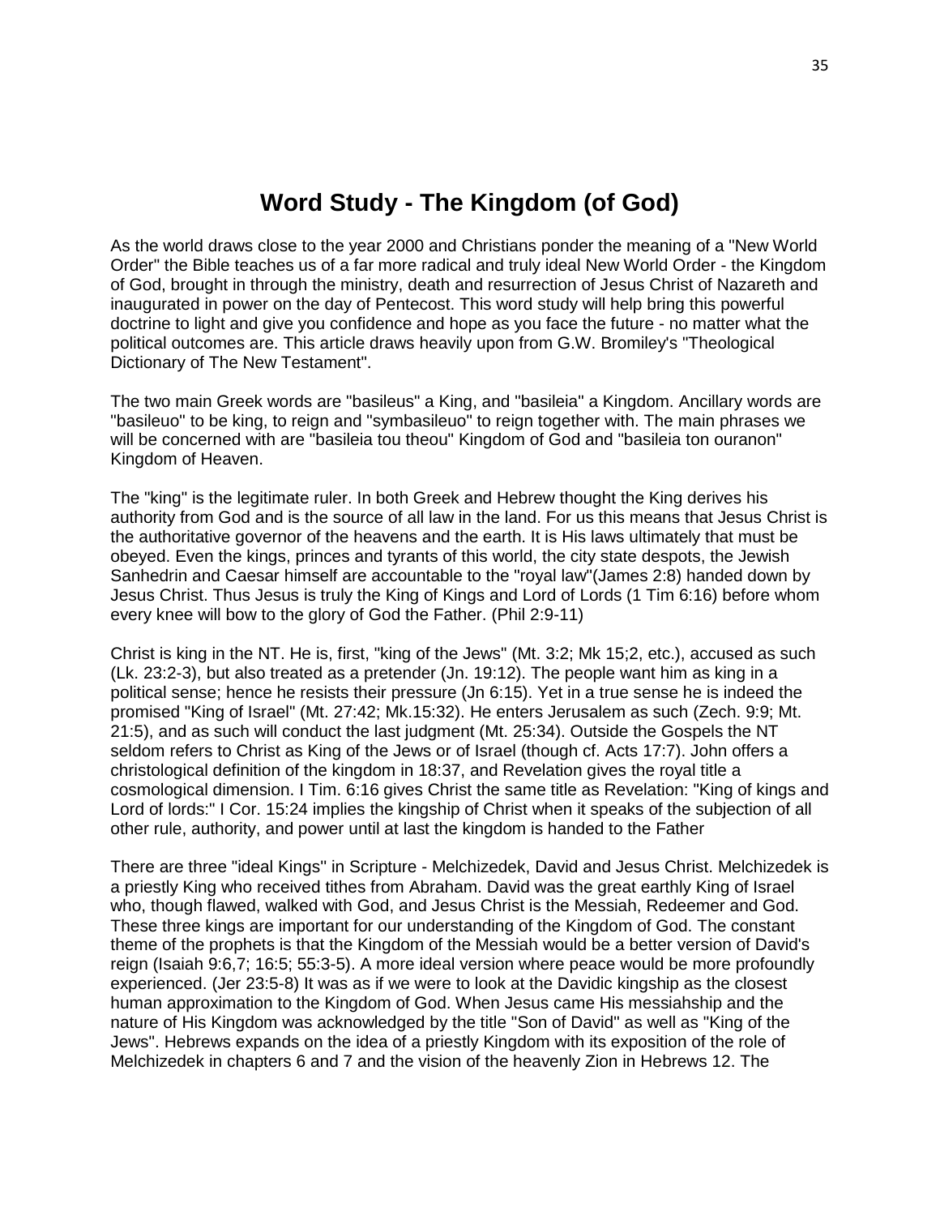# Word Study - The Kingdom (of God)

As the world draws close to the year 2000 and Christians ponder the meaning of a "New World Order" the Bible teaches us of a far more radical and truly ideal New World Order - the Kingdom of God, brought in through the ministry, death and resurrection of Jesus Christ of Nazareth and inaugurated in power on the day of Pentecost. This word study will help bring this powerful doctrine to light and give you confidence and hope as you face the future - no matter what the political outcomes are. This article draws heavily upon from G.W. Bromiley's "Theological Dictionary of The New Testament".

The two main Greek words are "basileus" a King, and "basileia" a Kingdom. Ancillary words are "basileuo" to be king, to reign and "symbasileuo" to reign together with. The main phrases we will be concerned with are "basileia tou theou" Kingdom of God and "basileia ton ouranon" Kingdom of Heaven.

The "king" is the legitimate ruler. In both Greek and Hebrew thought the King derives his authority from God and is the source of all law in the land. For us this means that Jesus Christ is the authoritative governor of the heavens and the earth. It is His laws ultimately that must be obeyed. Even the kings, princes and tyrants of this world, the city state despots, the Jewish Sanhedrin and Caesar himself are accountable to the "royal law"(James 2:8) handed down by Jesus Christ. Thus Jesus is truly the King of Kings and Lord of Lords (1 Tim 6:16) before whom every knee will bow to the glory of God the Father. (Phil 2:9-11)

Christ is king in the NT. He is, first, "king of the Jews" (Mt. 3:2; Mk 15;2, etc.), accused as such (Lk. 23:2-3), but also treated as a pretender (Jn. 19:12). The people want him as king in a political sense; hence he resists their pressure (Jn 6:15). Yet in a true sense he is indeed the promised "King of Israel" (Mt. 27:42; Mk.15:32). He enters Jerusalem as such (Zech. 9:9; Mt. 21:5), and as such will conduct the last judgment (Mt. 25:34). Outside the Gospels the NT seldom refers to Christ as King of the Jews or of Israel (though cf. Acts 17:7). John offers a christological definition of the kingdom in 18:37, and Revelation gives the royal title a cosmological dimension. I Tim. 6:16 gives Christ the same title as Revelation: "King of kings and Lord of lords:" I Cor. 15:24 implies the kingship of Christ when it speaks of the subjection of all other rule, authority, and power until at last the kingdom is handed to the Father

There are three "ideal Kings" in Scripture - Melchizedek, David and Jesus Christ. Melchizedek is a priestly King who received tithes from Abraham. David was the great earthly King of Israel who, though flawed, walked with God, and Jesus Christ is the Messiah, Redeemer and God. These three kings are important for our understanding of the Kingdom of God. The constant theme of the prophets is that the Kingdom of the Messiah would be a better version of David's reign (Isaiah 9:6,7; 16:5; 55:3-5). A more ideal version where peace would be more profoundly experienced. (Jer 23:5-8) It was as if we were to look at the Davidic kingship as the closest human approximation to the Kingdom of God. When Jesus came His messiahship and the nature of His Kingdom was acknowledged by the title "Son of David" as well as "King of the Jews". Hebrews expands on the idea of a priestly Kingdom with its exposition of the role of Melchizedek in chapters 6 and 7 and the vision of the heavenly Zion in Hebrews 12. The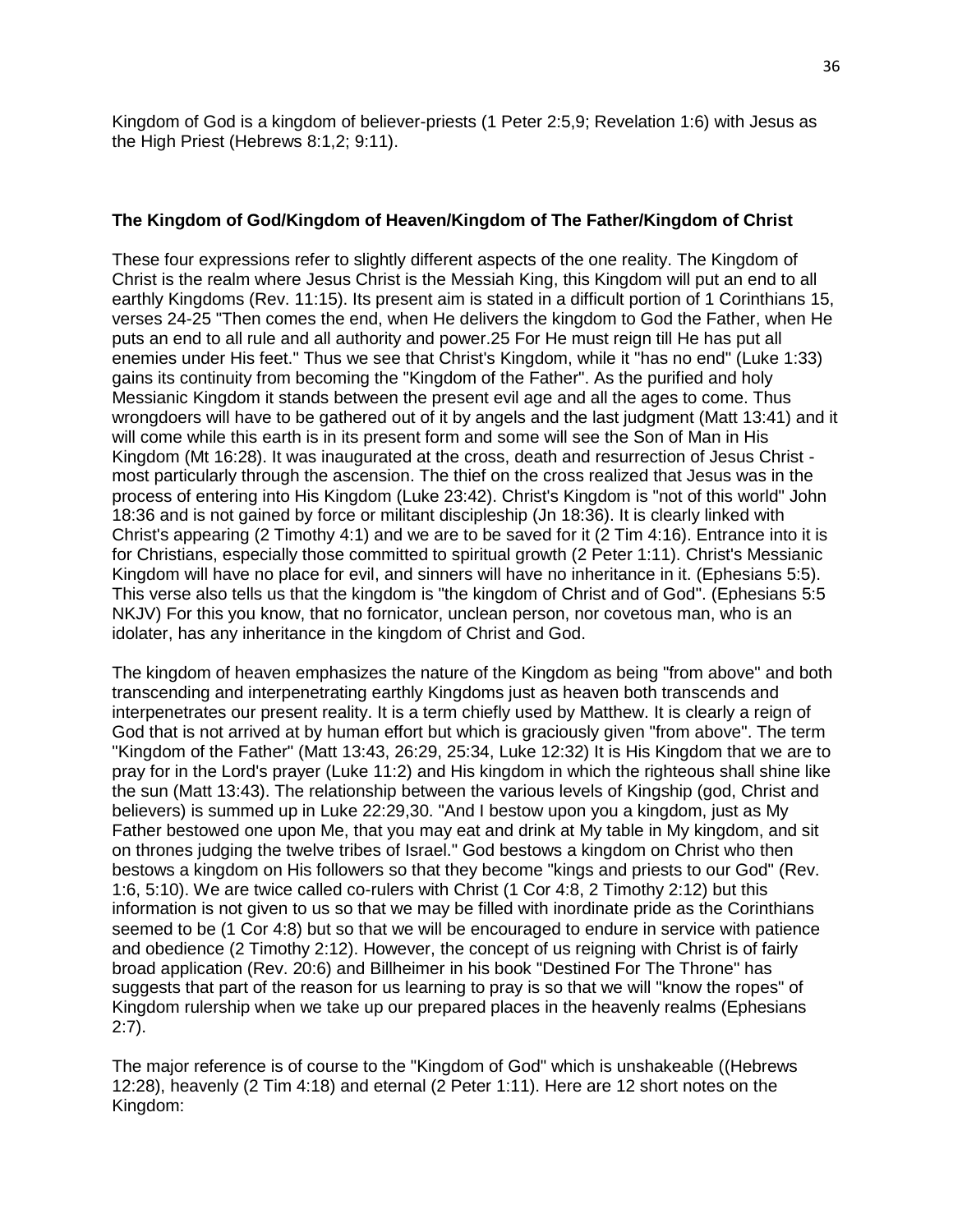Kingdom of God is a kingdom of believer-priests (1 Peter 2:5,9; Revelation 1:6) with Jesus as the High Priest (Hebrews 8:1,2; 9:11).

### The Kingdom of God/Kingdom of Heaven/Kingdom of The Father/Kingdom of Christ

These four expressions refer to slightly different aspects of the one reality. The Kingdom of Christ is the realm where Jesus Christ is the Messiah King, this Kingdom will put an end to all earthly Kingdoms (Rev. 11:15). Its present aim is stated in a difficult portion of 1 Corinthians 15, verses 24-25 "Then comes the end, when He delivers the kingdom to God the Father, when He puts an end to all rule and all authority and power.25 For He must reign till He has put all enemies under His feet." Thus we see that Christ's Kingdom, while it "has no end" (Luke 1:33) gains its continuity from becoming the "Kingdom of the Father". As the purified and holy Messianic Kingdom it stands between the present evil age and all the ages to come. Thus wrongdoers will have to be gathered out of it by angels and the last judgment (Matt 13:41) and it will come while this earth is in its present form and some will see the Son of Man in His Kingdom (Mt 16:28). It was inaugurated at the cross, death and resurrection of Jesus Christ - most particularly through the ascension. The thief on the cross realized that Jesus was in the process of entering into His Kingdom (Luke 23:42). Christ's Kingdom is "not of this world" John 18:36 and is not gained by force or militant discipleship (Jn 18:36). It is clearly linked with Christ's appearing (2 Timothy 4:1) and we are to be saved for it (2 Tim 4:16). Entrance into it is for Christians, especially those committed to spiritual growth (2 Peter 1:11). Christ's Messianic Kingdom will have no place for evil, and sinners will have no inheritance in it. (Ephesians 5:5). This verse also tells us that the kingdom is "the kingdom of Christ and of God". (Ephesians 5:5 NKJV) For this you know, that no fornicator, unclean person, nor covetous man, who is an idolater, has any inheritance in the kingdom of Christ and God.

The kingdom of heaven emphasizes the nature of the Kingdom as being "from above" and both transcending and interpenetrating earthly Kingdoms just as heaven both transcends and interpenetrates our present reality. It is a term chiefly used by Matthew. It is clearly a reign of God that is not arrived at by human effort but which is graciously given "from above". The term "Kingdom of the Father" (Matt 13:43, 26:29, 25:34, Luke 12:32) It is His Kingdom that we are to pray for in the Lord's prayer (Luke 11:2) and His kingdom in which the righteous shall shine like the sun (Matt 13:43). The relationship between the various levels of Kingship (god, Christ and believers) is summed up in Luke 22:29,30. "And I bestow upon you a kingdom, just as My Father bestowed one upon Me, that you may eat and drink at My table in My kingdom, and sit on thrones judging the twelve tribes of Israel." God bestows a kingdom on Christ who then bestows a kingdom on His followers so that they become "kings and priests to our God" (Rev. 1:6, 5:10). We are twice called co-rulers with Christ (1 Cor 4:8, 2 Timothy 2:12) but this information is not given to us so that we may be filled with inordinate pride as the Corinthians seemed to be (1 Cor 4:8) but so that we will be encouraged to endure in service with patience and obedience (2 Timothy 2:12). However, the concept of us reigning with Christ is of fairly broad application (Rev. 20:6) and Billheimer in his book "Destined For The Throne" has suggests that part of the reason for us learning to pray is so that we will "know the ropes" of Kingdom rulership when we take up our prepared places in the heavenly realms (Ephesians 2:7).

The major reference is of course to the "Kingdom of God" which is unshakeable ((Hebrews 12:28), heavenly (2 Tim 4:18) and eternal (2 Peter 1:11). Here are 12 short notes on the Kingdom: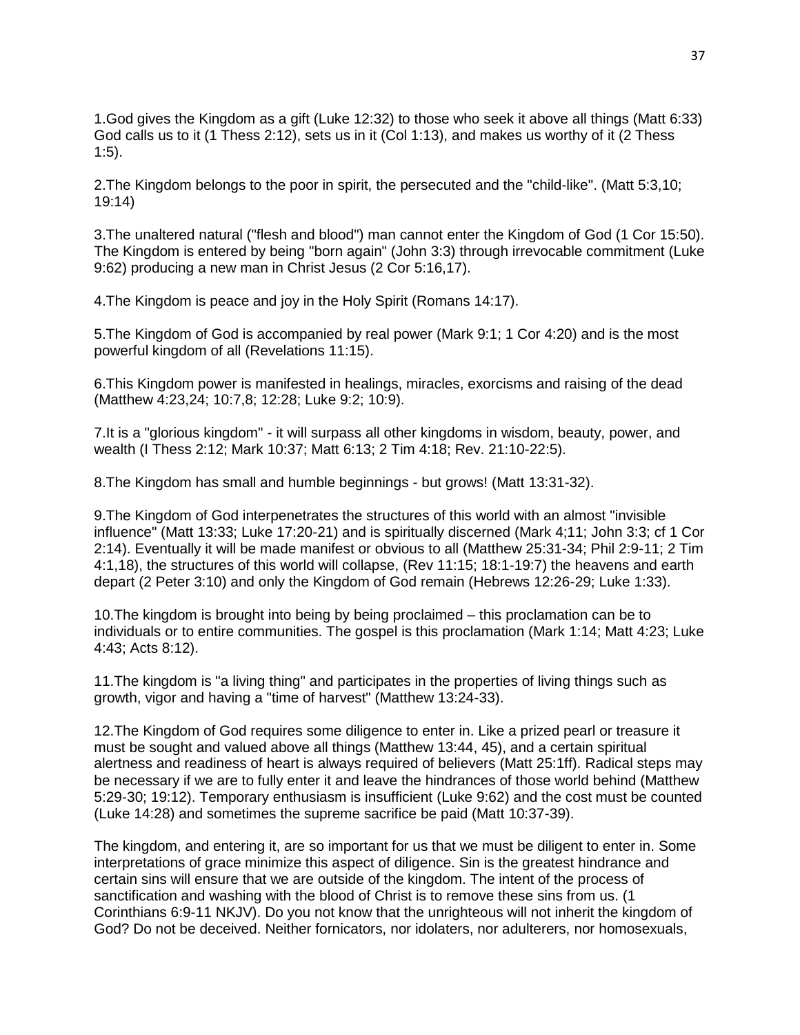1.God gives the Kingdom as a gift (Luke 12:32) to those who seek it above all things (Matt 6:33) God calls us to it (1 Thess 2:12), sets us in it (Col 1:13), and makes us worthy of it (2 Thess 1:5).

2.The Kingdom belongs to the poor in spirit, the persecuted and the "child-like". (Matt 5:3,10; 19:14)

3.The unaltered natural ("flesh and blood") man cannot enter the Kingdom of God (1 Cor 15:50). The Kingdom is entered by being "born again" (John 3:3) through irrevocable commitment (Luke 9:62) producing a new man in Christ Jesus (2 Cor 5:16,17).

4.The Kingdom is peace and joy in the Holy Spirit (Romans 14:17).

5.The Kingdom of God is accompanied by real power (Mark 9:1; 1 Cor 4:20) and is the most powerful kingdom of all (Revelations 11:15).

6.This Kingdom power is manifested in healings, miracles, exorcisms and raising of the dead (Matthew 4:23,24; 10:7,8; 12:28; Luke 9:2; 10:9).

7.It is a "glorious kingdom" - it will surpass all other kingdoms in wisdom, beauty, power, and wealth (I Thess 2:12; Mark 10:37; Matt 6:13; 2 Tim 4:18; Rev. 21:10-22:5).

8.The Kingdom has small and humble beginnings - but grows! (Matt 13:31-32).

9.The Kingdom of God interpenetrates the structures of this world with an almost "invisible influence" (Matt 13:33; Luke 17:20-21) and is spiritually discerned (Mark 4;11; John 3:3; cf 1 Cor 2:14). Eventually it will be made manifest or obvious to all (Matthew 25:31-34; Phil 2:9-11; 2 Tim 4:1,18), the structures of this world will collapse, (Rev 11:15; 18:1-19:7) the heavens and earth depart (2 Peter 3:10) and only the Kingdom of God remain (Hebrews 12:26-29; Luke 1:33).

10.The kingdom is brought into being by being proclaimed – this proclamation can be to individuals or to entire communities. The gospel is this proclamation (Mark 1:14; Matt 4:23; Luke 4:43; Acts 8:12).

11.The kingdom is "a living thing" and participates in the properties of living things such as growth, vigor and having a "time of harvest" (Matthew 13:24-33).

12.The Kingdom of God requires some diligence to enter in. Like a prized pearl or treasure it must be sought and valued above all things (Matthew 13:44, 45), and a certain spiritual alertness and readiness of heart is always required of believers (Matt 25:1ff). Radical steps may be necessary if we are to fully enter it and leave the hindrances of those world behind (Matthew 5:29-30; 19:12). Temporary enthusiasm is insufficient (Luke 9:62) and the cost must be counted (Luke 14:28) and sometimes the supreme sacrifice be paid (Matt 10:37-39).

The kingdom, and entering it, are so important for us that we must be diligent to enter in. Some interpretations of grace minimize this aspect of diligence. Sin is the greatest hindrance and certain sins will ensure that we are outside of the kingdom. The intent of the process of sanctification and washing with the blood of Christ is to remove these sins from us. (1 Corinthians 6:9-11 NKJV). Do you not know that the unrighteous will not inherit the kingdom of God? Do not be deceived. Neither fornicators, nor idolaters, nor adulterers, nor homosexuals,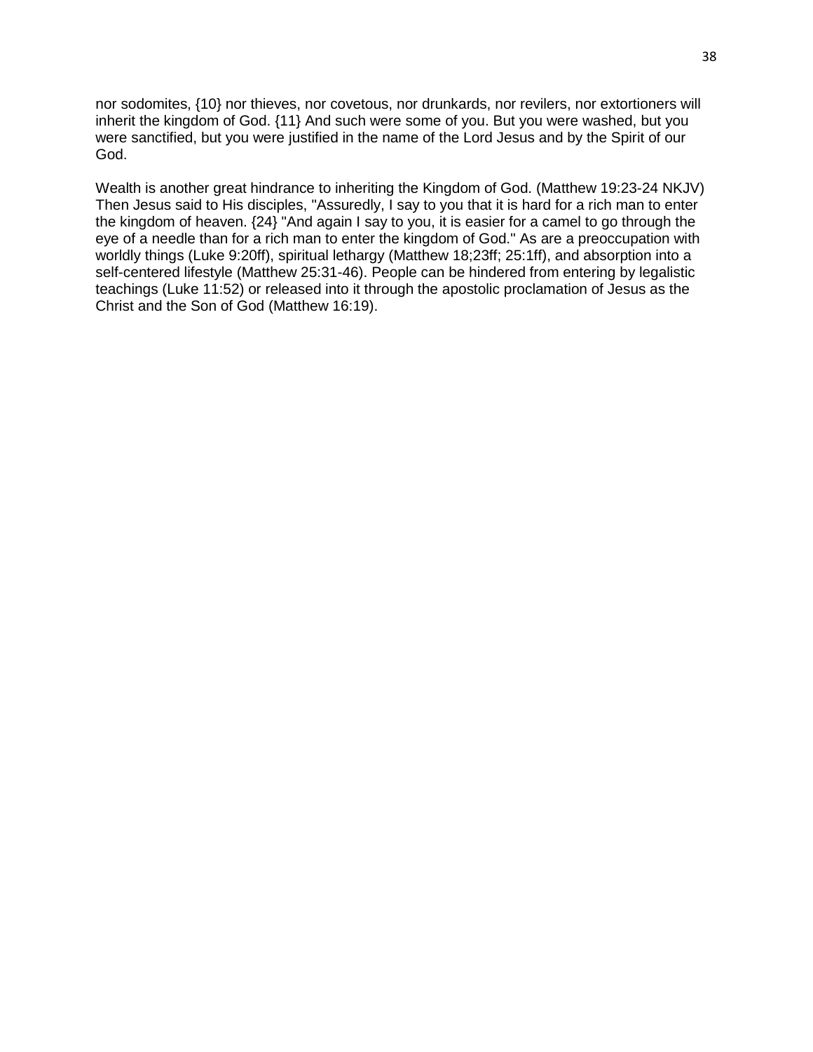nor sodomites, {10} nor thieves, nor covetous, nor drunkards, nor revilers, nor extortioners will inherit the kingdom of God. {11} And such were some of you. But you were washed, but you were sanctified, but you were justified in the name of the Lord Jesus and by the Spirit of our God.

Wealth is another great hindrance to inheriting the Kingdom of God. (Matthew 19:23-24 NKJV) Then Jesus said to His disciples, "Assuredly, I say to you that it is hard for a rich man to enter the kingdom of heaven. {24} "And again I say to you, it is easier for a camel to go through the eye of a needle than for a rich man to enter the kingdom of God." As are a preoccupation with worldly things (Luke 9:20ff), spiritual lethargy (Matthew 18;23ff; 25:1ff), and absorption into a self-centered lifestyle (Matthew 25:31-46). People can be hindered from entering by legalistic teachings (Luke 11:52) or released into it through the apostolic proclamation of Jesus as the Christ and the Son of God (Matthew 16:19).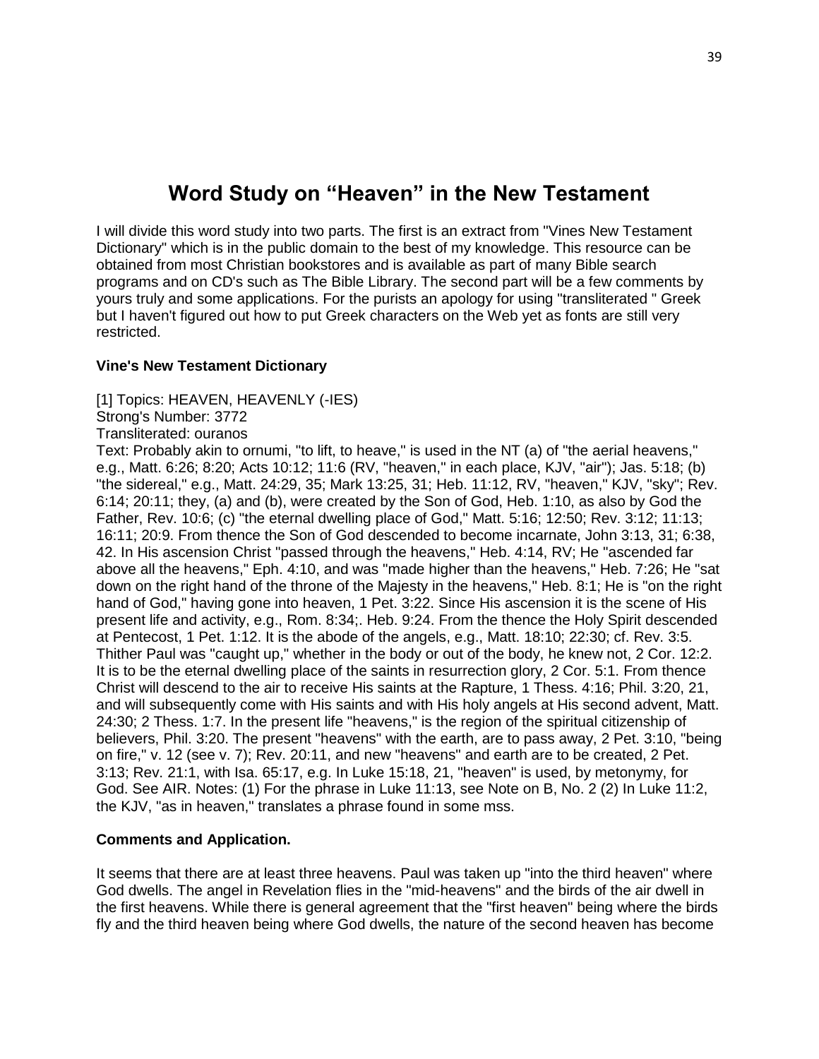# Word Study on "Heaven" in the New Testament

I will divide this word study into two parts. The first is an extract from "Vines New Testament Dictionary" which is in the public domain to the best of my knowledge. This resource can be obtained from most Christian bookstores and is available as part of many Bible search programs and on CD's such as The Bible Library. The second part will be a few comments by yours truly and some applications. For the purists an apology for using "transliterated " Greek but I haven't figured out how to put Greek characters on the Web yet as fonts are still very restricted.

**Vine's New Testament Dictionary**

[1] Topics: HEAVEN, HEAVENLY (-IES)
Strong's Number: 3772
Transliterated: ouranos
Text: Probably akin to ornumi, "to lift, to heave," is used in the NT (a) of "the aerial heavens," e.g., Matt. 6:26; 8:20; Acts 10:12; 11:6 (RV, "heaven," in each place, KJV, "air"); Jas. 5:18; (b) "the sidereal," e.g., Matt. 24:29, 35; Mark 13:25, 31; Heb. 11:12, RV, "heaven," KJV, "sky"; Rev. 6:14; 20:11; they, (a) and (b), were created by the Son of God, Heb. 1:10, as also by God the Father, Rev. 10:6; (c) "the eternal dwelling place of God," Matt. 5:16; 12:50; Rev. 3:12; 11:13; 16:11; 20:9. From thence the Son of God descended to become incarnate, John 3:13, 31; 6:38, 42. In His ascension Christ "passed through the heavens," Heb. 4:14, RV; He "ascended far above all the heavens," Eph. 4:10, and was "made higher than the heavens," Heb. 7:26; He "sat down on the right hand of the throne of the Majesty in the heavens," Heb. 8:1; He is "on the right hand of God," having gone into heaven, 1 Pet. 3:22. Since His ascension it is the scene of His present life and activity, e.g., Rom. 8:34;. Heb. 9:24. From the thence the Holy Spirit descended at Pentecost, 1 Pet. 1:12. It is the abode of the angels, e.g., Matt. 18:10; 22:30; cf. Rev. 3:5. Thither Paul was "caught up," whether in the body or out of the body, he knew not, 2 Cor. 12:2. It is to be the eternal dwelling place of the saints in resurrection glory, 2 Cor. 5:1. From thence Christ will descend to the air to receive His saints at the Rapture, 1 Thess. 4:16; Phil. 3:20, 21, and will subsequently come with His saints and with His holy angels at His second advent, Matt. 24:30; 2 Thess. 1:7. In the present life "heavens," is the region of the spiritual citizenship of believers, Phil. 3:20. The present "heavens" with the earth, are to pass away, 2 Pet. 3:10, "being on fire," v. 12 (see v. 7); Rev. 20:11, and new "heavens" and earth are to be created, 2 Pet. 3:13; Rev. 21:1, with Isa. 65:17, e.g. In Luke 15:18, 21, "heaven" is used, by metonymy, for God. See AIR. Notes: (1) For the phrase in Luke 11:13, see Note on B, No. 2 (2) In Luke 11:2, the KJV, "as in heaven," translates a phrase found in some mss.

**Comments and Application.**

It seems that there are at least three heavens. Paul was taken up "into the third heaven" where God dwells. The angel in Revelation flies in the "mid-heavens" and the birds of the air dwell in the first heavens. While there is general agreement that the "first heaven" being where the birds fly and the third heaven being where God dwells, the nature of the second heaven has become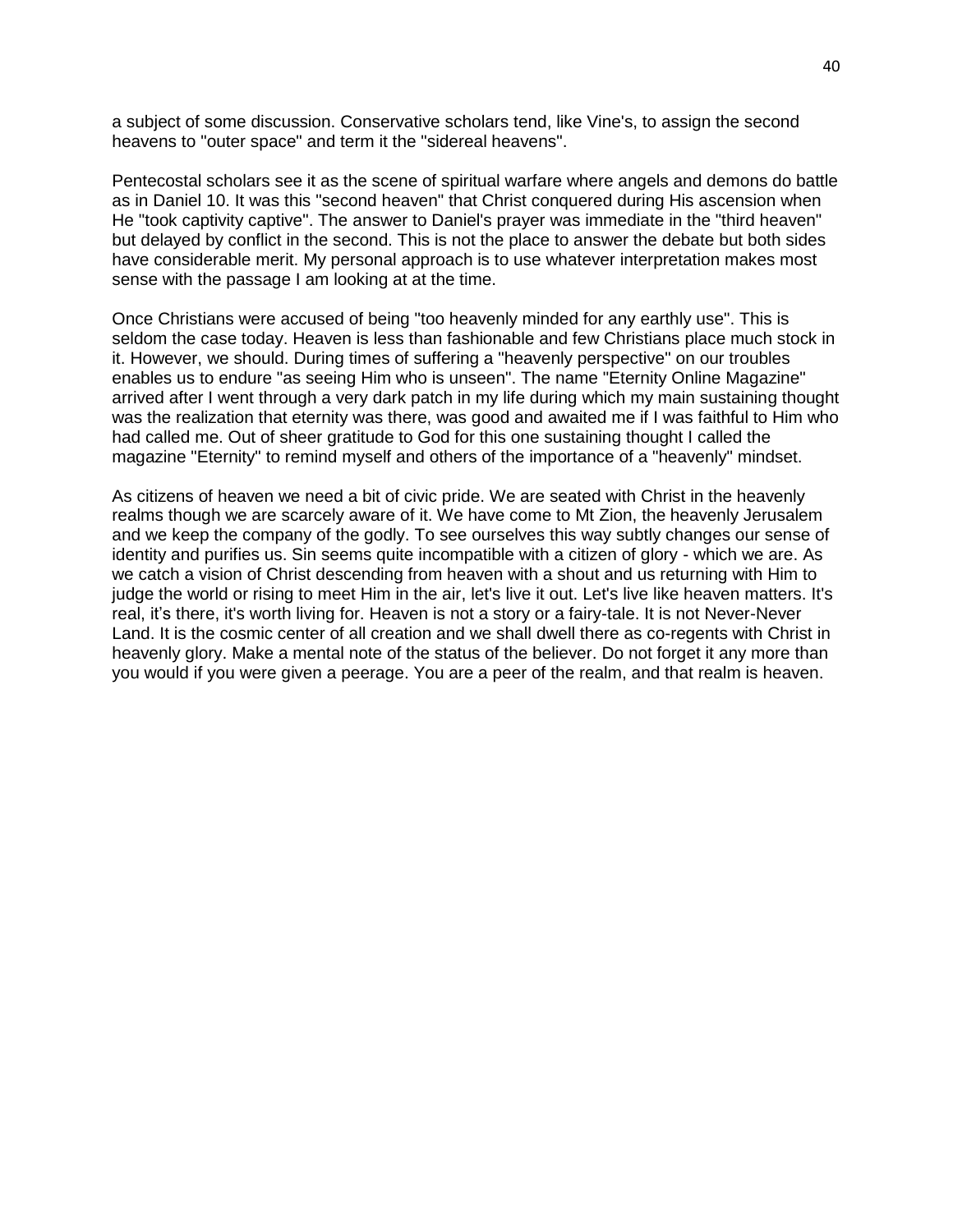a subject of some discussion. Conservative scholars tend, like Vine's, to assign the second heavens to "outer space" and term it the "sidereal heavens".

Pentecostal scholars see it as the scene of spiritual warfare where angels and demons do battle as in Daniel 10. It was this "second heaven" that Christ conquered during His ascension when He "took captivity captive". The answer to Daniel's prayer was immediate in the "third heaven" but delayed by conflict in the second. This is not the place to answer the debate but both sides have considerable merit. My personal approach is to use whatever interpretation makes most sense with the passage I am looking at at the time.

Once Christians were accused of being "too heavenly minded for any earthly use". This is seldom the case today. Heaven is less than fashionable and few Christians place much stock in it. However, we should. During times of suffering a "heavenly perspective" on our troubles enables us to endure "as seeing Him who is unseen". The name "Eternity Online Magazine" arrived after I went through a very dark patch in my life during which my main sustaining thought was the realization that eternity was there, was good and awaited me if I was faithful to Him who had called me. Out of sheer gratitude to God for this one sustaining thought I called the magazine "Eternity" to remind myself and others of the importance of a "heavenly" mindset.

As citizens of heaven we need a bit of civic pride. We are seated with Christ in the heavenly realms though we are scarcely aware of it. We have come to Mt Zion, the heavenly Jerusalem and we keep the company of the godly. To see ourselves this way subtly changes our sense of identity and purifies us. Sin seems quite incompatible with a citizen of glory - which we are. As we catch a vision of Christ descending from heaven with a shout and us returning with Him to judge the world or rising to meet Him in the air, let's live it out. Let's live like heaven matters. It's real, it's there, it's worth living for. Heaven is not a story or a fairy-tale. It is not Never-Never Land. It is the cosmic center of all creation and we shall dwell there as co-regents with Christ in heavenly glory. Make a mental note of the status of the believer. Do not forget it any more than you would if you were given a peerage. You are a peer of the realm, and that realm is heaven.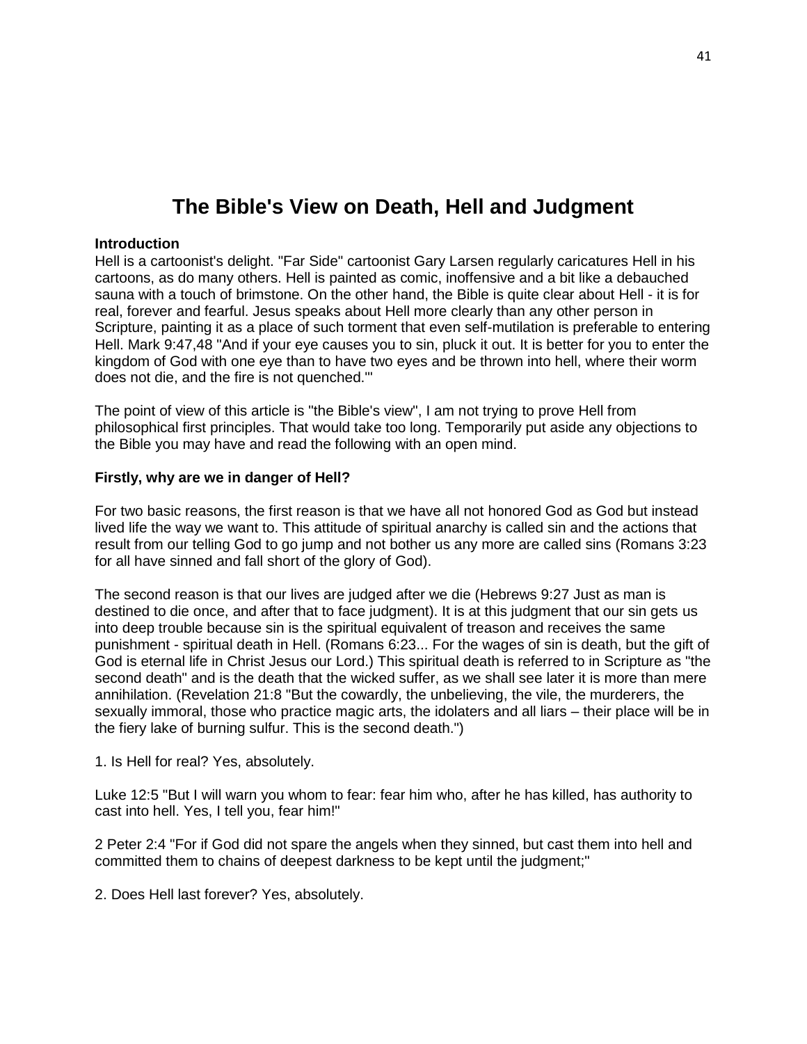# The Bible's View on Death, Hell and Judgment

**Introduction**
Hell is a cartoonist's delight. "Far Side" cartoonist Gary Larsen regularly caricatures Hell in his cartoons, as do many others. Hell is painted as comic, inoffensive and a bit like a debauched sauna with a touch of brimstone. On the other hand, the Bible is quite clear about Hell - it is for real, forever and fearful. Jesus speaks about Hell more clearly than any other person in Scripture, painting it as a place of such torment that even self-mutilation is preferable to entering Hell. Mark 9:47,48 "And if your eye causes you to sin, pluck it out. It is better for you to enter the kingdom of God with one eye than to have two eyes and be thrown into hell, where their worm does not die, and the fire is not quenched.'"

The point of view of this article is "the Bible's view", I am not trying to prove Hell from philosophical first principles. That would take too long. Temporarily put aside any objections to the Bible you may have and read the following with an open mind.

**Firstly, why are we in danger of Hell?**

For two basic reasons, the first reason is that we have all not honored God as God but instead lived life the way we want to. This attitude of spiritual anarchy is called sin and the actions that result from our telling God to go jump and not bother us any more are called sins (Romans 3:23 for all have sinned and fall short of the glory of God).

The second reason is that our lives are judged after we die (Hebrews 9:27 Just as man is destined to die once, and after that to face judgment). It is at this judgment that our sin gets us into deep trouble because sin is the spiritual equivalent of treason and receives the same punishment - spiritual death in Hell. (Romans 6:23... For the wages of sin is death, but the gift of God is eternal life in Christ Jesus our Lord.) This spiritual death is referred to in Scripture as "the second death" and is the death that the wicked suffer, as we shall see later it is more than mere annihilation. (Revelation 21:8 "But the cowardly, the unbelieving, the vile, the murderers, the sexually immoral, those who practice magic arts, the idolaters and all liars – their place will be in the fiery lake of burning sulfur. This is the second death.")

1. Is Hell for real? Yes, absolutely.

Luke 12:5 "But I will warn you whom to fear: fear him who, after he has killed, has authority to cast into hell. Yes, I tell you, fear him!"

2 Peter 2:4 "For if God did not spare the angels when they sinned, but cast them into hell and committed them to chains of deepest darkness to be kept until the judgment;"

2. Does Hell last forever? Yes, absolutely.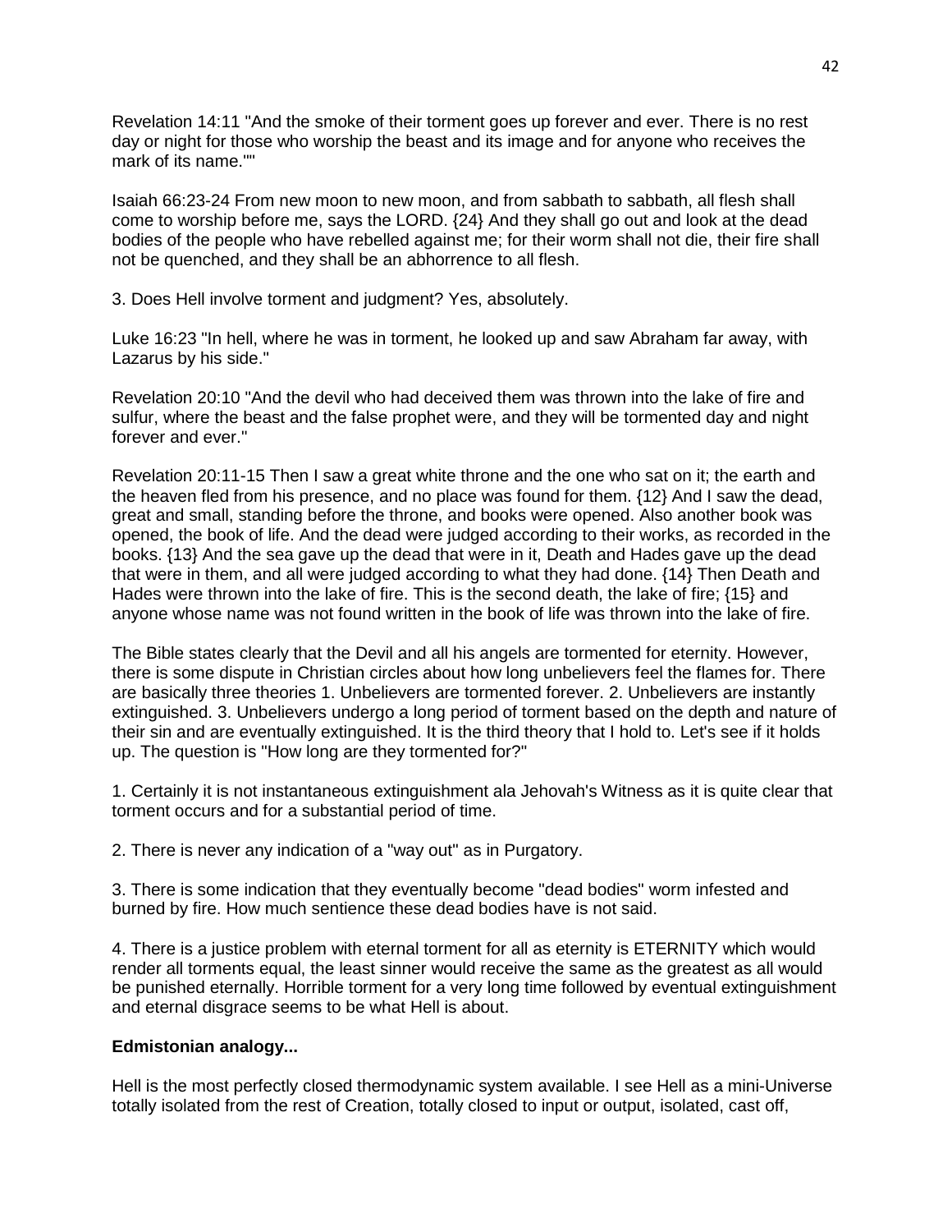Revelation 14:11 "And the smoke of their torment goes up forever and ever. There is no rest day or night for those who worship the beast and its image and for anyone who receives the mark of its name.""

Isaiah 66:23-24 From new moon to new moon, and from sabbath to sabbath, all flesh shall come to worship before me, says the LORD. {24} And they shall go out and look at the dead bodies of the people who have rebelled against me; for their worm shall not die, their fire shall not be quenched, and they shall be an abhorrence to all flesh.

3. Does Hell involve torment and judgment? Yes, absolutely.

Luke 16:23 "In hell, where he was in torment, he looked up and saw Abraham far away, with Lazarus by his side."

Revelation 20:10 "And the devil who had deceived them was thrown into the lake of fire and sulfur, where the beast and the false prophet were, and they will be tormented day and night forever and ever."

Revelation 20:11-15 Then I saw a great white throne and the one who sat on it; the earth and the heaven fled from his presence, and no place was found for them. {12} And I saw the dead, great and small, standing before the throne, and books were opened. Also another book was opened, the book of life. And the dead were judged according to their works, as recorded in the books. {13} And the sea gave up the dead that were in it, Death and Hades gave up the dead that were in them, and all were judged according to what they had done. {14} Then Death and Hades were thrown into the lake of fire. This is the second death, the lake of fire; {15} and anyone whose name was not found written in the book of life was thrown into the lake of fire.

The Bible states clearly that the Devil and all his angels are tormented for eternity. However, there is some dispute in Christian circles about how long unbelievers feel the flames for. There are basically three theories 1. Unbelievers are tormented forever. 2. Unbelievers are instantly extinguished. 3. Unbelievers undergo a long period of torment based on the depth and nature of their sin and are eventually extinguished. It is the third theory that I hold to. Let's see if it holds up. The question is "How long are they tormented for?"

1. Certainly it is not instantaneous extinguishment ala Jehovah's Witness as it is quite clear that torment occurs and for a substantial period of time.

2. There is never any indication of a "way out" as in Purgatory.

3. There is some indication that they eventually become "dead bodies" worm infested and burned by fire. How much sentience these dead bodies have is not said.

4. There is a justice problem with eternal torment for all as eternity is ETERNITY which would render all torments equal, the least sinner would receive the same as the greatest as all would be punished eternally. Horrible torment for a very long time followed by eventual extinguishment and eternal disgrace seems to be what Hell is about.

**Edmistonian analogy...**

Hell is the most perfectly closed thermodynamic system available. I see Hell as a mini-Universe totally isolated from the rest of Creation, totally closed to input or output, isolated, cast off,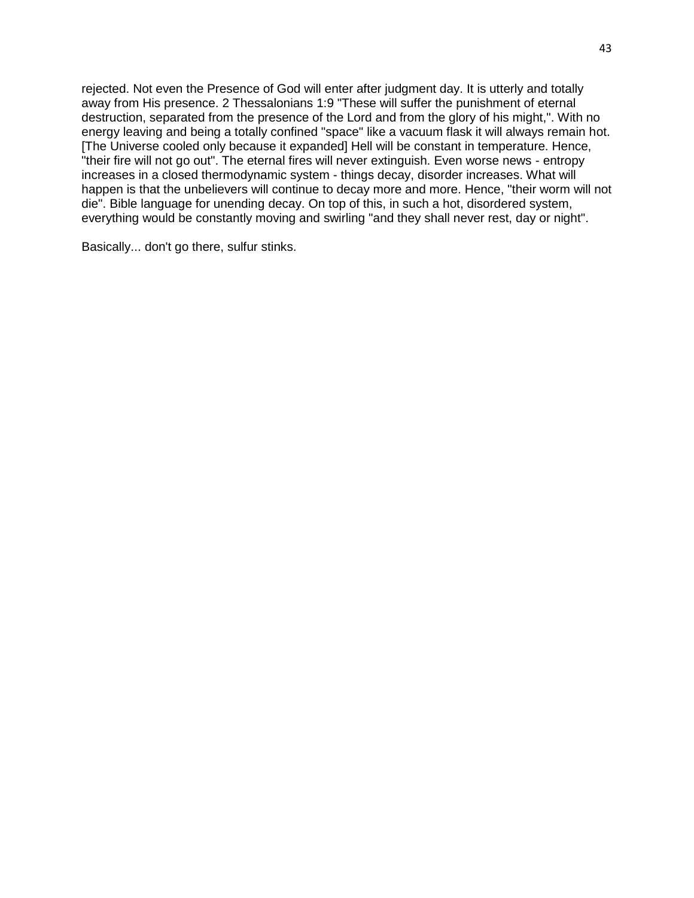rejected. Not even the Presence of God will enter after judgment day. It is utterly and totally away from His presence. 2 Thessalonians 1:9 "These will suffer the punishment of eternal destruction, separated from the presence of the Lord and from the glory of his might,". With no energy leaving and being a totally confined "space" like a vacuum flask it will always remain hot. [The Universe cooled only because it expanded] Hell will be constant in temperature. Hence, "their fire will not go out". The eternal fires will never extinguish. Even worse news - entropy increases in a closed thermodynamic system - things decay, disorder increases. What will happen is that the unbelievers will continue to decay more and more. Hence, "their worm will not die". Bible language for unending decay. On top of this, in such a hot, disordered system, everything would be constantly moving and swirling "and they shall never rest, day or night".

Basically... don't go there, sulfur stinks.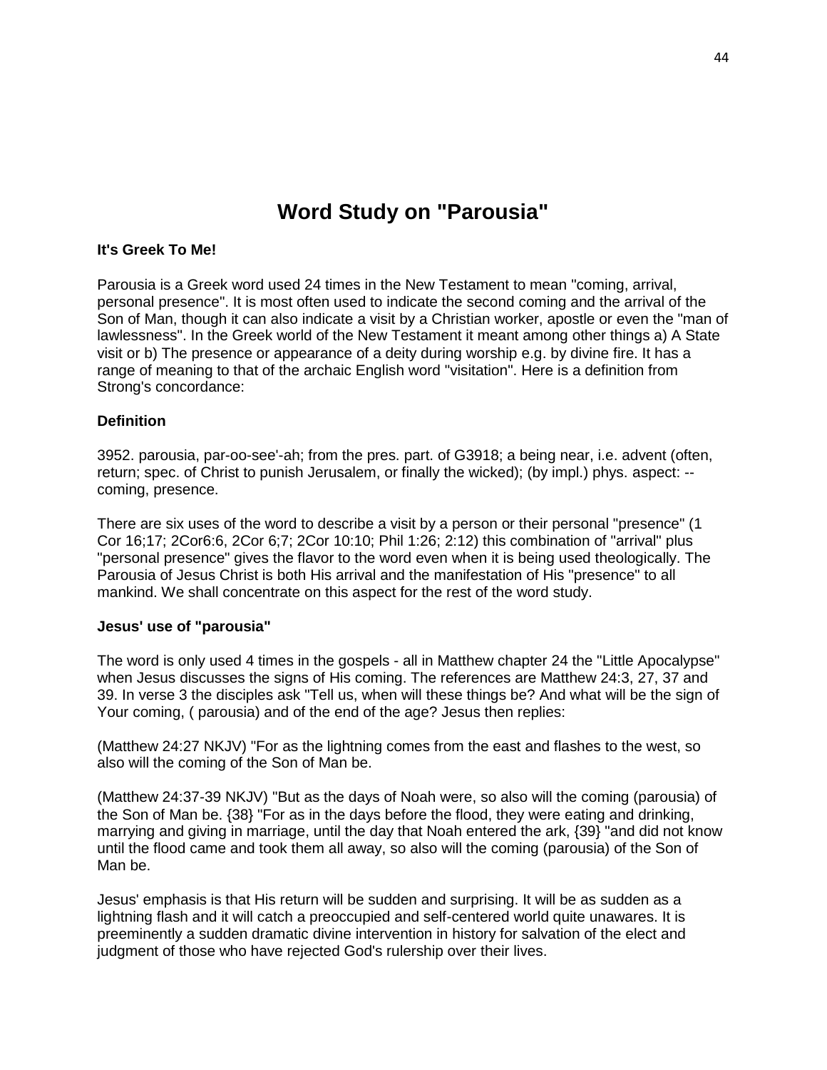# Word Study on "Parousia"

**It's Greek To Me!**

Parousia is a Greek word used 24 times in the New Testament to mean "coming, arrival, personal presence". It is most often used to indicate the second coming and the arrival of the Son of Man, though it can also indicate a visit by a Christian worker, apostle or even the "man of lawlessness". In the Greek world of the New Testament it meant among other things a) A State visit or b) The presence or appearance of a deity during worship e.g. by divine fire. It has a range of meaning to that of the archaic English word "visitation". Here is a definition from Strong's concordance:

**Definition**

3952. parousia, par-oo-see'-ah; from the pres. part. of G3918; a being near, i.e. advent (often, return; spec. of Christ to punish Jerusalem, or finally the wicked); (by impl.) phys. aspect: -- coming, presence.

There are six uses of the word to describe a visit by a person or their personal "presence" (1 Cor 16;17; 2Cor6:6, 2Cor 6;7; 2Cor 10:10; Phil 1:26; 2:12) this combination of "arrival" plus "personal presence" gives the flavor to the word even when it is being used theologically. The Parousia of Jesus Christ is both His arrival and the manifestation of His "presence" to all mankind. We shall concentrate on this aspect for the rest of the word study.

**Jesus' use of "parousia"**

The word is only used 4 times in the gospels - all in Matthew chapter 24 the "Little Apocalypse" when Jesus discusses the signs of His coming. The references are Matthew 24:3, 27, 37 and 39. In verse 3 the disciples ask "Tell us, when will these things be? And what will be the sign of Your coming, ( parousia) and of the end of the age? Jesus then replies:

(Matthew 24:27 NKJV) "For as the lightning comes from the east and flashes to the west, so also will the coming of the Son of Man be.

(Matthew 24:37-39 NKJV) "But as the days of Noah were, so also will the coming (parousia) of the Son of Man be. {38} "For as in the days before the flood, they were eating and drinking, marrying and giving in marriage, until the day that Noah entered the ark, {39} "and did not know until the flood came and took them all away, so also will the coming (parousia) of the Son of Man be.

Jesus' emphasis is that His return will be sudden and surprising. It will be as sudden as a lightning flash and it will catch a preoccupied and self-centered world quite unawares. It is preeminently a sudden dramatic divine intervention in history for salvation of the elect and judgment of those who have rejected God's rulership over their lives.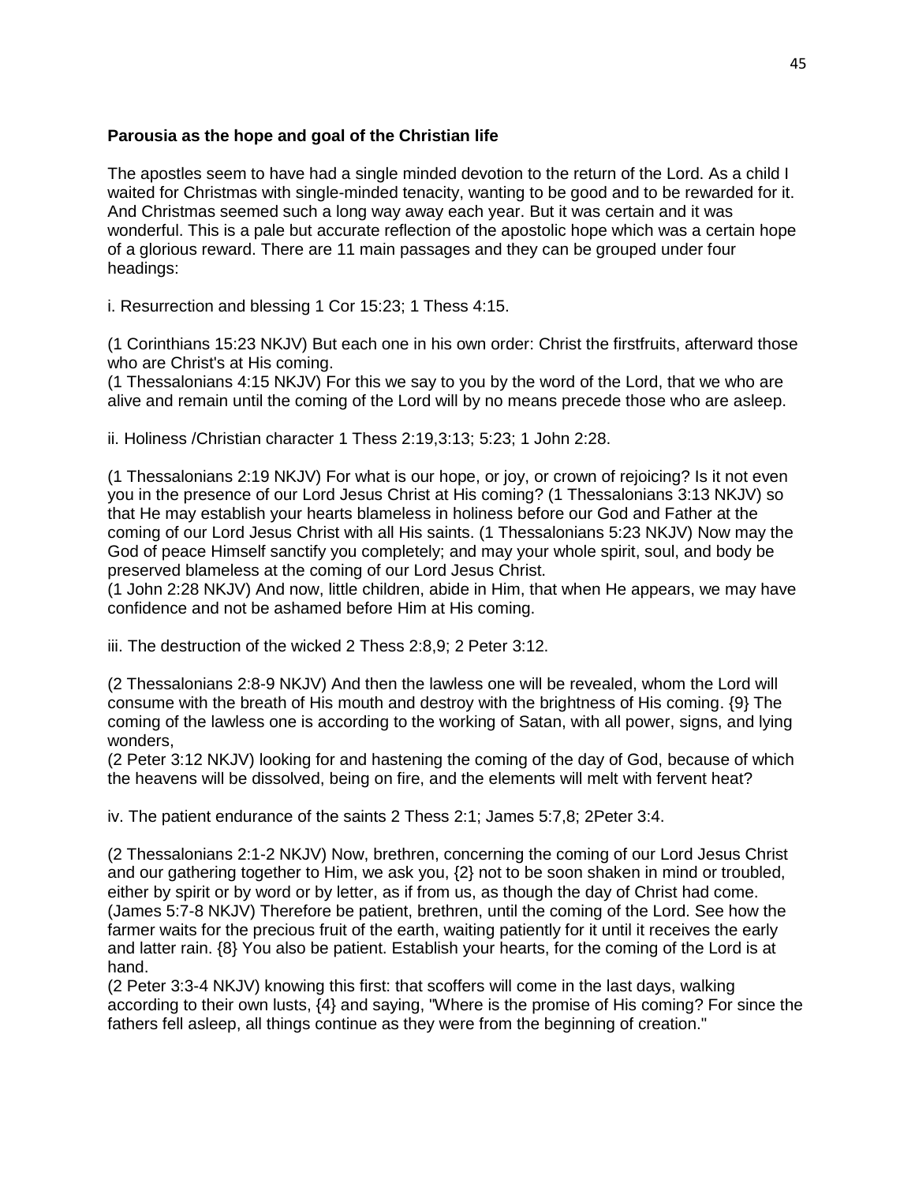**Parousia as the hope and goal of the Christian life**

The apostles seem to have had a single minded devotion to the return of the Lord. As a child I waited for Christmas with single-minded tenacity, wanting to be good and to be rewarded for it. And Christmas seemed such a long way away each year. But it was certain and it was wonderful. This is a pale but accurate reflection of the apostolic hope which was a certain hope of a glorious reward. There are 11 main passages and they can be grouped under four headings:

i. Resurrection and blessing 1 Cor 15:23; 1 Thess 4:15.

(1 Corinthians 15:23 NKJV) But each one in his own order: Christ the firstfruits, afterward those who are Christ's at His coming.
(1 Thessalonians 4:15 NKJV) For this we say to you by the word of the Lord, that we who are alive and remain until the coming of the Lord will by no means precede those who are asleep.

ii. Holiness /Christian character 1 Thess 2:19,3:13; 5:23; 1 John 2:28.

(1 Thessalonians 2:19 NKJV) For what is our hope, or joy, or crown of rejoicing? Is it not even you in the presence of our Lord Jesus Christ at His coming? (1 Thessalonians 3:13 NKJV) so that He may establish your hearts blameless in holiness before our God and Father at the coming of our Lord Jesus Christ with all His saints. (1 Thessalonians 5:23 NKJV) Now may the God of peace Himself sanctify you completely; and may your whole spirit, soul, and body be preserved blameless at the coming of our Lord Jesus Christ.
(1 John 2:28 NKJV) And now, little children, abide in Him, that when He appears, we may have confidence and not be ashamed before Him at His coming.

iii. The destruction of the wicked 2 Thess 2:8,9; 2 Peter 3:12.

(2 Thessalonians 2:8-9 NKJV) And then the lawless one will be revealed, whom the Lord will consume with the breath of His mouth and destroy with the brightness of His coming. {9} The coming of the lawless one is according to the working of Satan, with all power, signs, and lying wonders,
(2 Peter 3:12 NKJV) looking for and hastening the coming of the day of God, because of which the heavens will be dissolved, being on fire, and the elements will melt with fervent heat?

iv. The patient endurance of the saints 2 Thess 2:1; James 5:7,8; 2Peter 3:4.

(2 Thessalonians 2:1-2 NKJV) Now, brethren, concerning the coming of our Lord Jesus Christ and our gathering together to Him, we ask you, {2} not to be soon shaken in mind or troubled, either by spirit or by word or by letter, as if from us, as though the day of Christ had come.
(James 5:7-8 NKJV) Therefore be patient, brethren, until the coming of the Lord. See how the farmer waits for the precious fruit of the earth, waiting patiently for it until it receives the early and latter rain. {8} You also be patient. Establish your hearts, for the coming of the Lord is at hand.
(2 Peter 3:3-4 NKJV) knowing this first: that scoffers will come in the last days, walking according to their own lusts, {4} and saying, "Where is the promise of His coming? For since the fathers fell asleep, all things continue as they were from the beginning of creation."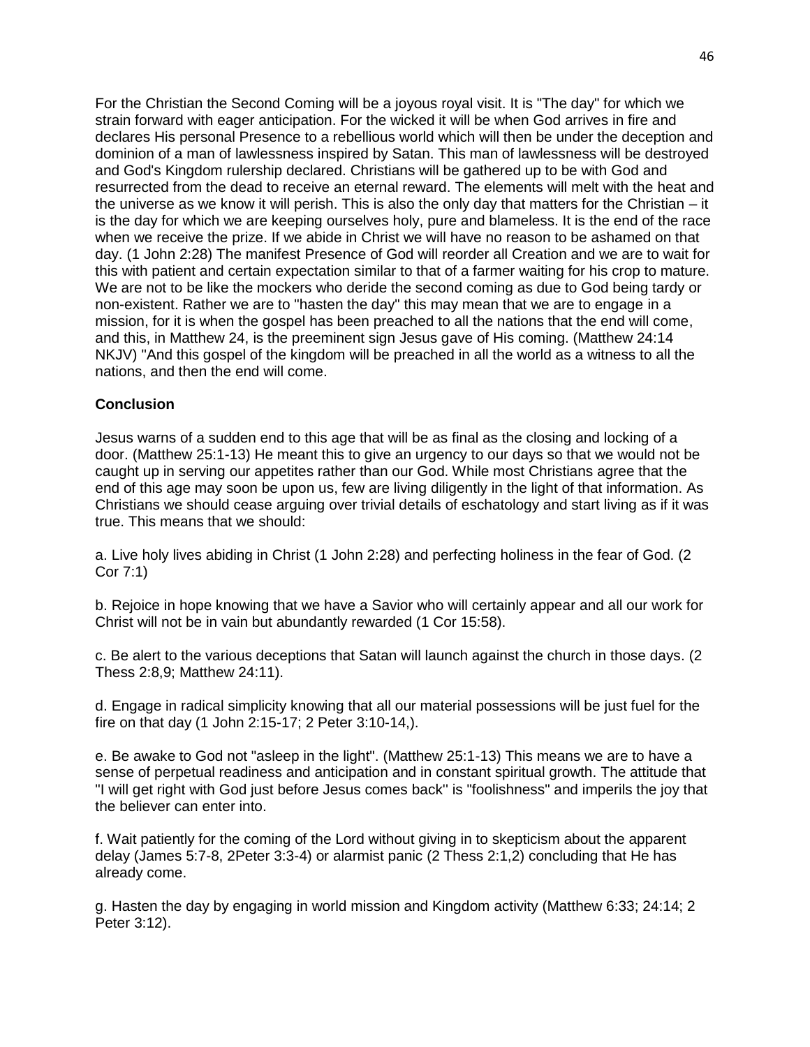For the Christian the Second Coming will be a joyous royal visit. It is "The day" for which we strain forward with eager anticipation. For the wicked it will be when God arrives in fire and declares His personal Presence to a rebellious world which will then be under the deception and dominion of a man of lawlessness inspired by Satan. This man of lawlessness will be destroyed and God's Kingdom rulership declared. Christians will be gathered up to be with God and resurrected from the dead to receive an eternal reward. The elements will melt with the heat and the universe as we know it will perish. This is also the only day that matters for the Christian – it is the day for which we are keeping ourselves holy, pure and blameless. It is the end of the race when we receive the prize. If we abide in Christ we will have no reason to be ashamed on that day. (1 John 2:28) The manifest Presence of God will reorder all Creation and we are to wait for this with patient and certain expectation similar to that of a farmer waiting for his crop to mature. We are not to be like the mockers who deride the second coming as due to God being tardy or non-existent. Rather we are to "hasten the day" this may mean that we are to engage in a mission, for it is when the gospel has been preached to all the nations that the end will come, and this, in Matthew 24, is the preeminent sign Jesus gave of His coming. (Matthew 24:14 NKJV) "And this gospel of the kingdom will be preached in all the world as a witness to all the nations, and then the end will come.

**Conclusion**

Jesus warns of a sudden end to this age that will be as final as the closing and locking of a door. (Matthew 25:1-13) He meant this to give an urgency to our days so that we would not be caught up in serving our appetites rather than our God. While most Christians agree that the end of this age may soon be upon us, few are living diligently in the light of that information. As Christians we should cease arguing over trivial details of eschatology and start living as if it was true. This means that we should:

a. Live holy lives abiding in Christ (1 John 2:28) and perfecting holiness in the fear of God. (2 Cor 7:1)

b. Rejoice in hope knowing that we have a Savior who will certainly appear and all our work for Christ will not be in vain but abundantly rewarded (1 Cor 15:58).

c. Be alert to the various deceptions that Satan will launch against the church in those days. (2 Thess 2:8,9; Matthew 24:11).

d. Engage in radical simplicity knowing that all our material possessions will be just fuel for the fire on that day (1 John 2:15-17; 2 Peter 3:10-14,).

e. Be awake to God not "asleep in the light". (Matthew 25:1-13) This means we are to have a sense of perpetual readiness and anticipation and in constant spiritual growth. The attitude that "I will get right with God just before Jesus comes back" is "foolishness" and imperils the joy that the believer can enter into.

f. Wait patiently for the coming of the Lord without giving in to skepticism about the apparent delay (James 5:7-8, 2Peter 3:3-4) or alarmist panic (2 Thess 2:1,2) concluding that He has already come.

g. Hasten the day by engaging in world mission and Kingdom activity (Matthew 6:33; 24:14; 2 Peter 3:12).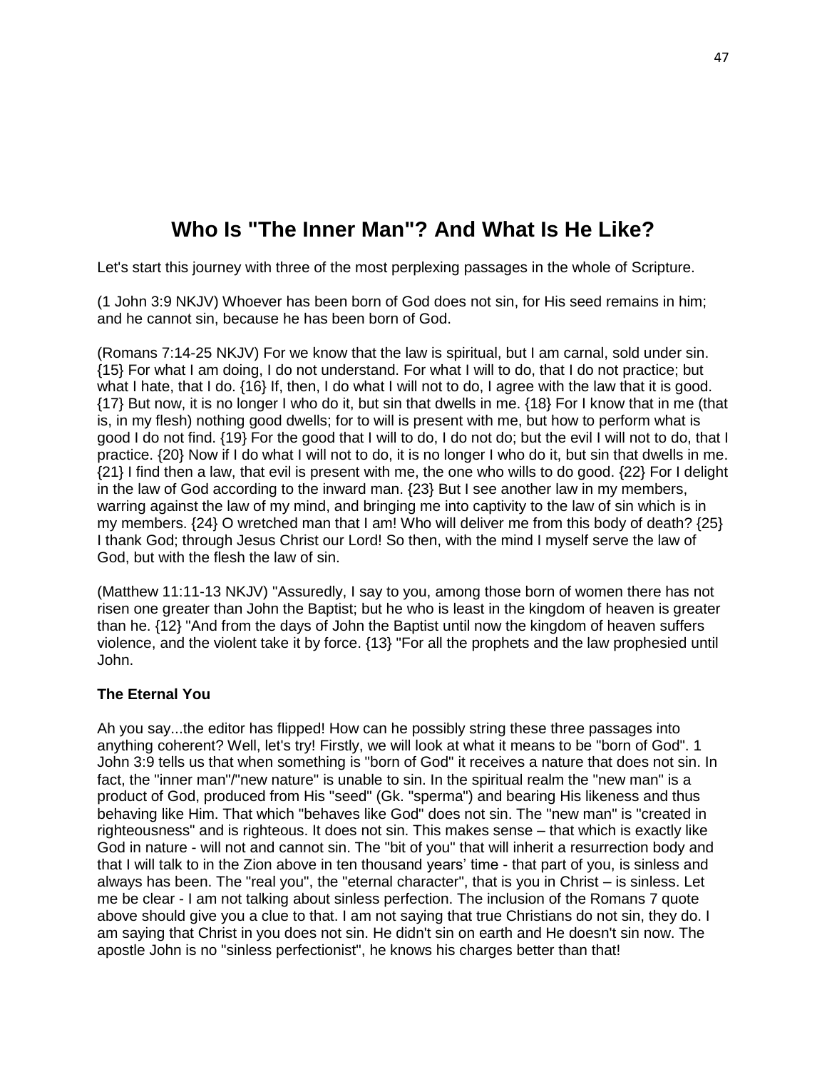# Who Is "The Inner Man"? And What Is He Like?

Let's start this journey with three of the most perplexing passages in the whole of Scripture.

(1 John 3:9 NKJV) Whoever has been born of God does not sin, for His seed remains in him; and he cannot sin, because he has been born of God.

(Romans 7:14-25 NKJV) For we know that the law is spiritual, but I am carnal, sold under sin. {15} For what I am doing, I do not understand. For what I will to do, that I do not practice; but what I hate, that I do. {16} If, then, I do what I will not to do, I agree with the law that it is good. {17} But now, it is no longer I who do it, but sin that dwells in me. {18} For I know that in me (that is, in my flesh) nothing good dwells; for to will is present with me, but how to perform what is good I do not find. {19} For the good that I will to do, I do not do; but the evil I will not to do, that I practice. {20} Now if I do what I will not to do, it is no longer I who do it, but sin that dwells in me. {21} I find then a law, that evil is present with me, the one who wills to do good. {22} For I delight in the law of God according to the inward man. {23} But I see another law in my members, warring against the law of my mind, and bringing me into captivity to the law of sin which is in my members. {24} O wretched man that I am! Who will deliver me from this body of death? {25} I thank God; through Jesus Christ our Lord! So then, with the mind I myself serve the law of God, but with the flesh the law of sin.

(Matthew 11:11-13 NKJV) "Assuredly, I say to you, among those born of women there has not risen one greater than John the Baptist; but he who is least in the kingdom of heaven is greater than he. {12} "And from the days of John the Baptist until now the kingdom of heaven suffers violence, and the violent take it by force. {13} "For all the prophets and the law prophesied until John.

### The Eternal You

Ah you say...the editor has flipped! How can he possibly string these three passages into anything coherent? Well, let's try! Firstly, we will look at what it means to be "born of God". 1 John 3:9 tells us that when something is "born of God" it receives a nature that does not sin. In fact, the "inner man"/"new nature" is unable to sin. In the spiritual realm the "new man" is a product of God, produced from His "seed" (Gk. "sperma") and bearing His likeness and thus behaving like Him. That which "behaves like God" does not sin. The "new man" is "created in righteousness" and is righteous. It does not sin. This makes sense – that which is exactly like God in nature - will not and cannot sin. The "bit of you" that will inherit a resurrection body and that I will talk to in the Zion above in ten thousand years' time - that part of you, is sinless and always has been. The "real you", the "eternal character", that is you in Christ – is sinless. Let me be clear - I am not talking about sinless perfection. The inclusion of the Romans 7 quote above should give you a clue to that. I am not saying that true Christians do not sin, they do. I am saying that Christ in you does not sin. He didn't sin on earth and He doesn't sin now. The apostle John is no "sinless perfectionist", he knows his charges better than that!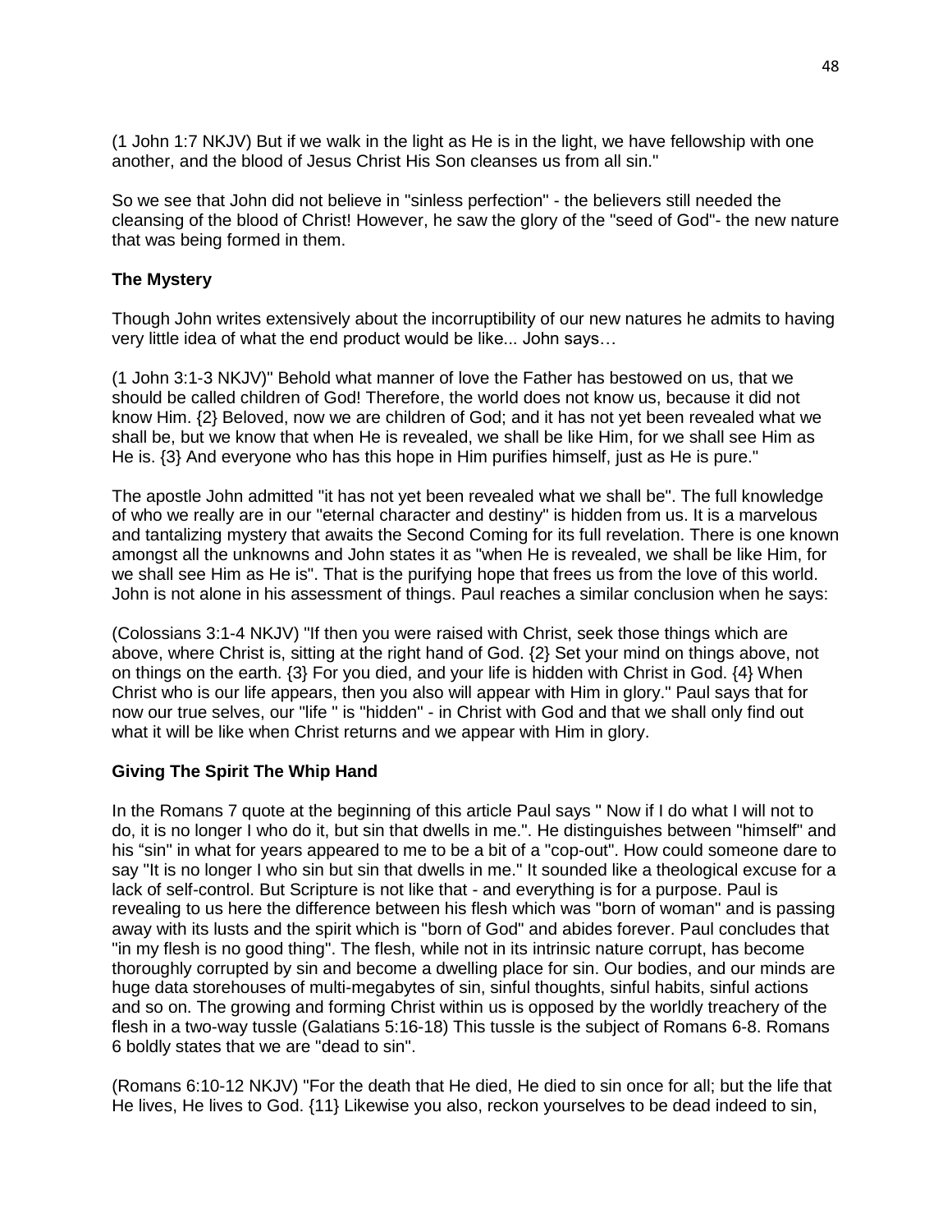(1 John 1:7 NKJV) But if we walk in the light as He is in the light, we have fellowship with one another, and the blood of Jesus Christ His Son cleanses us from all sin."

So we see that John did not believe in "sinless perfection" - the believers still needed the cleansing of the blood of Christ! However, he saw the glory of the "seed of God"- the new nature that was being formed in them.

**The Mystery**

Though John writes extensively about the incorruptibility of our new natures he admits to having very little idea of what the end product would be like... John says…

(1 John 3:1-3 NKJV)" Behold what manner of love the Father has bestowed on us, that we should be called children of God! Therefore, the world does not know us, because it did not know Him. {2} Beloved, now we are children of God; and it has not yet been revealed what we shall be, but we know that when He is revealed, we shall be like Him, for we shall see Him as He is. {3} And everyone who has this hope in Him purifies himself, just as He is pure."

The apostle John admitted "it has not yet been revealed what we shall be". The full knowledge of who we really are in our "eternal character and destiny" is hidden from us. It is a marvelous and tantalizing mystery that awaits the Second Coming for its full revelation. There is one known amongst all the unknowns and John states it as "when He is revealed, we shall be like Him, for we shall see Him as He is". That is the purifying hope that frees us from the love of this world. John is not alone in his assessment of things. Paul reaches a similar conclusion when he says:

(Colossians 3:1-4 NKJV) "If then you were raised with Christ, seek those things which are above, where Christ is, sitting at the right hand of God. {2} Set your mind on things above, not on things on the earth. {3} For you died, and your life is hidden with Christ in God. {4} When Christ who is our life appears, then you also will appear with Him in glory." Paul says that for now our true selves, our "life " is "hidden" - in Christ with God and that we shall only find out what it will be like when Christ returns and we appear with Him in glory.

**Giving The Spirit The Whip Hand**

In the Romans 7 quote at the beginning of this article Paul says " Now if I do what I will not to do, it is no longer I who do it, but sin that dwells in me.". He distinguishes between "himself" and his "sin" in what for years appeared to me to be a bit of a "cop-out". How could someone dare to say "It is no longer I who sin but sin that dwells in me." It sounded like a theological excuse for a lack of self-control. But Scripture is not like that - and everything is for a purpose. Paul is revealing to us here the difference between his flesh which was "born of woman" and is passing away with its lusts and the spirit which is "born of God" and abides forever. Paul concludes that "in my flesh is no good thing". The flesh, while not in its intrinsic nature corrupt, has become thoroughly corrupted by sin and become a dwelling place for sin. Our bodies, and our minds are huge data storehouses of multi-megabytes of sin, sinful thoughts, sinful habits, sinful actions and so on. The growing and forming Christ within us is opposed by the worldly treachery of the flesh in a two-way tussle (Galatians 5:16-18) This tussle is the subject of Romans 6-8. Romans 6 boldly states that we are "dead to sin".

(Romans 6:10-12 NKJV) "For the death that He died, He died to sin once for all; but the life that He lives, He lives to God. {11} Likewise you also, reckon yourselves to be dead indeed to sin,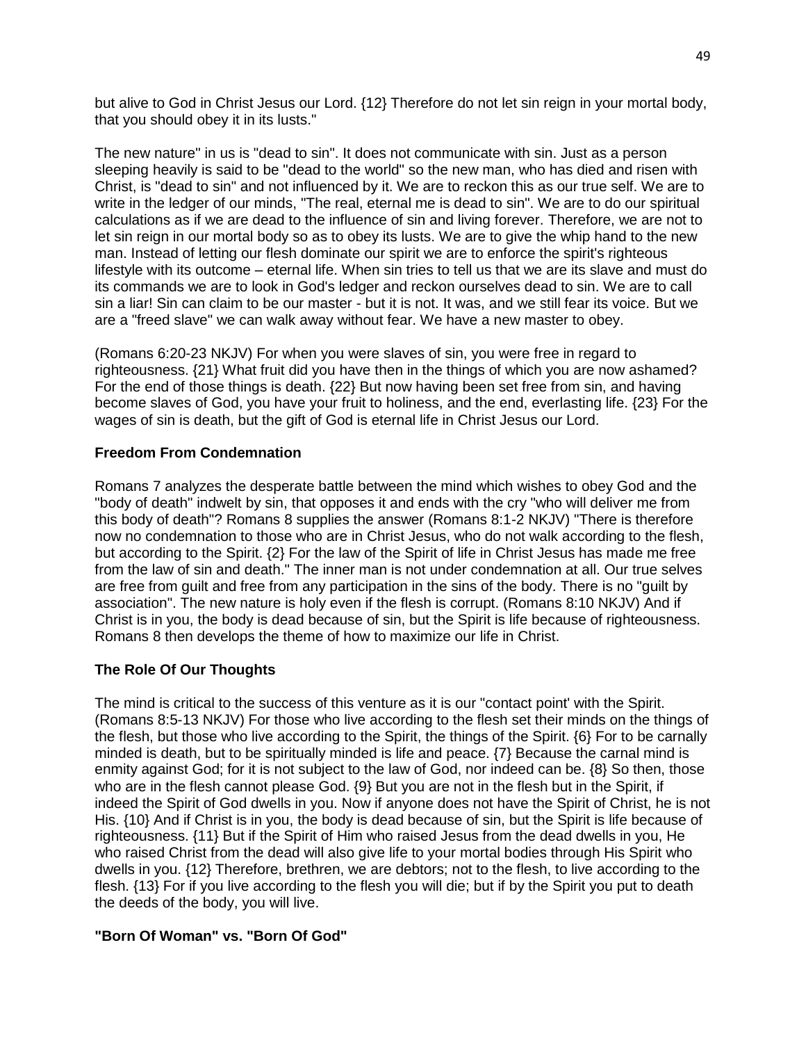but alive to God in Christ Jesus our Lord. {12} Therefore do not let sin reign in your mortal body, that you should obey it in its lusts."

The new nature" in us is "dead to sin". It does not communicate with sin. Just as a person sleeping heavily is said to be "dead to the world" so the new man, who has died and risen with Christ, is "dead to sin" and not influenced by it. We are to reckon this as our true self. We are to write in the ledger of our minds, "The real, eternal me is dead to sin". We are to do our spiritual calculations as if we are dead to the influence of sin and living forever. Therefore, we are not to let sin reign in our mortal body so as to obey its lusts. We are to give the whip hand to the new man. Instead of letting our flesh dominate our spirit we are to enforce the spirit's righteous lifestyle with its outcome – eternal life. When sin tries to tell us that we are its slave and must do its commands we are to look in God's ledger and reckon ourselves dead to sin. We are to call sin a liar! Sin can claim to be our master - but it is not. It was, and we still fear its voice. But we are a "freed slave" we can walk away without fear. We have a new master to obey.

(Romans 6:20-23 NKJV) For when you were slaves of sin, you were free in regard to righteousness. {21} What fruit did you have then in the things of which you are now ashamed? For the end of those things is death. {22} But now having been set free from sin, and having become slaves of God, you have your fruit to holiness, and the end, everlasting life. {23} For the wages of sin is death, but the gift of God is eternal life in Christ Jesus our Lord.

### Freedom From Condemnation

Romans 7 analyzes the desperate battle between the mind which wishes to obey God and the "body of death" indwelt by sin, that opposes it and ends with the cry "who will deliver me from this body of death"? Romans 8 supplies the answer (Romans 8:1-2 NKJV) "There is therefore now no condemnation to those who are in Christ Jesus, who do not walk according to the flesh, but according to the Spirit. {2} For the law of the Spirit of life in Christ Jesus has made me free from the law of sin and death." The inner man is not under condemnation at all. Our true selves are free from guilt and free from any participation in the sins of the body. There is no "guilt by association". The new nature is holy even if the flesh is corrupt. (Romans 8:10 NKJV) And if Christ is in you, the body is dead because of sin, but the Spirit is life because of righteousness. Romans 8 then develops the theme of how to maximize our life in Christ.

### The Role Of Our Thoughts

The mind is critical to the success of this venture as it is our "contact point' with the Spirit. (Romans 8:5-13 NKJV) For those who live according to the flesh set their minds on the things of the flesh, but those who live according to the Spirit, the things of the Spirit. {6} For to be carnally minded is death, but to be spiritually minded is life and peace. {7} Because the carnal mind is enmity against God; for it is not subject to the law of God, nor indeed can be. {8} So then, those who are in the flesh cannot please God. {9} But you are not in the flesh but in the Spirit, if indeed the Spirit of God dwells in you. Now if anyone does not have the Spirit of Christ, he is not His. {10} And if Christ is in you, the body is dead because of sin, but the Spirit is life because of righteousness. {11} But if the Spirit of Him who raised Jesus from the dead dwells in you, He who raised Christ from the dead will also give life to your mortal bodies through His Spirit who dwells in you. {12} Therefore, brethren, we are debtors; not to the flesh, to live according to the flesh. {13} For if you live according to the flesh you will die; but if by the Spirit you put to death the deeds of the body, you will live.

### "Born Of Woman" vs. "Born Of God"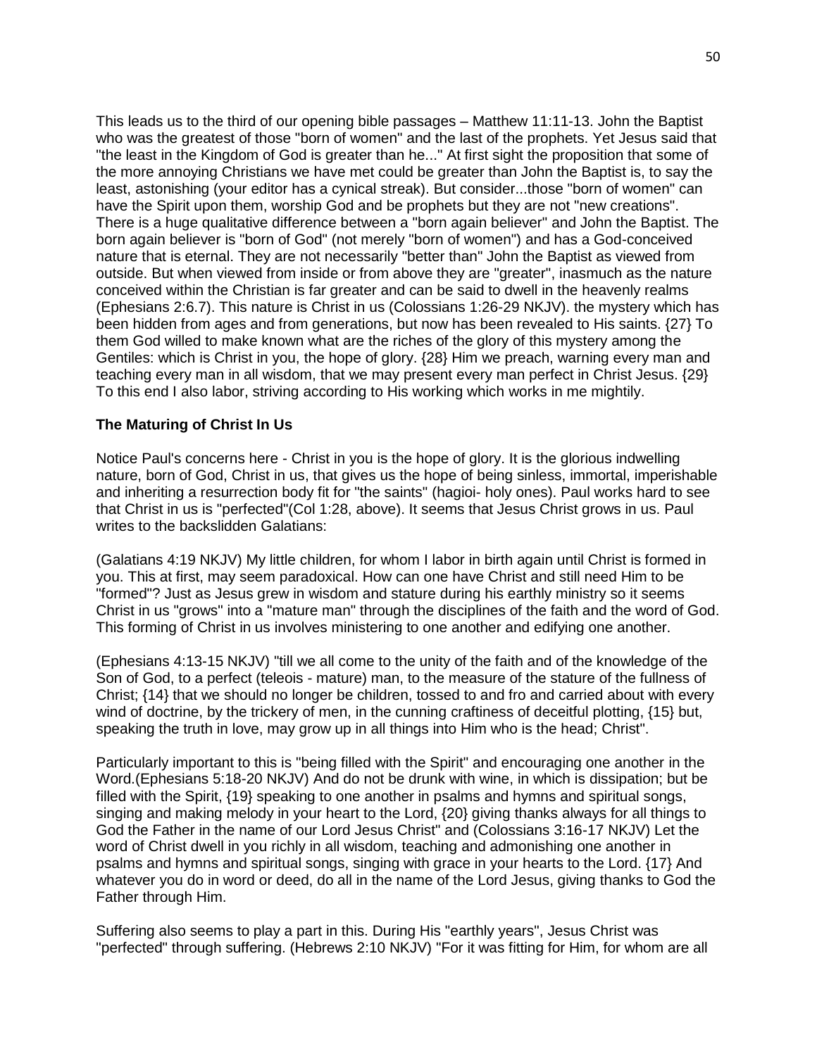This leads us to the third of our opening bible passages – Matthew 11:11-13. John the Baptist who was the greatest of those "born of women" and the last of the prophets. Yet Jesus said that "the least in the Kingdom of God is greater than he..." At first sight the proposition that some of the more annoying Christians we have met could be greater than John the Baptist is, to say the least, astonishing (your editor has a cynical streak). But consider...those "born of women" can have the Spirit upon them, worship God and be prophets but they are not "new creations". There is a huge qualitative difference between a "born again believer" and John the Baptist. The born again believer is "born of God" (not merely "born of women") and has a God-conceived nature that is eternal. They are not necessarily "better than" John the Baptist as viewed from outside. But when viewed from inside or from above they are "greater", inasmuch as the nature conceived within the Christian is far greater and can be said to dwell in the heavenly realms (Ephesians 2:6.7). This nature is Christ in us (Colossians 1:26-29 NKJV). the mystery which has been hidden from ages and from generations, but now has been revealed to His saints. {27} To them God willed to make known what are the riches of the glory of this mystery among the Gentiles: which is Christ in you, the hope of glory. {28} Him we preach, warning every man and teaching every man in all wisdom, that we may present every man perfect in Christ Jesus. {29} To this end I also labor, striving according to His working which works in me mightily.

**The Maturing of Christ In Us**

Notice Paul's concerns here - Christ in you is the hope of glory. It is the glorious indwelling nature, born of God, Christ in us, that gives us the hope of being sinless, immortal, imperishable and inheriting a resurrection body fit for "the saints" (hagioi- holy ones). Paul works hard to see that Christ in us is "perfected"(Col 1:28, above). It seems that Jesus Christ grows in us. Paul writes to the backslidden Galatians:

(Galatians 4:19 NKJV) My little children, for whom I labor in birth again until Christ is formed in you. This at first, may seem paradoxical. How can one have Christ and still need Him to be "formed"? Just as Jesus grew in wisdom and stature during his earthly ministry so it seems Christ in us "grows" into a "mature man" through the disciplines of the faith and the word of God. This forming of Christ in us involves ministering to one another and edifying one another.

(Ephesians 4:13-15 NKJV) "till we all come to the unity of the faith and of the knowledge of the Son of God, to a perfect (teleois - mature) man, to the measure of the stature of the fullness of Christ; {14} that we should no longer be children, tossed to and fro and carried about with every wind of doctrine, by the trickery of men, in the cunning craftiness of deceitful plotting, {15} but, speaking the truth in love, may grow up in all things into Him who is the head; Christ".

Particularly important to this is "being filled with the Spirit" and encouraging one another in the Word.(Ephesians 5:18-20 NKJV) And do not be drunk with wine, in which is dissipation; but be filled with the Spirit, {19} speaking to one another in psalms and hymns and spiritual songs, singing and making melody in your heart to the Lord, {20} giving thanks always for all things to God the Father in the name of our Lord Jesus Christ" and (Colossians 3:16-17 NKJV) Let the word of Christ dwell in you richly in all wisdom, teaching and admonishing one another in psalms and hymns and spiritual songs, singing with grace in your hearts to the Lord. {17} And whatever you do in word or deed, do all in the name of the Lord Jesus, giving thanks to God the Father through Him.

Suffering also seems to play a part in this. During His "earthly years", Jesus Christ was "perfected" through suffering. (Hebrews 2:10 NKJV) "For it was fitting for Him, for whom are all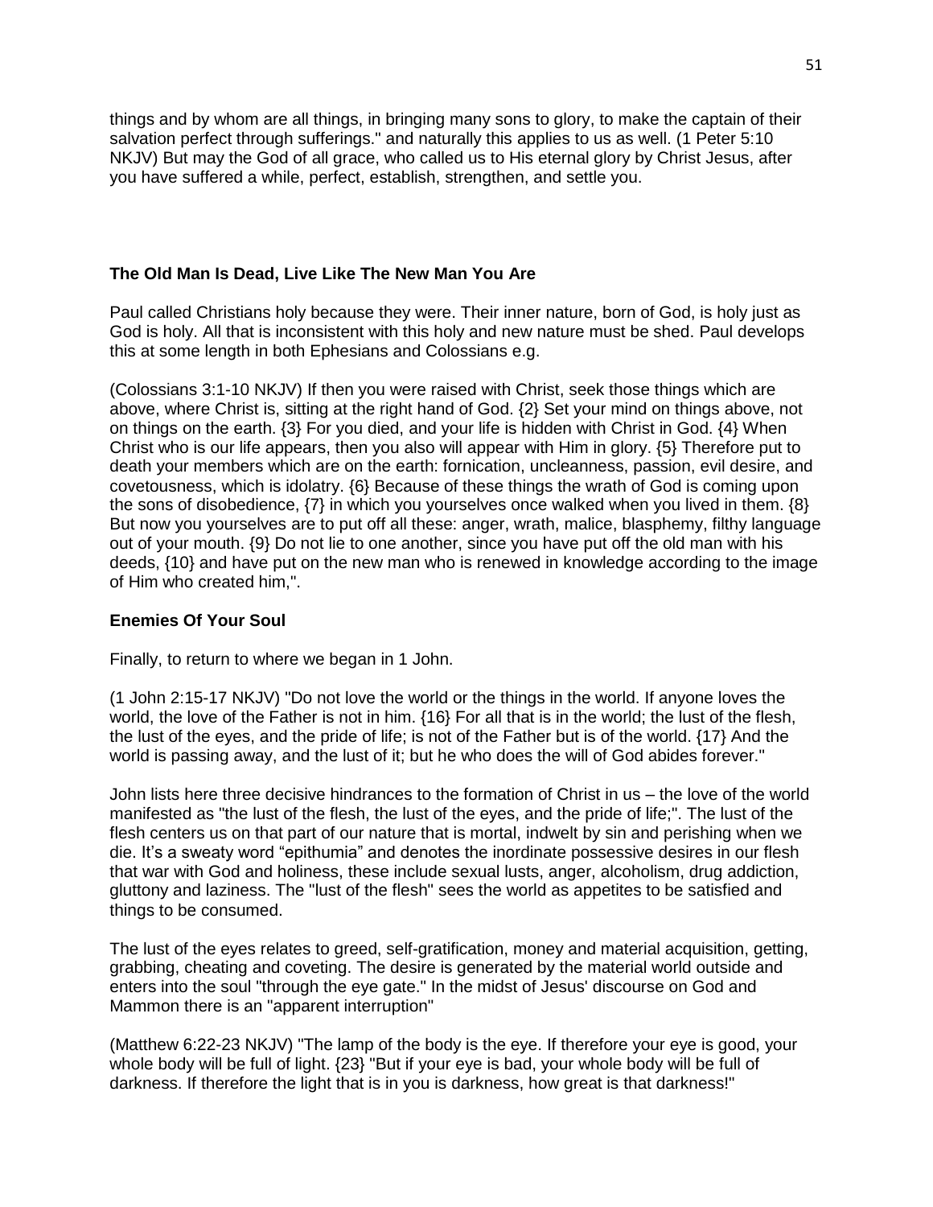things and by whom are all things, in bringing many sons to glory, to make the captain of their salvation perfect through sufferings." and naturally this applies to us as well. (1 Peter 5:10 NKJV) But may the God of all grace, who called us to His eternal glory by Christ Jesus, after you have suffered a while, perfect, establish, strengthen, and settle you.

**The Old Man Is Dead, Live Like The New Man You Are**

Paul called Christians holy because they were. Their inner nature, born of God, is holy just as God is holy. All that is inconsistent with this holy and new nature must be shed. Paul develops this at some length in both Ephesians and Colossians e.g.

(Colossians 3:1-10 NKJV) If then you were raised with Christ, seek those things which are above, where Christ is, sitting at the right hand of God. {2} Set your mind on things above, not on things on the earth. {3} For you died, and your life is hidden with Christ in God. {4} When Christ who is our life appears, then you also will appear with Him in glory. {5} Therefore put to death your members which are on the earth: fornication, uncleanness, passion, evil desire, and covetousness, which is idolatry. {6} Because of these things the wrath of God is coming upon the sons of disobedience, {7} in which you yourselves once walked when you lived in them. {8} But now you yourselves are to put off all these: anger, wrath, malice, blasphemy, filthy language out of your mouth. {9} Do not lie to one another, since you have put off the old man with his deeds, {10} and have put on the new man who is renewed in knowledge according to the image of Him who created him,".

**Enemies Of Your Soul**

Finally, to return to where we began in 1 John.

(1 John 2:15-17 NKJV) "Do not love the world or the things in the world. If anyone loves the world, the love of the Father is not in him. {16} For all that is in the world; the lust of the flesh, the lust of the eyes, and the pride of life; is not of the Father but is of the world. {17} And the world is passing away, and the lust of it; but he who does the will of God abides forever."

John lists here three decisive hindrances to the formation of Christ in us – the love of the world manifested as "the lust of the flesh, the lust of the eyes, and the pride of life;". The lust of the flesh centers us on that part of our nature that is mortal, indwelt by sin and perishing when we die. It's a sweaty word "epithumia" and denotes the inordinate possessive desires in our flesh that war with God and holiness, these include sexual lusts, anger, alcoholism, drug addiction, gluttony and laziness. The "lust of the flesh" sees the world as appetites to be satisfied and things to be consumed.

The lust of the eyes relates to greed, self-gratification, money and material acquisition, getting, grabbing, cheating and coveting. The desire is generated by the material world outside and enters into the soul "through the eye gate." In the midst of Jesus' discourse on God and Mammon there is an "apparent interruption"

(Matthew 6:22-23 NKJV) "The lamp of the body is the eye. If therefore your eye is good, your whole body will be full of light. {23} "But if your eye is bad, your whole body will be full of darkness. If therefore the light that is in you is darkness, how great is that darkness!"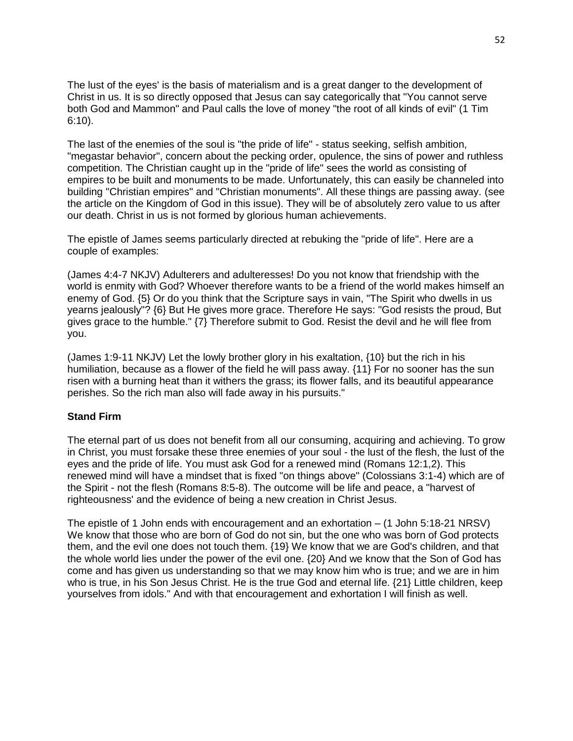The lust of the eyes' is the basis of materialism and is a great danger to the development of Christ in us. It is so directly opposed that Jesus can say categorically that "You cannot serve both God and Mammon" and Paul calls the love of money "the root of all kinds of evil" (1 Tim 6:10).

The last of the enemies of the soul is "the pride of life" - status seeking, selfish ambition, "megastar behavior", concern about the pecking order, opulence, the sins of power and ruthless competition. The Christian caught up in the "pride of life" sees the world as consisting of empires to be built and monuments to be made. Unfortunately, this can easily be channeled into building "Christian empires" and "Christian monuments". All these things are passing away. (see the article on the Kingdom of God in this issue). They will be of absolutely zero value to us after our death. Christ in us is not formed by glorious human achievements.

The epistle of James seems particularly directed at rebuking the "pride of life". Here are a couple of examples:

(James 4:4-7 NKJV) Adulterers and adulteresses! Do you not know that friendship with the world is enmity with God? Whoever therefore wants to be a friend of the world makes himself an enemy of God. {5} Or do you think that the Scripture says in vain, "The Spirit who dwells in us yearns jealously"? {6} But He gives more grace. Therefore He says: "God resists the proud, But gives grace to the humble." {7} Therefore submit to God. Resist the devil and he will flee from you.

(James 1:9-11 NKJV) Let the lowly brother glory in his exaltation, {10} but the rich in his humiliation, because as a flower of the field he will pass away. {11} For no sooner has the sun risen with a burning heat than it withers the grass; its flower falls, and its beautiful appearance perishes. So the rich man also will fade away in his pursuits."

**Stand Firm**

The eternal part of us does not benefit from all our consuming, acquiring and achieving. To grow in Christ, you must forsake these three enemies of your soul - the lust of the flesh, the lust of the eyes and the pride of life. You must ask God for a renewed mind (Romans 12:1,2). This renewed mind will have a mindset that is fixed "on things above" (Colossians 3:1-4) which are of the Spirit - not the flesh (Romans 8:5-8). The outcome will be life and peace, a "harvest of righteousness' and the evidence of being a new creation in Christ Jesus.

The epistle of 1 John ends with encouragement and an exhortation – (1 John 5:18-21 NRSV) We know that those who are born of God do not sin, but the one who was born of God protects them, and the evil one does not touch them. {19} We know that we are God's children, and that the whole world lies under the power of the evil one. {20} And we know that the Son of God has come and has given us understanding so that we may know him who is true; and we are in him who is true, in his Son Jesus Christ. He is the true God and eternal life. {21} Little children, keep yourselves from idols." And with that encouragement and exhortation I will finish as well.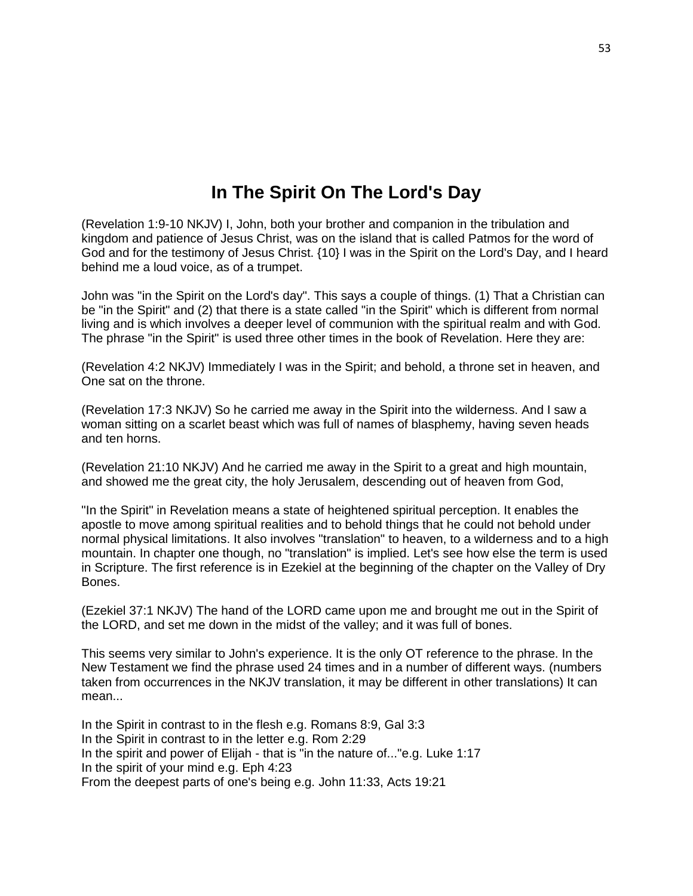# In The Spirit On The Lord's Day

(Revelation 1:9-10 NKJV) I, John, both your brother and companion in the tribulation and kingdom and patience of Jesus Christ, was on the island that is called Patmos for the word of God and for the testimony of Jesus Christ. {10} I was in the Spirit on the Lord's Day, and I heard behind me a loud voice, as of a trumpet.

John was "in the Spirit on the Lord's day". This says a couple of things. (1) That a Christian can be "in the Spirit" and (2) that there is a state called "in the Spirit" which is different from normal living and is which involves a deeper level of communion with the spiritual realm and with God. The phrase "in the Spirit" is used three other times in the book of Revelation. Here they are:

(Revelation 4:2 NKJV) Immediately I was in the Spirit; and behold, a throne set in heaven, and One sat on the throne.

(Revelation 17:3 NKJV) So he carried me away in the Spirit into the wilderness. And I saw a woman sitting on a scarlet beast which was full of names of blasphemy, having seven heads and ten horns.

(Revelation 21:10 NKJV) And he carried me away in the Spirit to a great and high mountain, and showed me the great city, the holy Jerusalem, descending out of heaven from God,

"In the Spirit" in Revelation means a state of heightened spiritual perception. It enables the apostle to move among spiritual realities and to behold things that he could not behold under normal physical limitations. It also involves "translation" to heaven, to a wilderness and to a high mountain. In chapter one though, no "translation" is implied. Let's see how else the term is used in Scripture. The first reference is in Ezekiel at the beginning of the chapter on the Valley of Dry Bones.

(Ezekiel 37:1 NKJV) The hand of the LORD came upon me and brought me out in the Spirit of the LORD, and set me down in the midst of the valley; and it was full of bones.

This seems very similar to John's experience. It is the only OT reference to the phrase. In the New Testament we find the phrase used 24 times and in a number of different ways. (numbers taken from occurrences in the NKJV translation, it may be different in other translations) It can mean...

In the Spirit in contrast to in the flesh e.g. Romans 8:9, Gal 3:3
In the Spirit in contrast to in the letter e.g. Rom 2:29
In the spirit and power of Elijah - that is "in the nature of..."e.g. Luke 1:17
In the spirit of your mind e.g. Eph 4:23
From the deepest parts of one's being e.g. John 11:33, Acts 19:21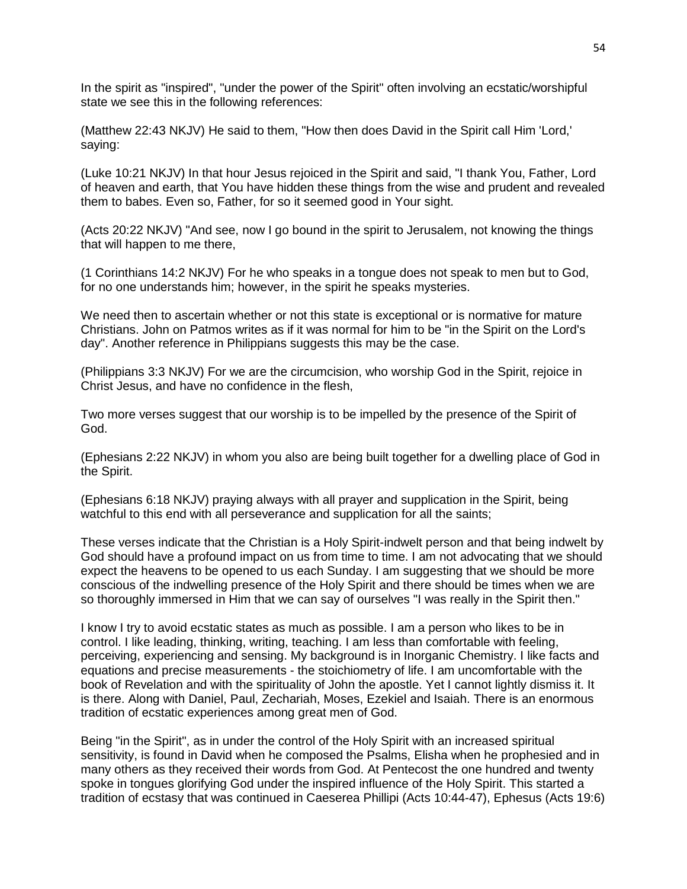In the spirit as "inspired", "under the power of the Spirit" often involving an ecstatic/worshipful state we see this in the following references:

(Matthew 22:43 NKJV) He said to them, "How then does David in the Spirit call Him 'Lord,' saying:

(Luke 10:21 NKJV) In that hour Jesus rejoiced in the Spirit and said, "I thank You, Father, Lord of heaven and earth, that You have hidden these things from the wise and prudent and revealed them to babes. Even so, Father, for so it seemed good in Your sight.

(Acts 20:22 NKJV) "And see, now I go bound in the spirit to Jerusalem, not knowing the things that will happen to me there,

(1 Corinthians 14:2 NKJV) For he who speaks in a tongue does not speak to men but to God, for no one understands him; however, in the spirit he speaks mysteries.

We need then to ascertain whether or not this state is exceptional or is normative for mature Christians. John on Patmos writes as if it was normal for him to be "in the Spirit on the Lord's day". Another reference in Philippians suggests this may be the case.

(Philippians 3:3 NKJV) For we are the circumcision, who worship God in the Spirit, rejoice in Christ Jesus, and have no confidence in the flesh,

Two more verses suggest that our worship is to be impelled by the presence of the Spirit of God.

(Ephesians 2:22 NKJV) in whom you also are being built together for a dwelling place of God in the Spirit.

(Ephesians 6:18 NKJV) praying always with all prayer and supplication in the Spirit, being watchful to this end with all perseverance and supplication for all the saints;

These verses indicate that the Christian is a Holy Spirit-indwelt person and that being indwelt by God should have a profound impact on us from time to time. I am not advocating that we should expect the heavens to be opened to us each Sunday. I am suggesting that we should be more conscious of the indwelling presence of the Holy Spirit and there should be times when we are so thoroughly immersed in Him that we can say of ourselves "I was really in the Spirit then."

I know I try to avoid ecstatic states as much as possible. I am a person who likes to be in control. I like leading, thinking, writing, teaching. I am less than comfortable with feeling, perceiving, experiencing and sensing. My background is in Inorganic Chemistry. I like facts and equations and precise measurements - the stoichiometry of life. I am uncomfortable with the book of Revelation and with the spirituality of John the apostle. Yet I cannot lightly dismiss it. It is there. Along with Daniel, Paul, Zechariah, Moses, Ezekiel and Isaiah. There is an enormous tradition of ecstatic experiences among great men of God.

Being "in the Spirit", as in under the control of the Holy Spirit with an increased spiritual sensitivity, is found in David when he composed the Psalms, Elisha when he prophesied and in many others as they received their words from God. At Pentecost the one hundred and twenty spoke in tongues glorifying God under the inspired influence of the Holy Spirit. This started a tradition of ecstasy that was continued in Caeserea Phillipi (Acts 10:44-47), Ephesus (Acts 19:6)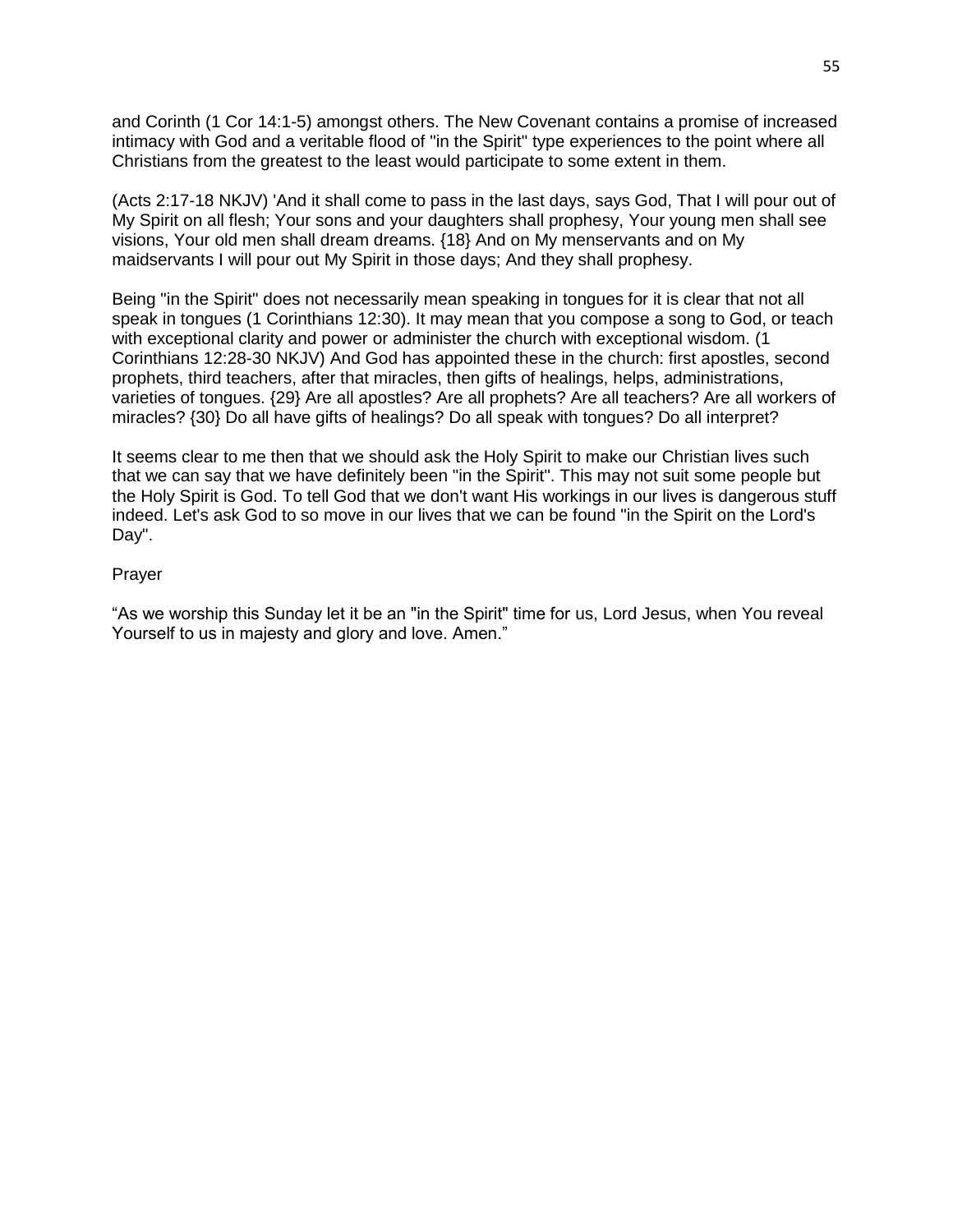and Corinth (1 Cor 14:1-5) amongst others. The New Covenant contains a promise of increased intimacy with God and a veritable flood of "in the Spirit" type experiences to the point where all Christians from the greatest to the least would participate to some extent in them.

(Acts 2:17-18 NKJV) 'And it shall come to pass in the last days, says God, That I will pour out of My Spirit on all flesh; Your sons and your daughters shall prophesy, Your young men shall see visions, Your old men shall dream dreams. {18} And on My menservants and on My maidservants I will pour out My Spirit in those days; And they shall prophesy.

Being "in the Spirit" does not necessarily mean speaking in tongues for it is clear that not all speak in tongues (1 Corinthians 12:30). It may mean that you compose a song to God, or teach with exceptional clarity and power or administer the church with exceptional wisdom. (1 Corinthians 12:28-30 NKJV) And God has appointed these in the church: first apostles, second prophets, third teachers, after that miracles, then gifts of healings, helps, administrations, varieties of tongues. {29} Are all apostles? Are all prophets? Are all teachers? Are all workers of miracles? {30} Do all have gifts of healings? Do all speak with tongues? Do all interpret?

It seems clear to me then that we should ask the Holy Spirit to make our Christian lives such that we can say that we have definitely been "in the Spirit". This may not suit some people but the Holy Spirit is God. To tell God that we don't want His workings in our lives is dangerous stuff indeed. Let's ask God to so move in our lives that we can be found "in the Spirit on the Lord's Day".

Prayer

“As we worship this Sunday let it be an "in the Spirit" time for us, Lord Jesus, when You reveal Yourself to us in majesty and glory and love. Amen.”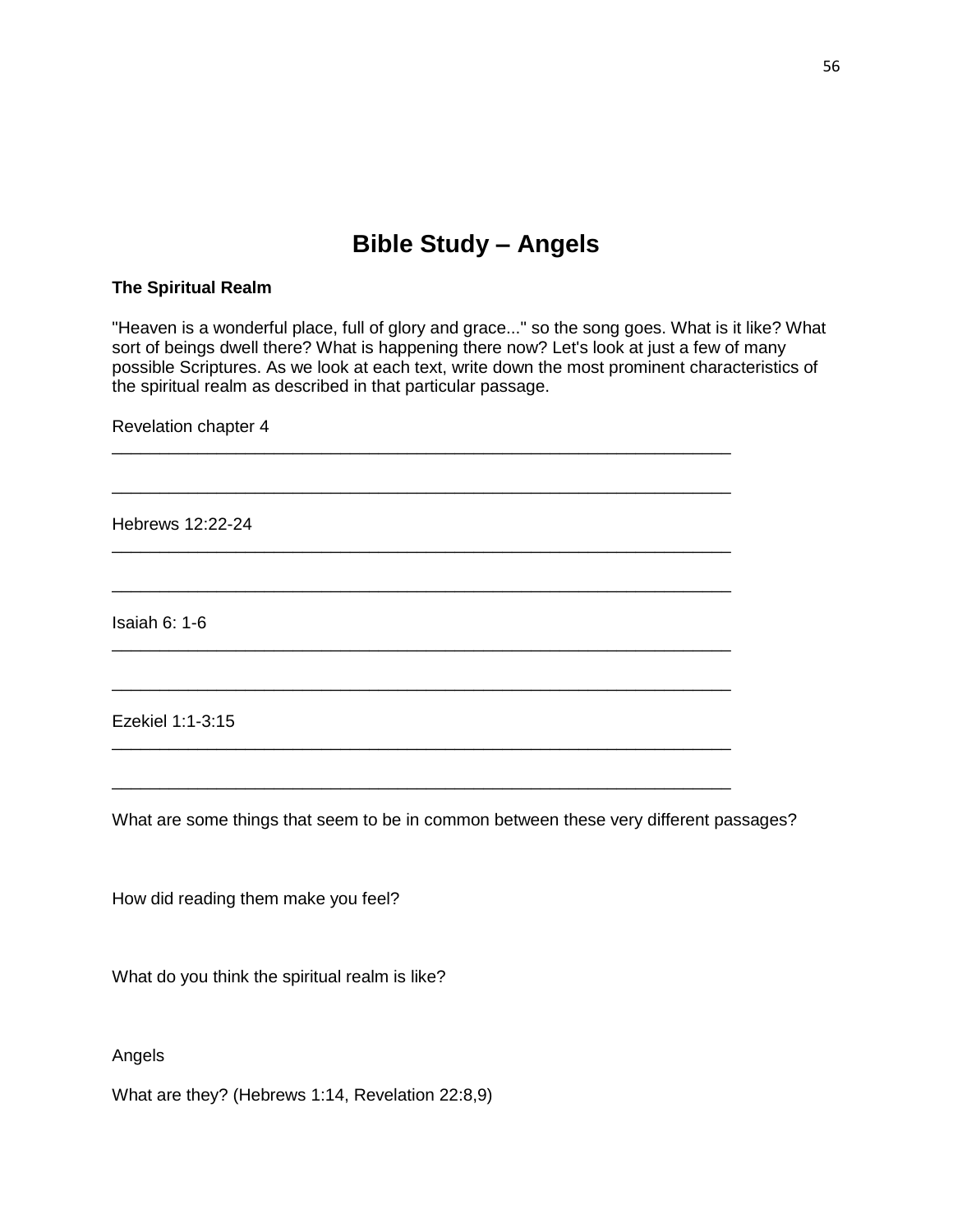# Bible Study – Angels

**The Spiritual Realm**

"Heaven is a wonderful place, full of glory and grace..." so the song goes. What is it like? What sort of beings dwell there? What is happening there now? Let's look at just a few of many possible Scriptures. As we look at each text, write down the most prominent characteristics of the spiritual realm as described in that particular passage.

Revelation chapter 4
_________________________________________________________________

_________________________________________________________________

Hebrews 12:22-24
_________________________________________________________________

_________________________________________________________________

Isaiah 6: 1-6
_________________________________________________________________

_________________________________________________________________

Ezekiel 1:1-3:15
_________________________________________________________________

_________________________________________________________________

What are some things that seem to be in common between these very different passages?

How did reading them make you feel?

What do you think the spiritual realm is like?

Angels

What are they? (Hebrews 1:14, Revelation 22:8,9)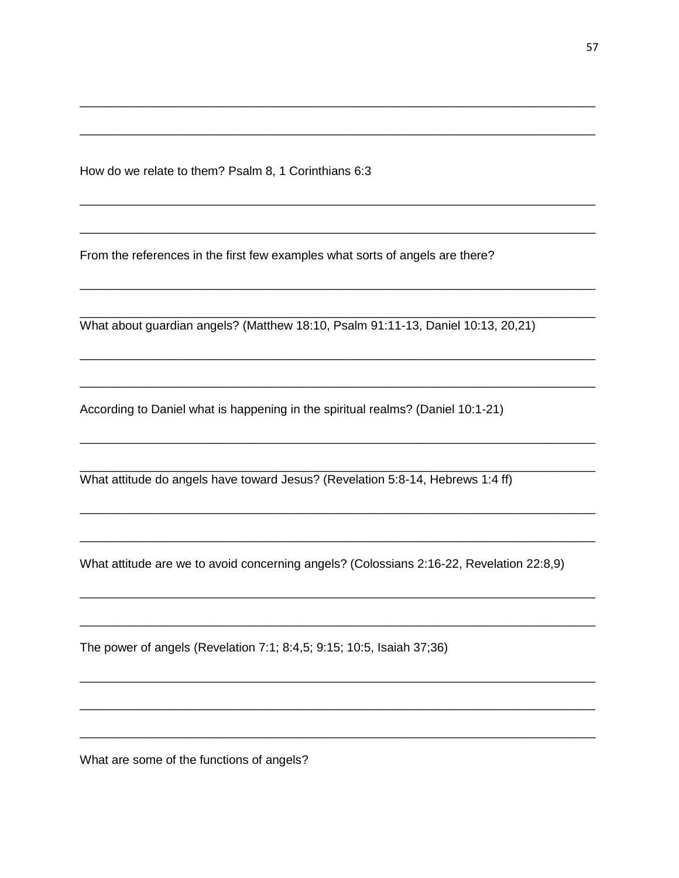\_\_\_\_\_\_\_\_\_\_\_\_\_\_\_\_\_\_\_\_\_\_\_\_\_\_\_\_\_\_\_\_\_\_\_\_\_\_\_\_\_\_\_\_\_\_\_\_\_\_\_\_\_\_\_\_\_\_\_\_\_\_\_\_\_\_\_\_\_\_\_\_\_\_

\_\_\_\_\_\_\_\_\_\_\_\_\_\_\_\_\_\_\_\_\_\_\_\_\_\_\_\_\_\_\_\_\_\_\_\_\_\_\_\_\_\_\_\_\_\_\_\_\_\_\_\_\_\_\_\_\_\_\_\_\_\_\_\_\_\_\_\_\_\_\_\_\_\_

How do we relate to them? Psalm 8, 1 Corinthians 6:3

\_\_\_\_\_\_\_\_\_\_\_\_\_\_\_\_\_\_\_\_\_\_\_\_\_\_\_\_\_\_\_\_\_\_\_\_\_\_\_\_\_\_\_\_\_\_\_\_\_\_\_\_\_\_\_\_\_\_\_\_\_\_\_\_\_\_\_\_\_\_\_\_\_\_

\_\_\_\_\_\_\_\_\_\_\_\_\_\_\_\_\_\_\_\_\_\_\_\_\_\_\_\_\_\_\_\_\_\_\_\_\_\_\_\_\_\_\_\_\_\_\_\_\_\_\_\_\_\_\_\_\_\_\_\_\_\_\_\_\_\_\_\_\_\_\_\_\_\_

From the references in the first few examples what sorts of angels are there?

\_\_\_\_\_\_\_\_\_\_\_\_\_\_\_\_\_\_\_\_\_\_\_\_\_\_\_\_\_\_\_\_\_\_\_\_\_\_\_\_\_\_\_\_\_\_\_\_\_\_\_\_\_\_\_\_\_\_\_\_\_\_\_\_\_\_\_\_\_\_\_\_\_\_

\_\_\_\_\_\_\_\_\_\_\_\_\_\_\_\_\_\_\_\_\_\_\_\_\_\_\_\_\_\_\_\_\_\_\_\_\_\_\_\_\_\_\_\_\_\_\_\_\_\_\_\_\_\_\_\_\_\_\_\_\_\_\_\_\_\_\_\_\_\_\_\_\_\_

What about guardian angels? (Matthew 18:10, Psalm 91:11-13, Daniel 10:13, 20,21)

\_\_\_\_\_\_\_\_\_\_\_\_\_\_\_\_\_\_\_\_\_\_\_\_\_\_\_\_\_\_\_\_\_\_\_\_\_\_\_\_\_\_\_\_\_\_\_\_\_\_\_\_\_\_\_\_\_\_\_\_\_\_\_\_\_\_\_\_\_\_\_\_\_\_

\_\_\_\_\_\_\_\_\_\_\_\_\_\_\_\_\_\_\_\_\_\_\_\_\_\_\_\_\_\_\_\_\_\_\_\_\_\_\_\_\_\_\_\_\_\_\_\_\_\_\_\_\_\_\_\_\_\_\_\_\_\_\_\_\_\_\_\_\_\_\_\_\_\_

According to Daniel what is happening in the spiritual realms? (Daniel 10:1-21)

\_\_\_\_\_\_\_\_\_\_\_\_\_\_\_\_\_\_\_\_\_\_\_\_\_\_\_\_\_\_\_\_\_\_\_\_\_\_\_\_\_\_\_\_\_\_\_\_\_\_\_\_\_\_\_\_\_\_\_\_\_\_\_\_\_\_\_\_\_\_\_\_\_\_

\_\_\_\_\_\_\_\_\_\_\_\_\_\_\_\_\_\_\_\_\_\_\_\_\_\_\_\_\_\_\_\_\_\_\_\_\_\_\_\_\_\_\_\_\_\_\_\_\_\_\_\_\_\_\_\_\_\_\_\_\_\_\_\_\_\_\_\_\_\_\_\_\_\_

What attitude do angels have toward Jesus? (Revelation 5:8-14, Hebrews 1:4 ff)

\_\_\_\_\_\_\_\_\_\_\_\_\_\_\_\_\_\_\_\_\_\_\_\_\_\_\_\_\_\_\_\_\_\_\_\_\_\_\_\_\_\_\_\_\_\_\_\_\_\_\_\_\_\_\_\_\_\_\_\_\_\_\_\_\_\_\_\_\_\_\_\_\_\_

\_\_\_\_\_\_\_\_\_\_\_\_\_\_\_\_\_\_\_\_\_\_\_\_\_\_\_\_\_\_\_\_\_\_\_\_\_\_\_\_\_\_\_\_\_\_\_\_\_\_\_\_\_\_\_\_\_\_\_\_\_\_\_\_\_\_\_\_\_\_\_\_\_\_

What attitude are we to avoid concerning angels? (Colossians 2:16-22, Revelation 22:8,9)

\_\_\_\_\_\_\_\_\_\_\_\_\_\_\_\_\_\_\_\_\_\_\_\_\_\_\_\_\_\_\_\_\_\_\_\_\_\_\_\_\_\_\_\_\_\_\_\_\_\_\_\_\_\_\_\_\_\_\_\_\_\_\_\_\_\_\_\_\_\_\_\_\_\_

\_\_\_\_\_\_\_\_\_\_\_\_\_\_\_\_\_\_\_\_\_\_\_\_\_\_\_\_\_\_\_\_\_\_\_\_\_\_\_\_\_\_\_\_\_\_\_\_\_\_\_\_\_\_\_\_\_\_\_\_\_\_\_\_\_\_\_\_\_\_\_\_\_\_

The power of angels (Revelation 7:1; 8:4,5; 9:15; 10:5, Isaiah 37;36)

\_\_\_\_\_\_\_\_\_\_\_\_\_\_\_\_\_\_\_\_\_\_\_\_\_\_\_\_\_\_\_\_\_\_\_\_\_\_\_\_\_\_\_\_\_\_\_\_\_\_\_\_\_\_\_\_\_\_\_\_\_\_\_\_\_\_\_\_\_\_\_\_\_\_

\_\_\_\_\_\_\_\_\_\_\_\_\_\_\_\_\_\_\_\_\_\_\_\_\_\_\_\_\_\_\_\_\_\_\_\_\_\_\_\_\_\_\_\_\_\_\_\_\_\_\_\_\_\_\_\_\_\_\_\_\_\_\_\_\_\_\_\_\_\_\_\_\_\_

\_\_\_\_\_\_\_\_\_\_\_\_\_\_\_\_\_\_\_\_\_\_\_\_\_\_\_\_\_\_\_\_\_\_\_\_\_\_\_\_\_\_\_\_\_\_\_\_\_\_\_\_\_\_\_\_\_\_\_\_\_\_\_\_\_\_\_\_\_\_\_\_\_\_

What are some of the functions of angels?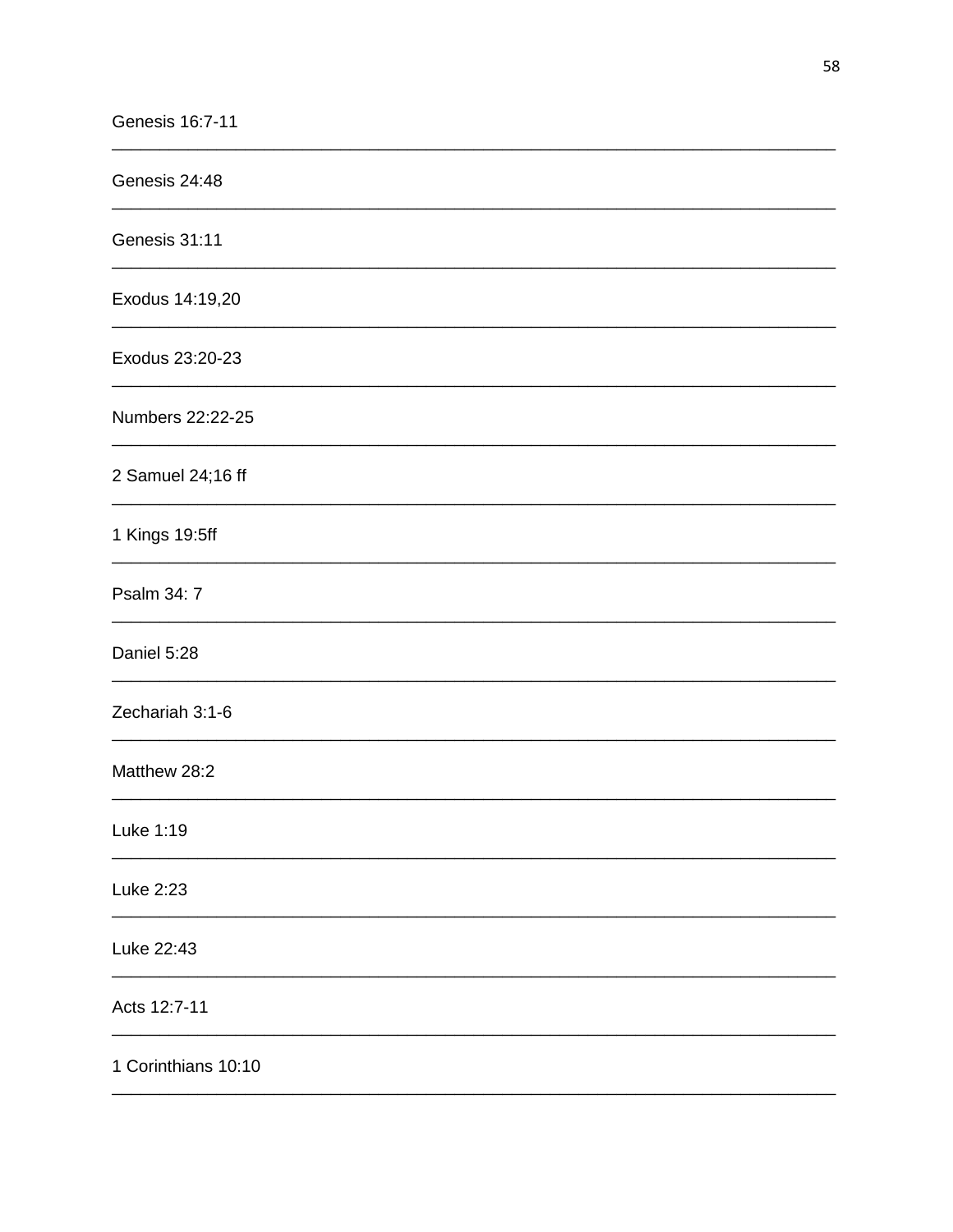Genesis 16:7-11

___

Genesis 24:48

___

Genesis 31:11

___

Exodus 14:19,20

___

Exodus 23:20-23

___

Numbers 22:22-25

___

2 Samuel 24;16 ff

___

1 Kings 19:5ff

___

Psalm 34: 7

___

Daniel 5:28

___

Zechariah 3:1-6

___

Matthew 28:2

___

Luke 1:19

___

Luke 2:23

___

Luke 22:43

___

Acts 12:7-11

___

1 Corinthians 10:10

___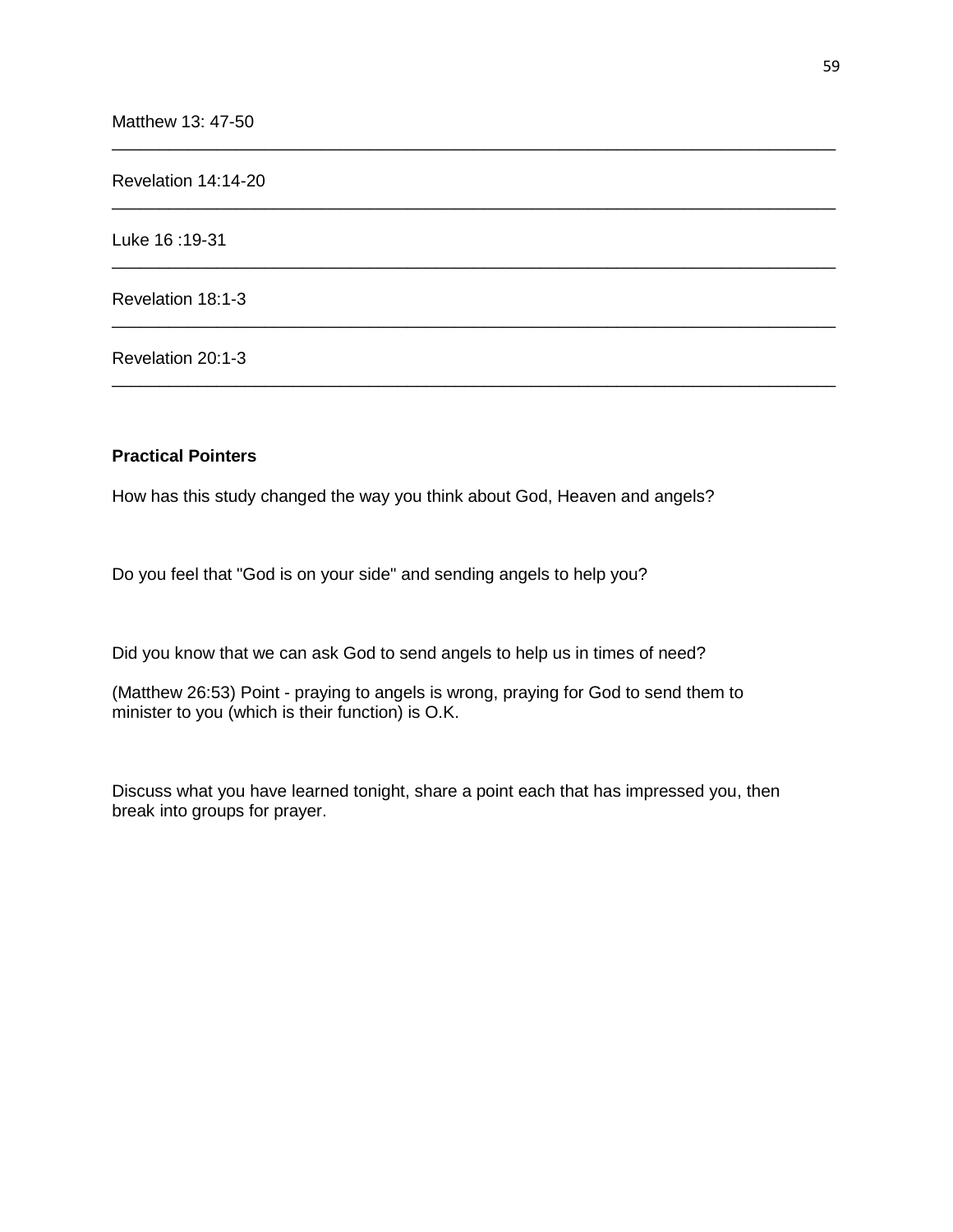Matthew 13: 47-50

_______________________________________________________________________________

Revelation 14:14-20

_______________________________________________________________________________

Luke 16 :19-31

_______________________________________________________________________________

Revelation 18:1-3

_______________________________________________________________________________

Revelation 20:1-3

_______________________________________________________________________________

**Practical Pointers**

How has this study changed the way you think about God, Heaven and angels?

Do you feel that "God is on your side" and sending angels to help you?

Did you know that we can ask God to send angels to help us in times of need?

(Matthew 26:53) Point - praying to angels is wrong, praying for God to send them to minister to you (which is their function) is O.K.

Discuss what you have learned tonight, share a point each that has impressed you, then break into groups for prayer.